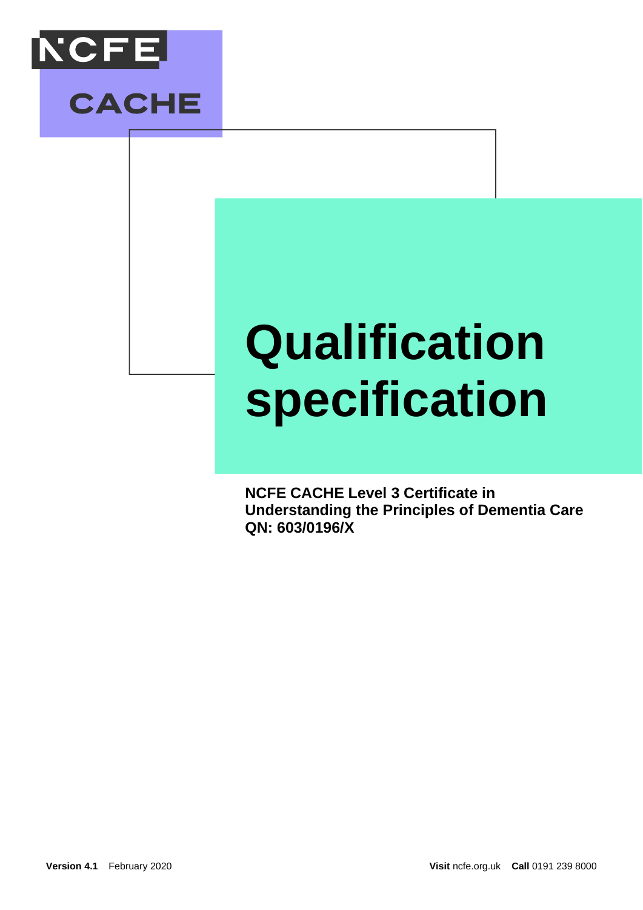NCFE CACHE

# Qualification specification

**NCFE CACHE Level 3 Certificate in Understanding the Principles of Dementia Care**
**QN: 603/0196/X**

**Version 4.1** February 2020

**Visit** ncfe.org.uk **Call** 0191 239 8000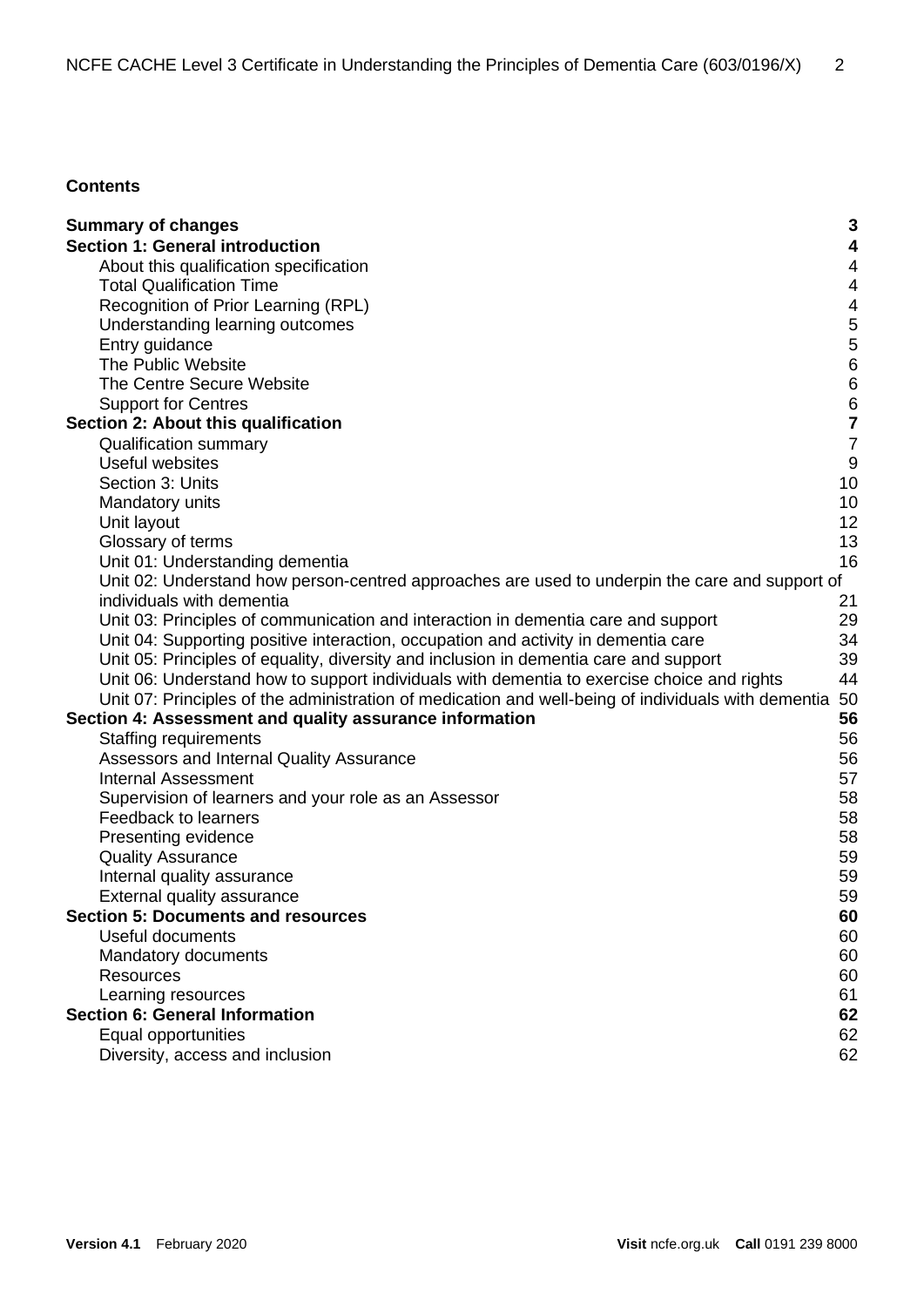**Contents**

| | |
|---|---|
| **Summary of changes** | **3** |
| **Section 1: General introduction** | **4** |
| About this qualification specification | 4 |
| Total Qualification Time | 4 |
| Recognition of Prior Learning (RPL) | 4 |
| Understanding learning outcomes | 5 |
| Entry guidance | 5 |
| The Public Website | 6 |
| The Centre Secure Website | 6 |
| Support for Centres | 6 |
| **Section 2: About this qualification** | **7** |
| Qualification summary | 7 |
| Useful websites | 9 |
| Section 3: Units | 10 |
| Mandatory units | 10 |
| Unit layout | 12 |
| Glossary of terms | 13 |
| Unit 01: Understanding dementia | 16 |
| Unit 02: Understand how person-centred approaches are used to underpin the care and support of individuals with dementia | 21 |
| Unit 03: Principles of communication and interaction in dementia care and support | 29 |
| Unit 04: Supporting positive interaction, occupation and activity in dementia care | 34 |
| Unit 05: Principles of equality, diversity and inclusion in dementia care and support | 39 |
| Unit 06: Understand how to support individuals with dementia to exercise choice and rights | 44 |
| Unit 07: Principles of the administration of medication and well-being of individuals with dementia | 50 |
| **Section 4: Assessment and quality assurance information** | **56** |
| Staffing requirements | 56 |
| Assessors and Internal Quality Assurance | 56 |
| Internal Assessment | 57 |
| Supervision of learners and your role as an Assessor | 58 |
| Feedback to learners | 58 |
| Presenting evidence | 58 |
| Quality Assurance | 59 |
| Internal quality assurance | 59 |
| External quality assurance | 59 |
| **Section 5: Documents and resources** | **60** |
| Useful documents | 60 |
| Mandatory documents | 60 |
| Resources | 60 |
| Learning resources | 61 |
| **Section 6: General Information** | **62** |
| Equal opportunities | 62 |
| Diversity, access and inclusion | 62 |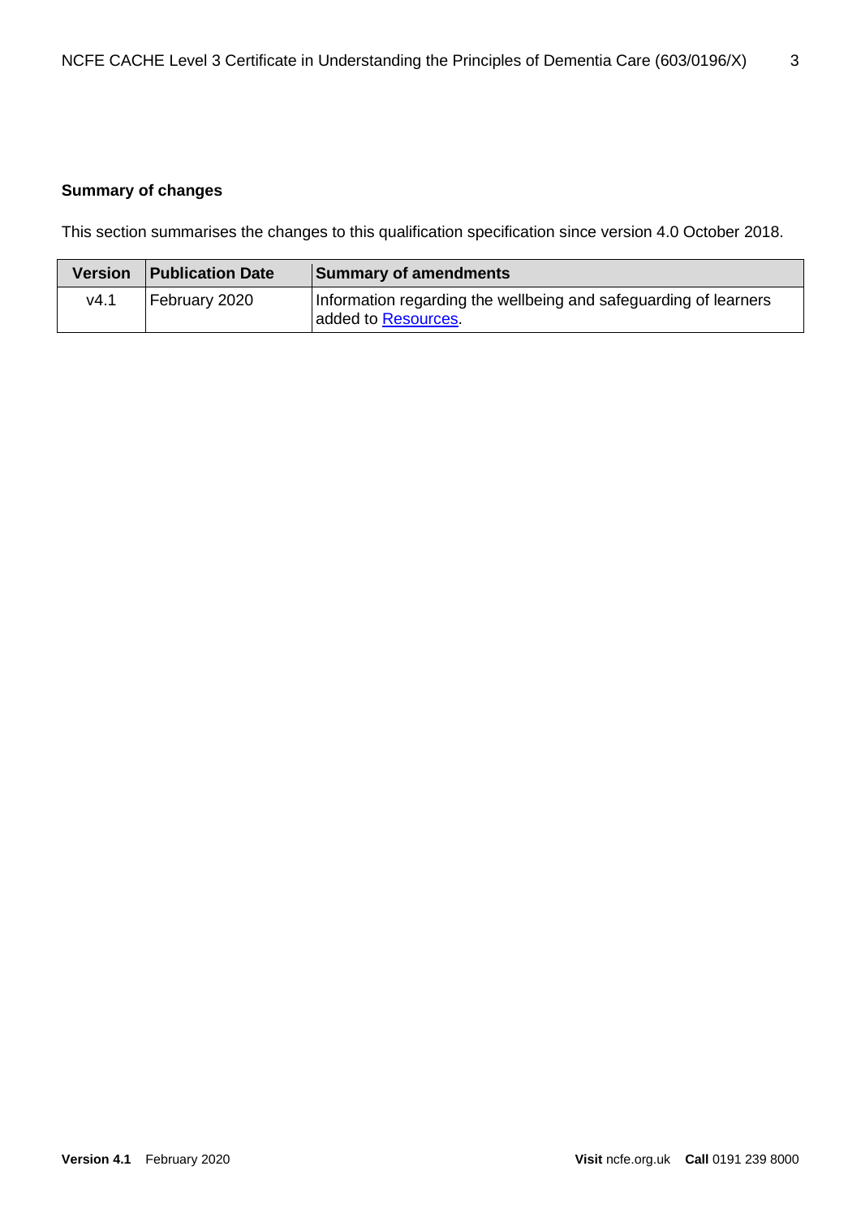**Summary of changes**

This section summarises the changes to this qualification specification since version 4.0 October 2018.

| Version | Publication Date | Summary of amendments |
|---|---|---|
| v4.1 | February 2020 | Information regarding the wellbeing and safeguarding of learners added to Resources. |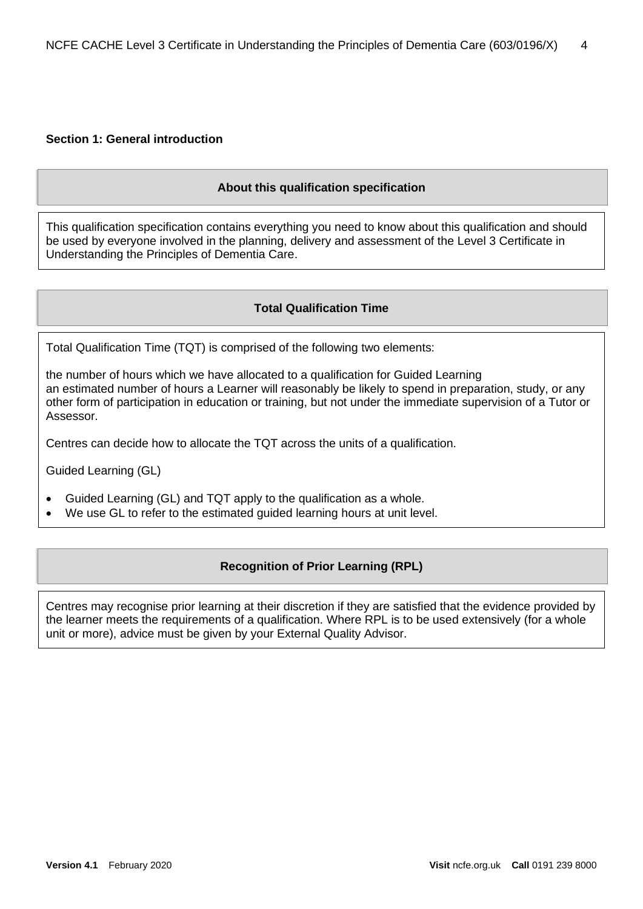## Section 1: General introduction

### About this qualification specification

This qualification specification contains everything you need to know about this qualification and should be used by everyone involved in the planning, delivery and assessment of the Level 3 Certificate in Understanding the Principles of Dementia Care.

### Total Qualification Time

Total Qualification Time (TQT) is comprised of the following two elements:

the number of hours which we have allocated to a qualification for Guided Learning
an estimated number of hours a Learner will reasonably be likely to spend in preparation, study, or any other form of participation in education or training, but not under the immediate supervision of a Tutor or Assessor.

Centres can decide how to allocate the TQT across the units of a qualification.

Guided Learning (GL)

- Guided Learning (GL) and TQT apply to the qualification as a whole.
- We use GL to refer to the estimated guided learning hours at unit level.

### Recognition of Prior Learning (RPL)

Centres may recognise prior learning at their discretion if they are satisfied that the evidence provided by the learner meets the requirements of a qualification. Where RPL is to be used extensively (for a whole unit or more), advice must be given by your External Quality Advisor.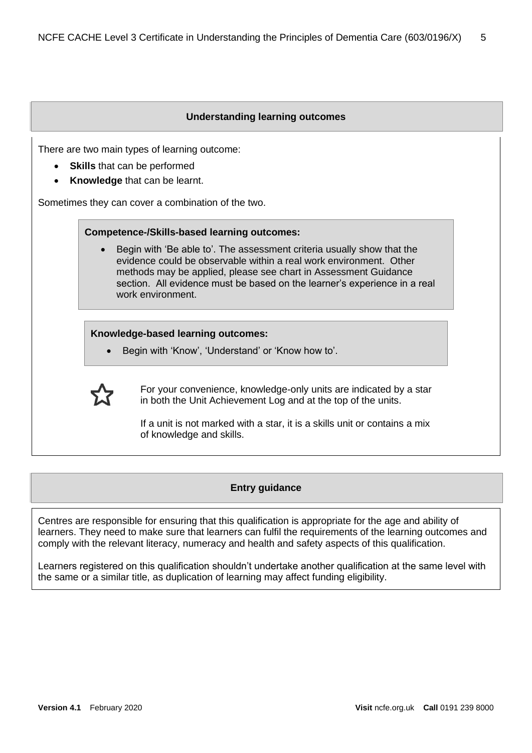## Understanding learning outcomes

There are two main types of learning outcome:

- **Skills** that can be performed
- **Knowledge** that can be learnt.

Sometimes they can cover a combination of the two.

**Competence-/Skills-based learning outcomes:**

- Begin with 'Be able to'. The assessment criteria usually show that the evidence could be observable within a real work environment. Other methods may be applied, please see chart in Assessment Guidance section. All evidence must be based on the learner's experience in a real work environment.

**Knowledge-based learning outcomes:**

- Begin with 'Know', 'Understand' or 'Know how to'.

☆ For your convenience, knowledge-only units are indicated by a star in both the Unit Achievement Log and at the top of the units.

If a unit is not marked with a star, it is a skills unit or contains a mix of knowledge and skills.

## Entry guidance

Centres are responsible for ensuring that this qualification is appropriate for the age and ability of learners. They need to make sure that learners can fulfil the requirements of the learning outcomes and comply with the relevant literacy, numeracy and health and safety aspects of this qualification.

Learners registered on this qualification shouldn't undertake another qualification at the same level with the same or a similar title, as duplication of learning may affect funding eligibility.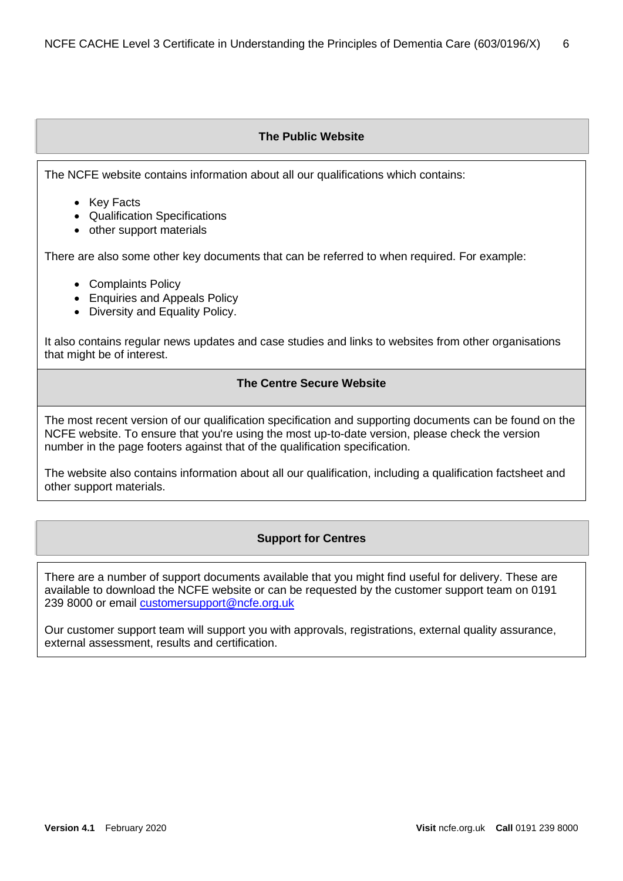## The Public Website

The NCFE website contains information about all our qualifications which contains:

- Key Facts
- Qualification Specifications
- other support materials

There are also some other key documents that can be referred to when required. For example:

- Complaints Policy
- Enquiries and Appeals Policy
- Diversity and Equality Policy.

It also contains regular news updates and case studies and links to websites from other organisations that might be of interest.

## The Centre Secure Website

The most recent version of our qualification specification and supporting documents can be found on the NCFE website. To ensure that you're using the most up-to-date version, please check the version number in the page footers against that of the qualification specification.

The website also contains information about all our qualification, including a qualification factsheet and other support materials.

## Support for Centres

There are a number of support documents available that you might find useful for delivery. These are available to download the NCFE website or can be requested by the customer support team on 0191 239 8000 or email customersupport@ncfe.org.uk

Our customer support team will support you with approvals, registrations, external quality assurance, external assessment, results and certification.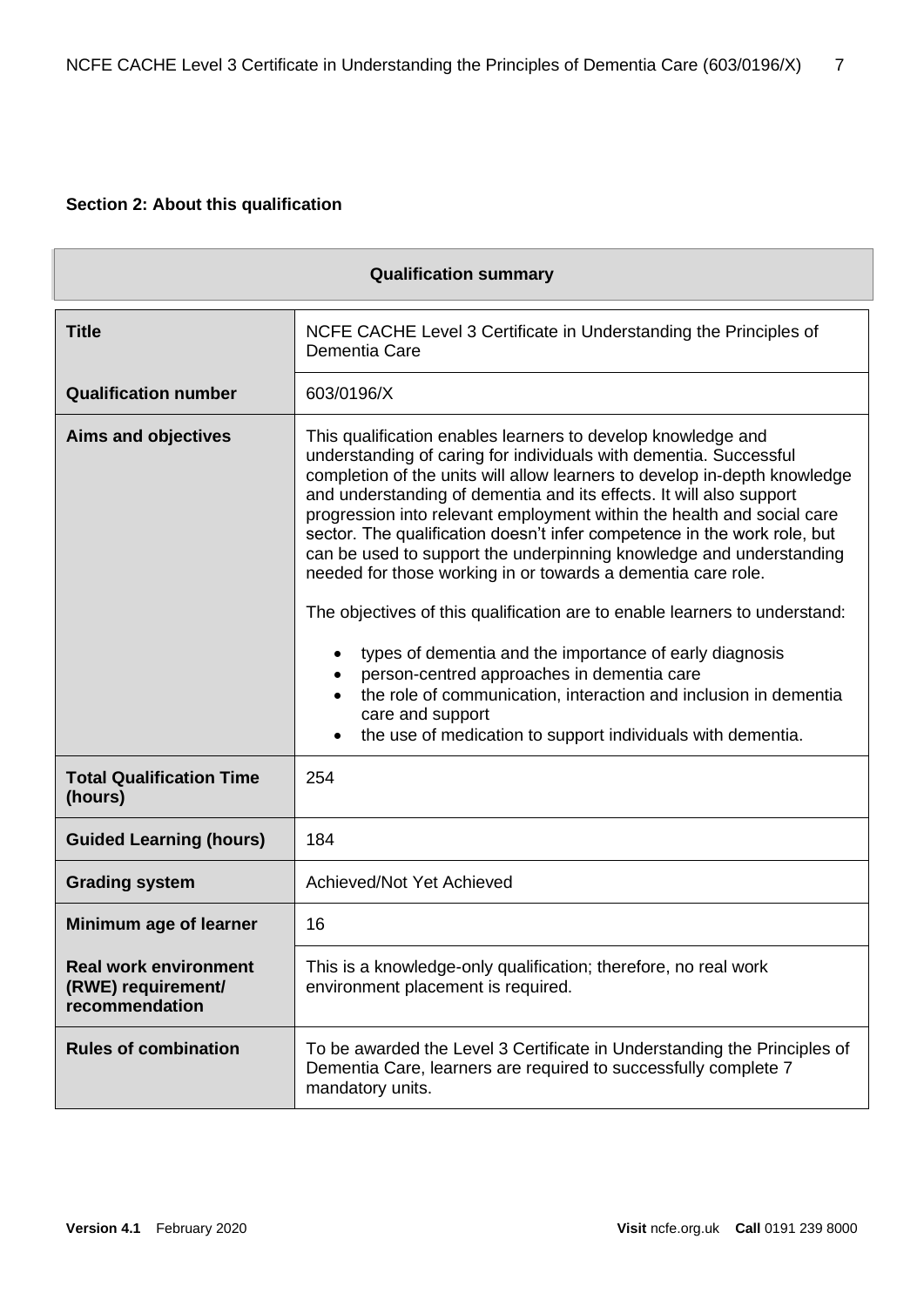**Section 2: About this qualification**

| Qualification summary | |
|---|---|
| **Title** | NCFE CACHE Level 3 Certificate in Understanding the Principles of Dementia Care |
| **Qualification number** | 603/0196/X |
| **Aims and objectives** | This qualification enables learners to develop knowledge and understanding of caring for individuals with dementia. Successful completion of the units will allow learners to develop in-depth knowledge and understanding of dementia and its effects. It will also support progression into relevant employment within the health and social care sector. The qualification doesn't infer competence in the work role, but can be used to support the underpinning knowledge and understanding needed for those working in or towards a dementia care role.<br><br>The objectives of this qualification are to enable learners to understand:<br><br>• types of dementia and the importance of early diagnosis<br>• person-centred approaches in dementia care<br>• the role of communication, interaction and inclusion in dementia care and support<br>• the use of medication to support individuals with dementia. |
| **Total Qualification Time (hours)** | 254 |
| **Guided Learning (hours)** | 184 |
| **Grading system** | Achieved/Not Yet Achieved |
| **Minimum age of learner** | 16 |
| **Real work environment (RWE) requirement/ recommendation** | This is a knowledge-only qualification; therefore, no real work environment placement is required. |
| **Rules of combination** | To be awarded the Level 3 Certificate in Understanding the Principles of Dementia Care, learners are required to successfully complete 7 mandatory units. |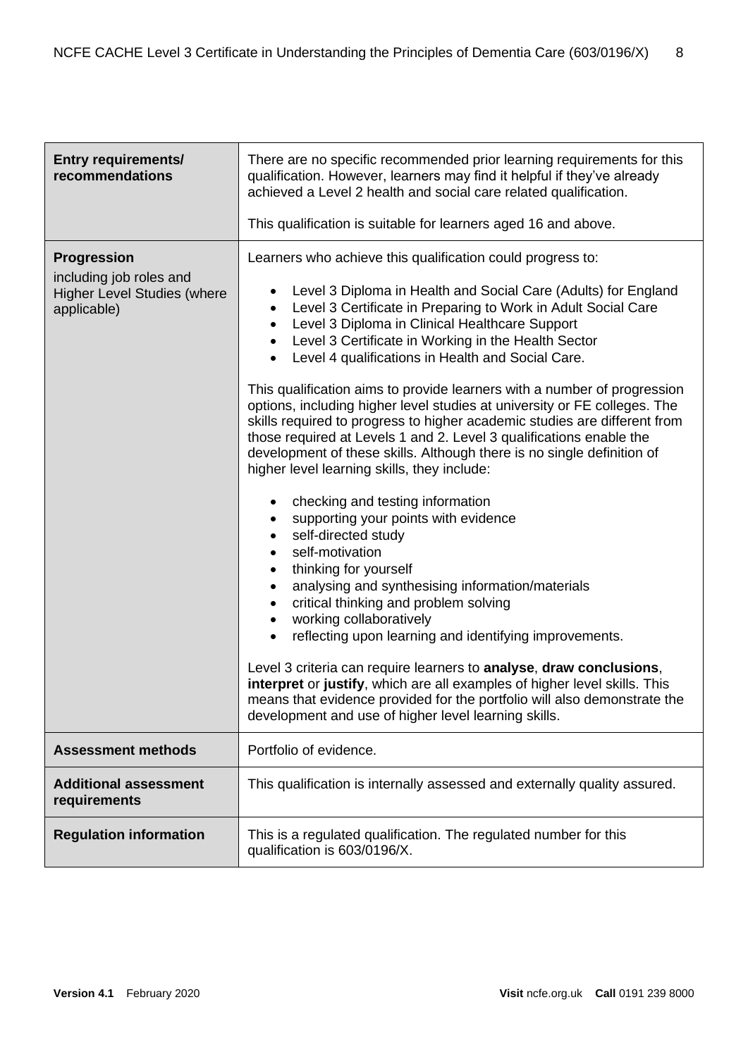| | |
|---|---|
| **Entry requirements/ recommendations** | There are no specific recommended prior learning requirements for this qualification. However, learners may find it helpful if they've already achieved a Level 2 health and social care related qualification.<br><br>This qualification is suitable for learners aged 16 and above. |
| **Progression** including job roles and Higher Level Studies (where applicable) | Learners who achieve this qualification could progress to:<br><br>• Level 3 Diploma in Health and Social Care (Adults) for England<br>• Level 3 Certificate in Preparing to Work in Adult Social Care<br>• Level 3 Diploma in Clinical Healthcare Support<br>• Level 3 Certificate in Working in the Health Sector<br>• Level 4 qualifications in Health and Social Care.<br><br>This qualification aims to provide learners with a number of progression options, including higher level studies at university or FE colleges. The skills required to progress to higher academic studies are different from those required at Levels 1 and 2. Level 3 qualifications enable the development of these skills. Although there is no single definition of higher level learning skills, they include:<br><br>• checking and testing information<br>• supporting your points with evidence<br>• self-directed study<br>• self-motivation<br>• thinking for yourself<br>• analysing and synthesising information/materials<br>• critical thinking and problem solving<br>• working collaboratively<br>• reflecting upon learning and identifying improvements.<br><br>Level 3 criteria can require learners to **analyse**, **draw conclusions**, **interpret** or **justify**, which are all examples of higher level skills. This means that evidence provided for the portfolio will also demonstrate the development and use of higher level learning skills. |
| **Assessment methods** | Portfolio of evidence. |
| **Additional assessment requirements** | This qualification is internally assessed and externally quality assured. |
| **Regulation information** | This is a regulated qualification. The regulated number for this qualification is 603/0196/X. |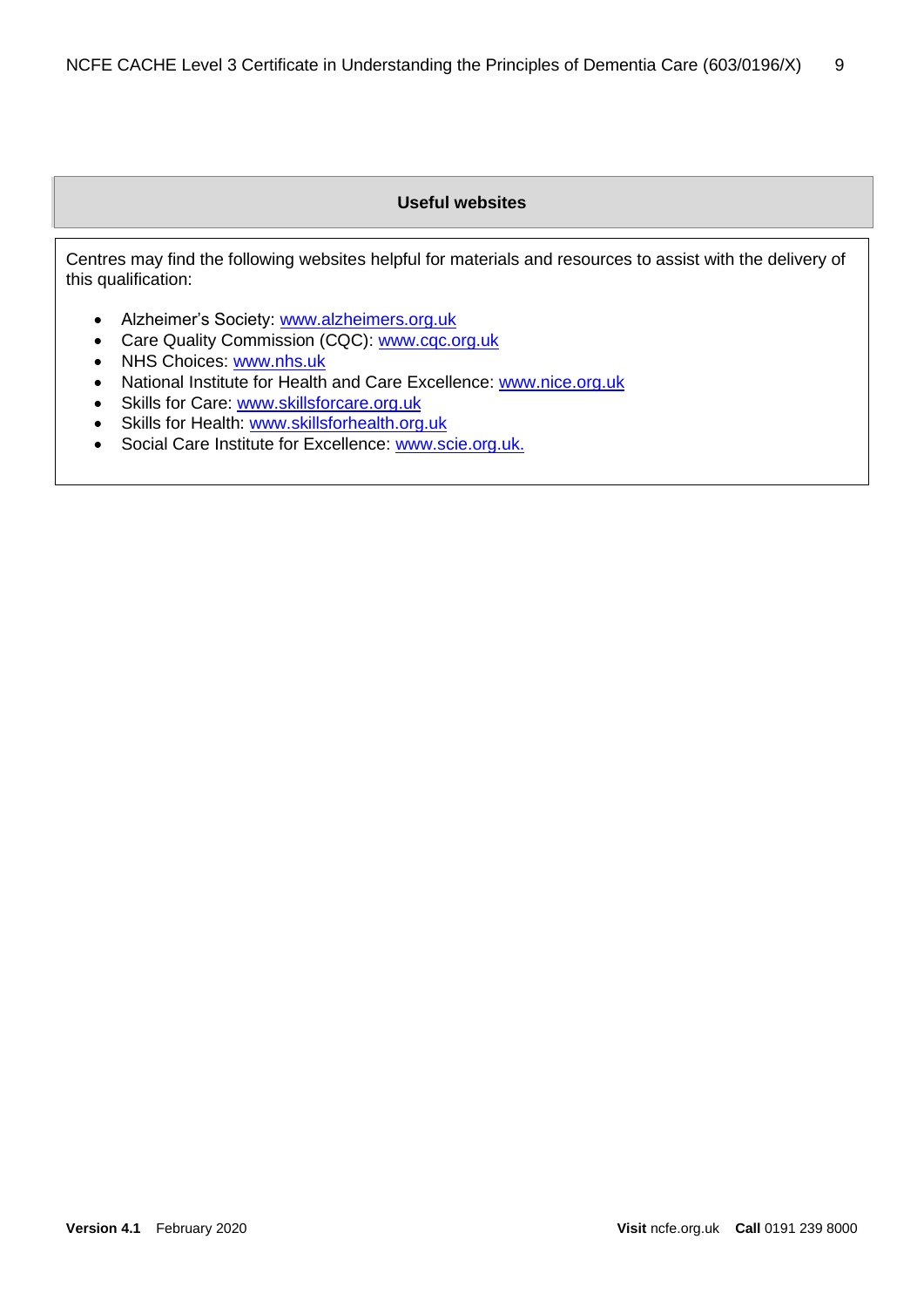## Useful websites

Centres may find the following websites helpful for materials and resources to assist with the delivery of this qualification:

- Alzheimer's Society: www.alzheimers.org.uk
- Care Quality Commission (CQC): www.cqc.org.uk
- NHS Choices: www.nhs.uk
- National Institute for Health and Care Excellence: www.nice.org.uk
- Skills for Care: www.skillsforcare.org.uk
- Skills for Health: www.skillsforhealth.org.uk
- Social Care Institute for Excellence: www.scie.org.uk.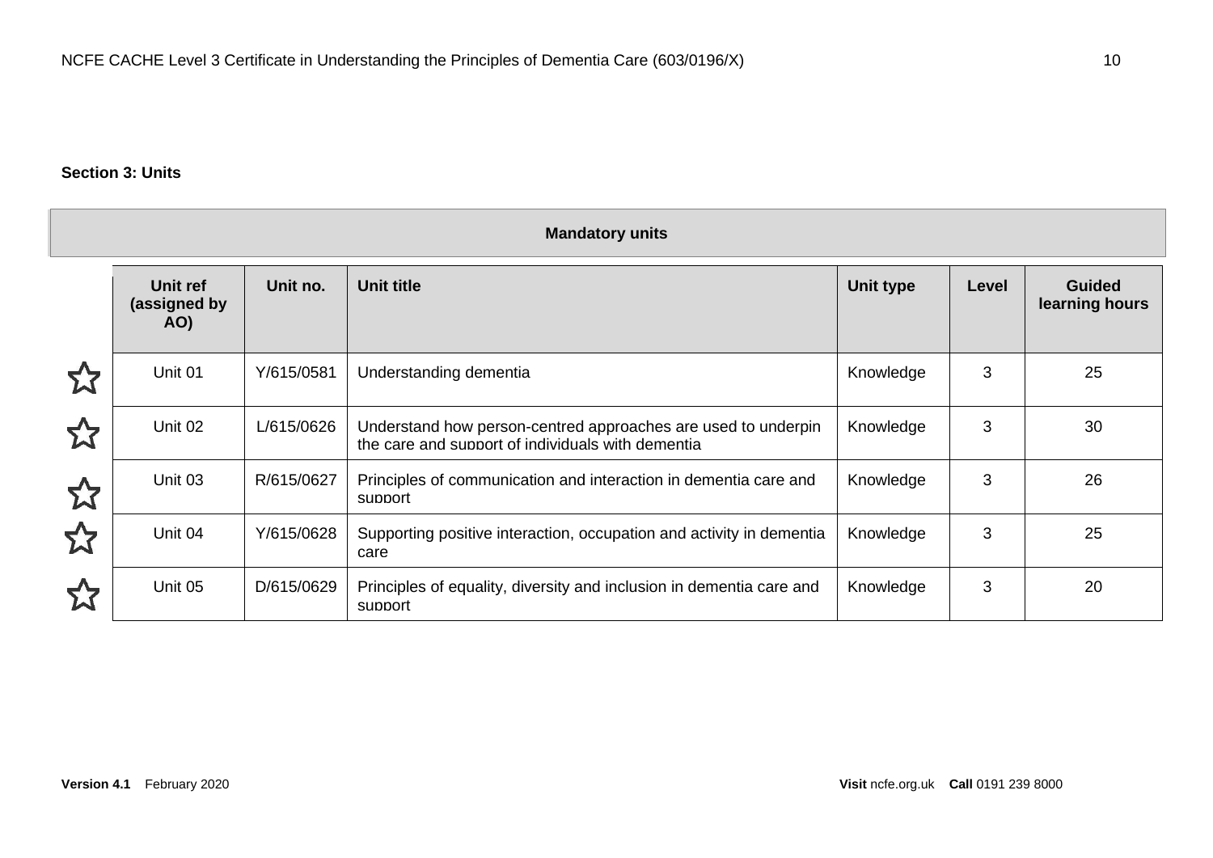**Section 3: Units**

| Mandatory units | | | | | | |
|---|---|---|---|---|---|---|
| | Unit ref (assigned by AO) | Unit no. | Unit title | Unit type | Level | Guided learning hours |
| ☆ | Unit 01 | Y/615/0581 | Understanding dementia | Knowledge | 3 | 25 |
| ☆ | Unit 02 | L/615/0626 | Understand how person-centred approaches are used to underpin the care and support of individuals with dementia | Knowledge | 3 | 30 |
| ☆ | Unit 03 | R/615/0627 | Principles of communication and interaction in dementia care and support | Knowledge | 3 | 26 |
| ☆ | Unit 04 | Y/615/0628 | Supporting positive interaction, occupation and activity in dementia care | Knowledge | 3 | 25 |
| ☆ | Unit 05 | D/615/0629 | Principles of equality, diversity and inclusion in dementia care and support | Knowledge | 3 | 20 |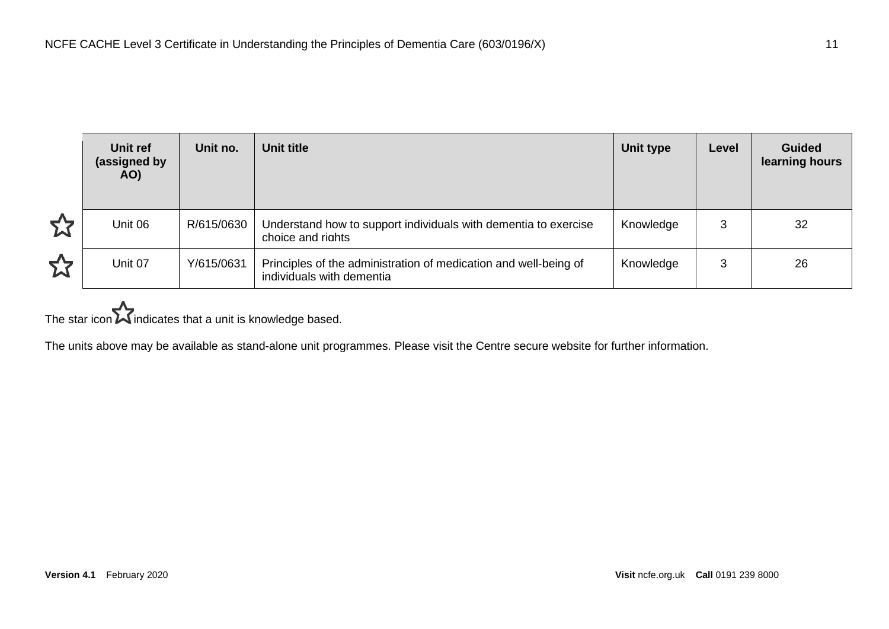| | Unit ref (assigned by AO) | Unit no. | Unit title | Unit type | Level | Guided learning hours |
|---|---|---|---|---|---|---|
| ☆ | Unit 06 | R/615/0630 | Understand how to support individuals with dementia to exercise choice and rights | Knowledge | 3 | 32 |
| ☆ | Unit 07 | Y/615/0631 | Principles of the administration of medication and well-being of individuals with dementia | Knowledge | 3 | 26 |

The star icon ☆ indicates that a unit is knowledge based.

The units above may be available as stand-alone unit programmes. Please visit the Centre secure website for further information.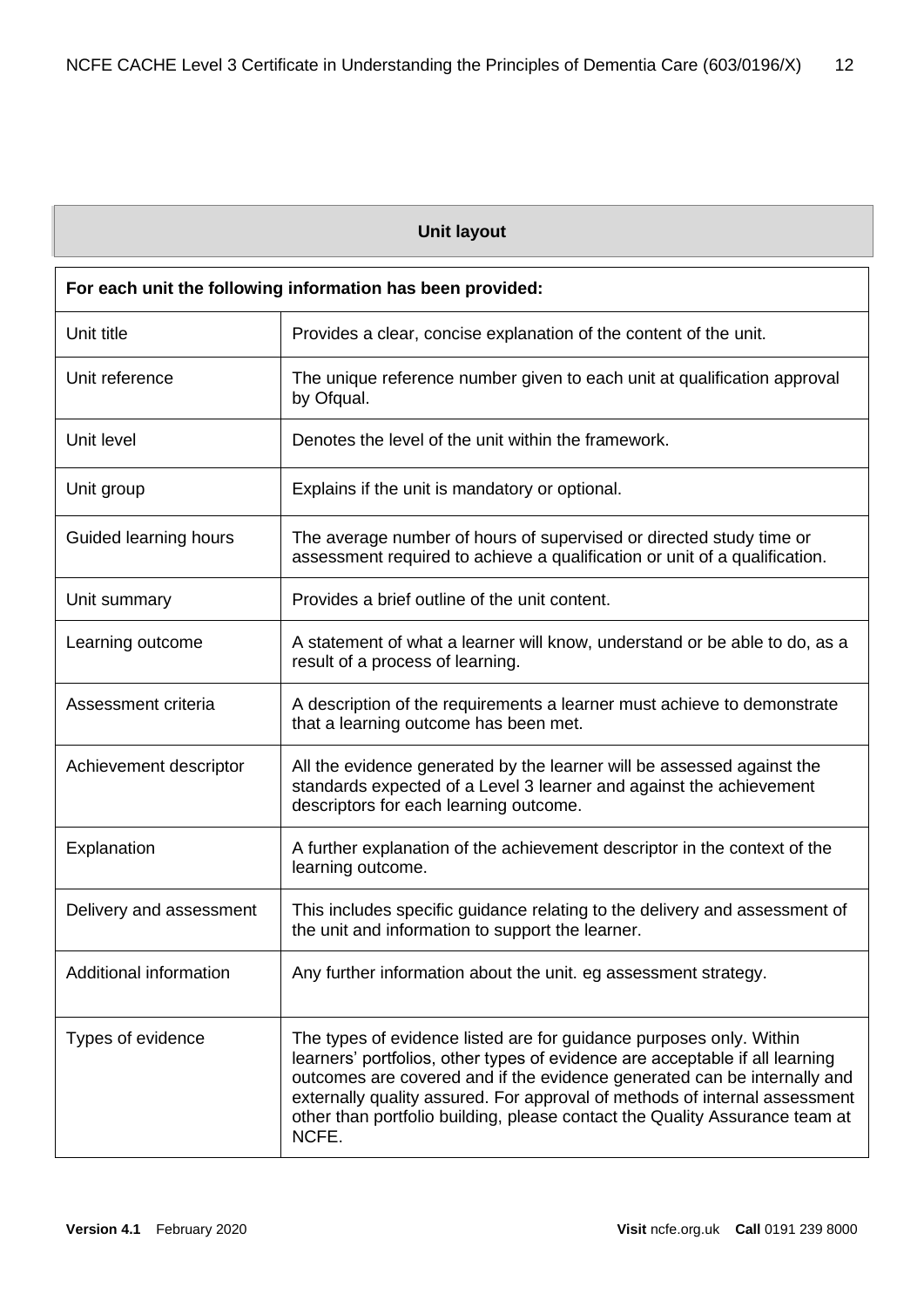## Unit layout

| For each unit the following information has been provided: | |
|---|---|
| Unit title | Provides a clear, concise explanation of the content of the unit. |
| Unit reference | The unique reference number given to each unit at qualification approval by Ofqual. |
| Unit level | Denotes the level of the unit within the framework. |
| Unit group | Explains if the unit is mandatory or optional. |
| Guided learning hours | The average number of hours of supervised or directed study time or assessment required to achieve a qualification or unit of a qualification. |
| Unit summary | Provides a brief outline of the unit content. |
| Learning outcome | A statement of what a learner will know, understand or be able to do, as a result of a process of learning. |
| Assessment criteria | A description of the requirements a learner must achieve to demonstrate that a learning outcome has been met. |
| Achievement descriptor | All the evidence generated by the learner will be assessed against the standards expected of a Level 3 learner and against the achievement descriptors for each learning outcome. |
| Explanation | A further explanation of the achievement descriptor in the context of the learning outcome. |
| Delivery and assessment | This includes specific guidance relating to the delivery and assessment of the unit and information to support the learner. |
| Additional information | Any further information about the unit. eg assessment strategy. |
| Types of evidence | The types of evidence listed are for guidance purposes only. Within learners' portfolios, other types of evidence are acceptable if all learning outcomes are covered and if the evidence generated can be internally and externally quality assured. For approval of methods of internal assessment other than portfolio building, please contact the Quality Assurance team at NCFE. |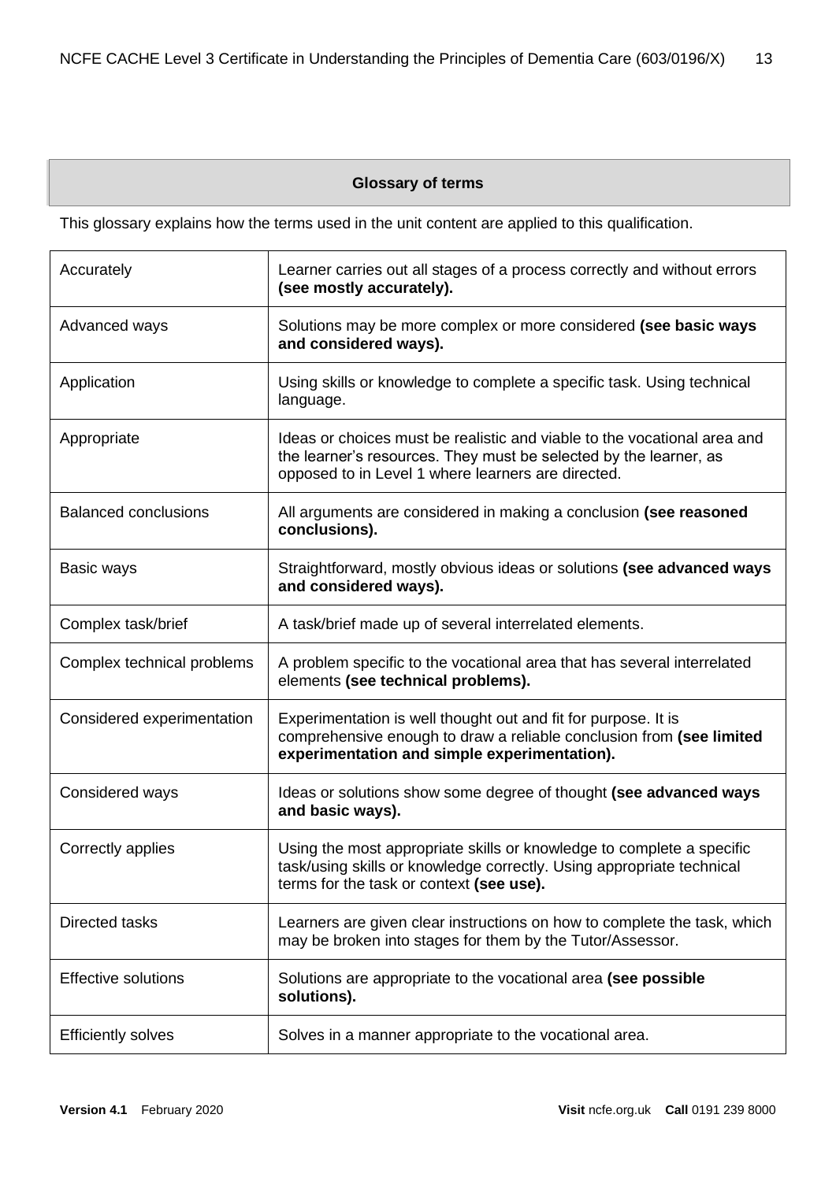## Glossary of terms

This glossary explains how the terms used in the unit content are applied to this qualification.

| Term | Explanation |
| --- | --- |
| Accurately | Learner carries out all stages of a process correctly and without errors **(see mostly accurately).** |
| Advanced ways | Solutions may be more complex or more considered **(see basic ways and considered ways).** |
| Application | Using skills or knowledge to complete a specific task. Using technical language. |
| Appropriate | Ideas or choices must be realistic and viable to the vocational area and the learner's resources. They must be selected by the learner, as opposed to in Level 1 where learners are directed. |
| Balanced conclusions | All arguments are considered in making a conclusion **(see reasoned conclusions).** |
| Basic ways | Straightforward, mostly obvious ideas or solutions **(see advanced ways and considered ways).** |
| Complex task/brief | A task/brief made up of several interrelated elements. |
| Complex technical problems | A problem specific to the vocational area that has several interrelated elements **(see technical problems).** |
| Considered experimentation | Experimentation is well thought out and fit for purpose. It is comprehensive enough to draw a reliable conclusion from **(see limited experimentation and simple experimentation).** |
| Considered ways | Ideas or solutions show some degree of thought **(see advanced ways and basic ways).** |
| Correctly applies | Using the most appropriate skills or knowledge to complete a specific task/using skills or knowledge correctly. Using appropriate technical terms for the task or context **(see use).** |
| Directed tasks | Learners are given clear instructions on how to complete the task, which may be broken into stages for them by the Tutor/Assessor. |
| Effective solutions | Solutions are appropriate to the vocational area **(see possible solutions).** |
| Efficiently solves | Solves in a manner appropriate to the vocational area. |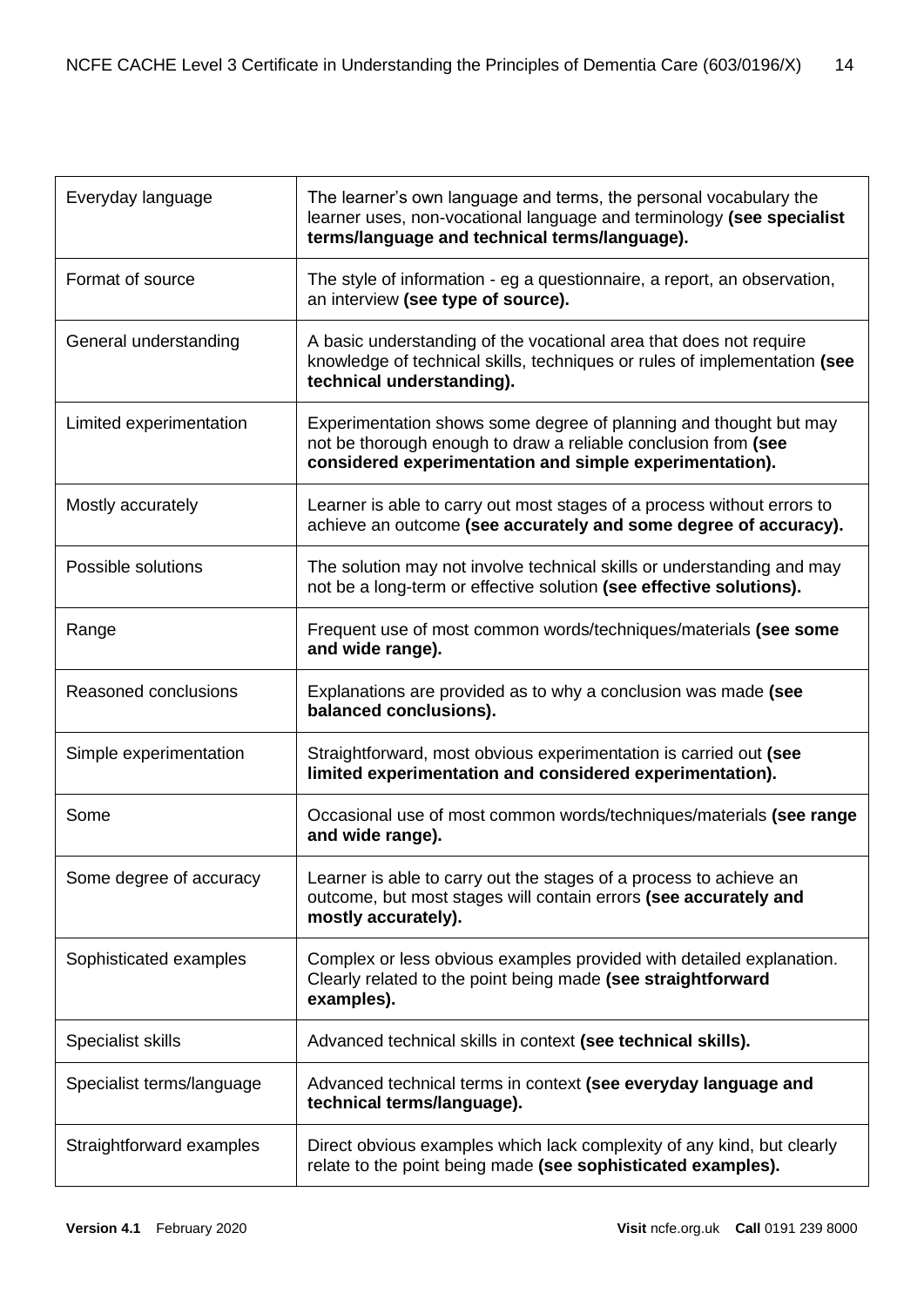| | |
|---|---|
| Everyday language | The learner's own language and terms, the personal vocabulary the learner uses, non-vocational language and terminology **(see specialist terms/language and technical terms/language).** |
| Format of source | The style of information - eg a questionnaire, a report, an observation, an interview **(see type of source).** |
| General understanding | A basic understanding of the vocational area that does not require knowledge of technical skills, techniques or rules of implementation **(see technical understanding).** |
| Limited experimentation | Experimentation shows some degree of planning and thought but may not be thorough enough to draw a reliable conclusion from **(see considered experimentation and simple experimentation).** |
| Mostly accurately | Learner is able to carry out most stages of a process without errors to achieve an outcome **(see accurately and some degree of accuracy).** |
| Possible solutions | The solution may not involve technical skills or understanding and may not be a long-term or effective solution **(see effective solutions).** |
| Range | Frequent use of most common words/techniques/materials **(see some and wide range).** |
| Reasoned conclusions | Explanations are provided as to why a conclusion was made **(see balanced conclusions).** |
| Simple experimentation | Straightforward, most obvious experimentation is carried out **(see limited experimentation and considered experimentation).** |
| Some | Occasional use of most common words/techniques/materials **(see range and wide range).** |
| Some degree of accuracy | Learner is able to carry out the stages of a process to achieve an outcome, but most stages will contain errors **(see accurately and mostly accurately).** |
| Sophisticated examples | Complex or less obvious examples provided with detailed explanation. Clearly related to the point being made **(see straightforward examples).** |
| Specialist skills | Advanced technical skills in context **(see technical skills).** |
| Specialist terms/language | Advanced technical terms in context **(see everyday language and technical terms/language).** |
| Straightforward examples | Direct obvious examples which lack complexity of any kind, but clearly relate to the point being made **(see sophisticated examples).** |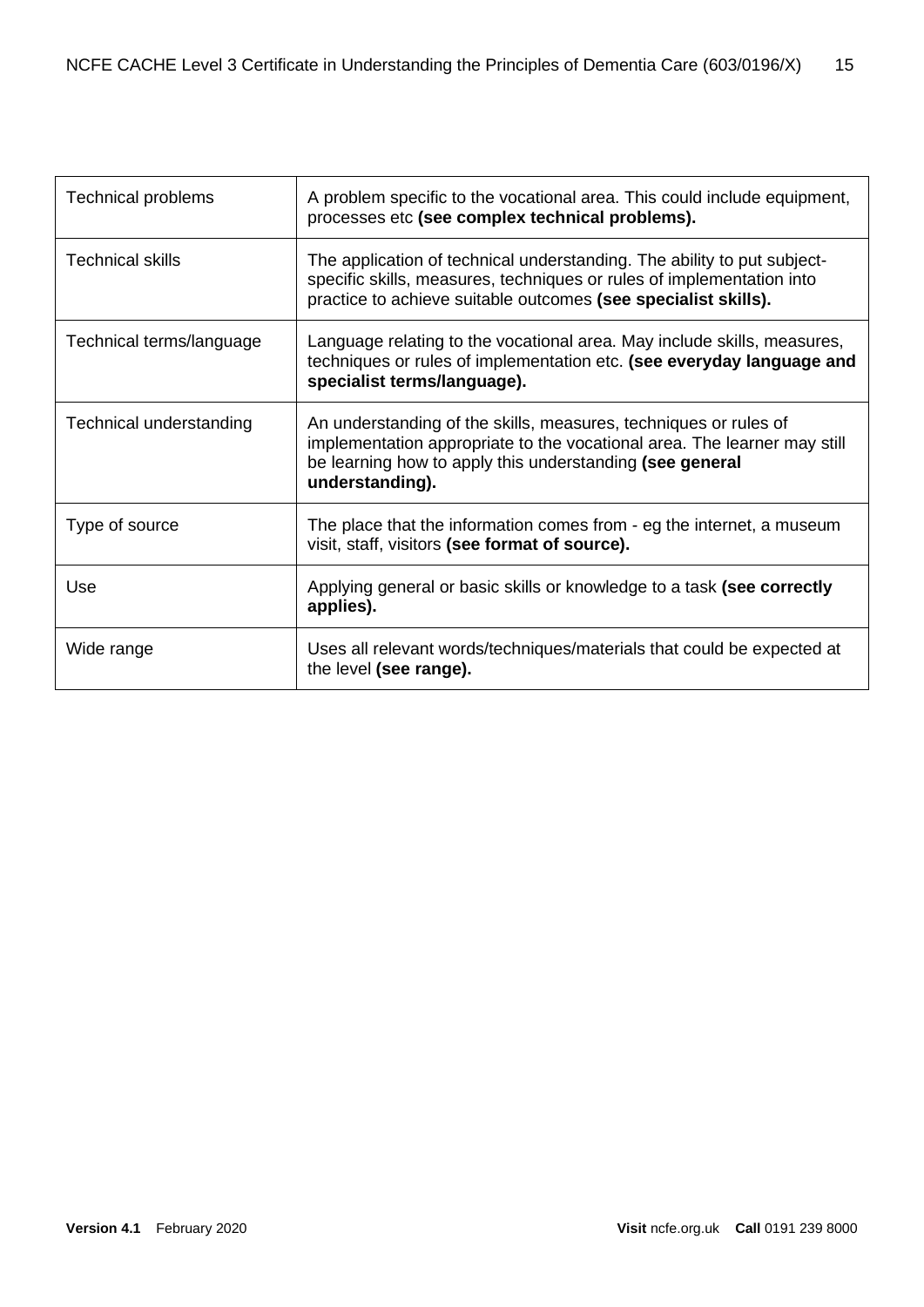| | |
|---|---|
| Technical problems | A problem specific to the vocational area. This could include equipment, processes etc **(see complex technical problems).** |
| Technical skills | The application of technical understanding. The ability to put subject-specific skills, measures, techniques or rules of implementation into practice to achieve suitable outcomes **(see specialist skills).** |
| Technical terms/language | Language relating to the vocational area. May include skills, measures, techniques or rules of implementation etc. **(see everyday language and specialist terms/language).** |
| Technical understanding | An understanding of the skills, measures, techniques or rules of implementation appropriate to the vocational area. The learner may still be learning how to apply this understanding **(see general understanding).** |
| Type of source | The place that the information comes from - eg the internet, a museum visit, staff, visitors **(see format of source).** |
| Use | Applying general or basic skills or knowledge to a task **(see correctly applies).** |
| Wide range | Uses all relevant words/techniques/materials that could be expected at the level **(see range).** |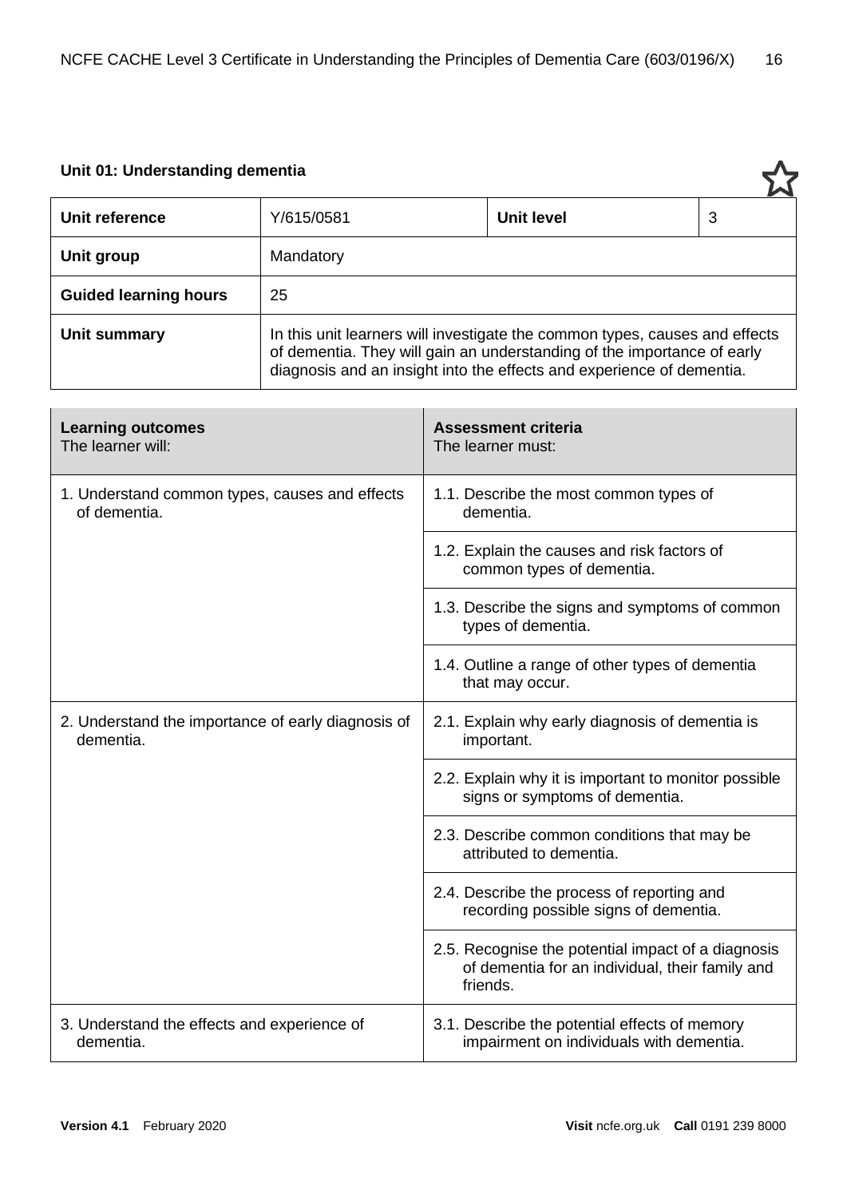### Unit 01: Understanding dementia

| | | | |
|---|---|---|---|
| **Unit reference** | Y/615/0581 | **Unit level** | 3 |
| **Unit group** | Mandatory | | |
| **Guided learning hours** | 25 | | |
| **Unit summary** | In this unit learners will investigate the common types, causes and effects of dementia. They will gain an understanding of the importance of early diagnosis and an insight into the effects and experience of dementia. | | |

| **Learning outcomes** The learner will: | **Assessment criteria** The learner must: |
|---|---|
| 1. Understand common types, causes and effects of dementia. | 1.1. Describe the most common types of dementia. |
| | 1.2. Explain the causes and risk factors of common types of dementia. |
| | 1.3. Describe the signs and symptoms of common types of dementia. |
| | 1.4. Outline a range of other types of dementia that may occur. |
| 2. Understand the importance of early diagnosis of dementia. | 2.1. Explain why early diagnosis of dementia is important. |
| | 2.2. Explain why it is important to monitor possible signs or symptoms of dementia. |
| | 2.3. Describe common conditions that may be attributed to dementia. |
| | 2.4. Describe the process of reporting and recording possible signs of dementia. |
| | 2.5. Recognise the potential impact of a diagnosis of dementia for an individual, their family and friends. |
| 3. Understand the effects and experience of dementia. | 3.1. Describe the potential effects of memory impairment on individuals with dementia. |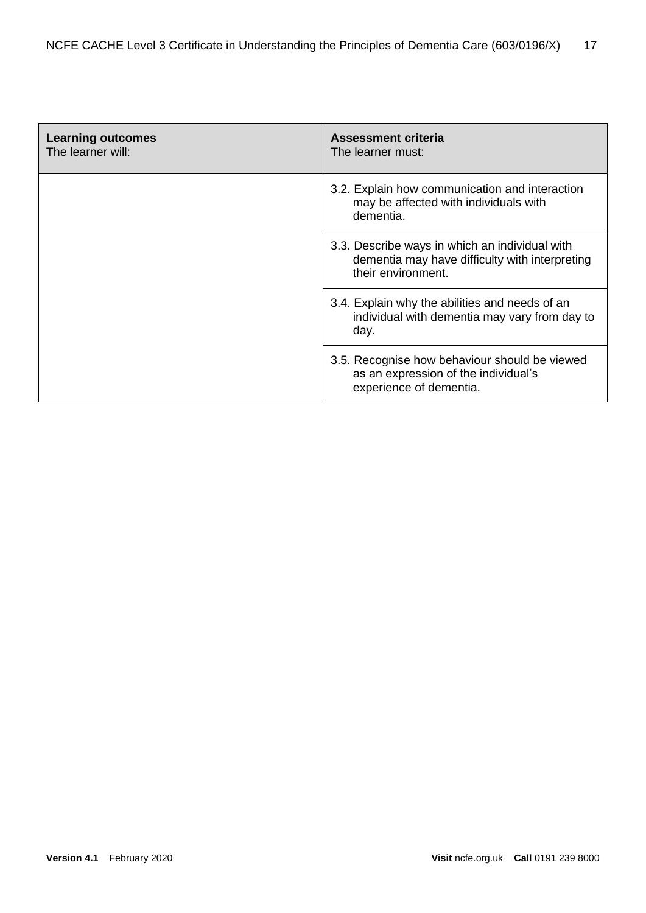| **Learning outcomes**<br>The learner will: | **Assessment criteria**<br>The learner must: |
|---|---|
| | 3.2. Explain how communication and interaction may be affected with individuals with dementia. |
| | 3.3. Describe ways in which an individual with dementia may have difficulty with interpreting their environment. |
| | 3.4. Explain why the abilities and needs of an individual with dementia may vary from day to day. |
| | 3.5. Recognise how behaviour should be viewed as an expression of the individual's experience of dementia. |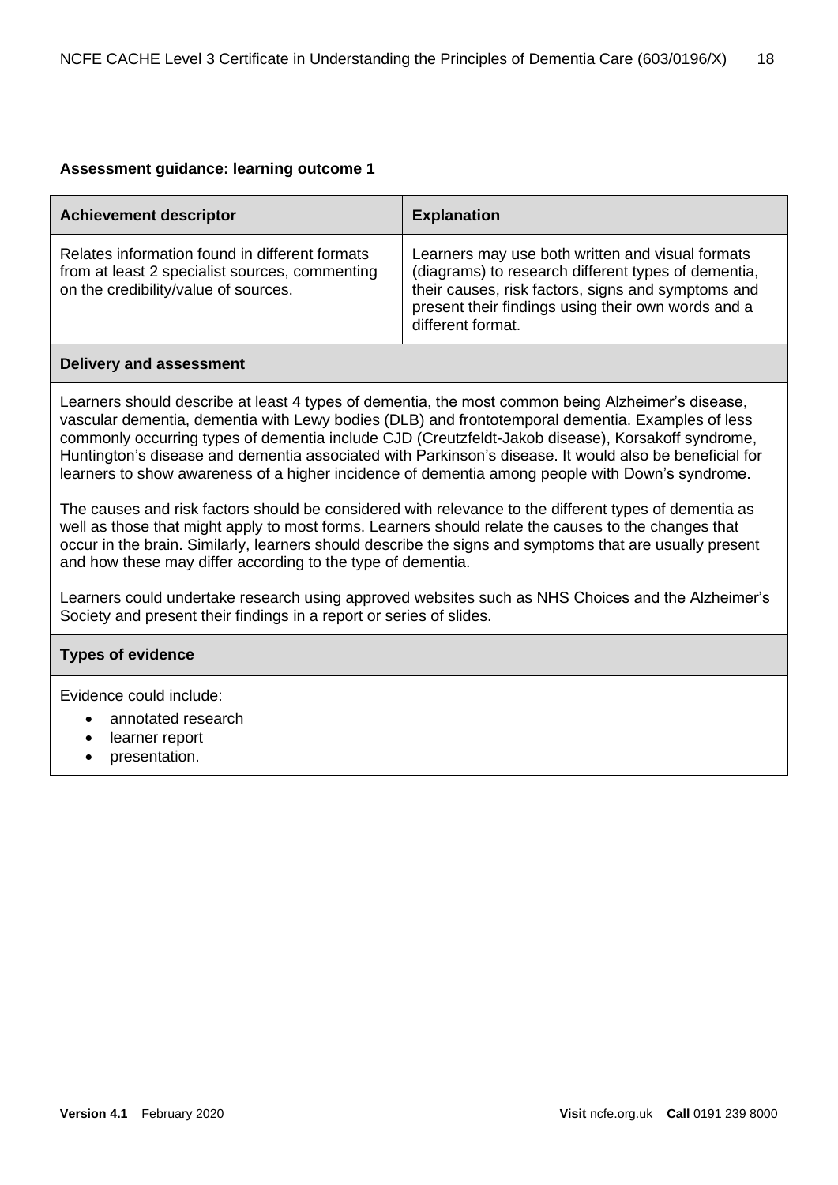**Assessment guidance: learning outcome 1**

| Achievement descriptor | Explanation |
| --- | --- |
| Relates information found in different formats from at least 2 specialist sources, commenting on the credibility/value of sources. | Learners may use both written and visual formats (diagrams) to research different types of dementia, their causes, risk factors, signs and symptoms and present their findings using their own words and a different format. |

**Delivery and assessment**

Learners should describe at least 4 types of dementia, the most common being Alzheimer's disease, vascular dementia, dementia with Lewy bodies (DLB) and frontotemporal dementia. Examples of less commonly occurring types of dementia include CJD (Creutzfeldt-Jakob disease), Korsakoff syndrome, Huntington's disease and dementia associated with Parkinson's disease. It would also be beneficial for learners to show awareness of a higher incidence of dementia among people with Down's syndrome.

The causes and risk factors should be considered with relevance to the different types of dementia as well as those that might apply to most forms. Learners should relate the causes to the changes that occur in the brain. Similarly, learners should describe the signs and symptoms that are usually present and how these may differ according to the type of dementia.

Learners could undertake research using approved websites such as NHS Choices and the Alzheimer's Society and present their findings in a report or series of slides.

**Types of evidence**

Evidence could include:

- annotated research
- learner report
- presentation.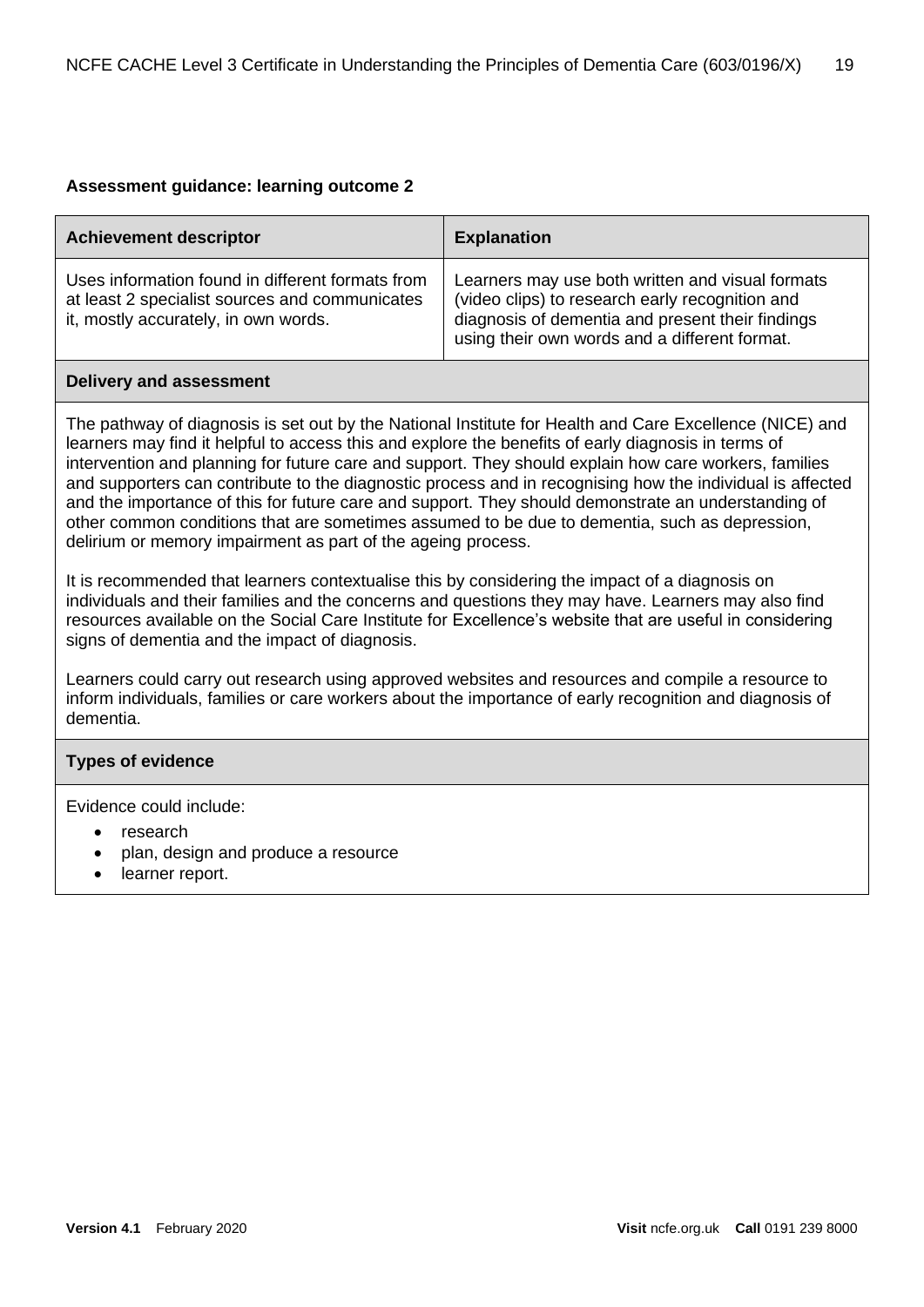**Assessment guidance: learning outcome 2**

| Achievement descriptor | Explanation |
|---|---|
| Uses information found in different formats from at least 2 specialist sources and communicates it, mostly accurately, in own words. | Learners may use both written and visual formats (video clips) to research early recognition and diagnosis of dementia and present their findings using their own words and a different format. |

**Delivery and assessment**

The pathway of diagnosis is set out by the National Institute for Health and Care Excellence (NICE) and learners may find it helpful to access this and explore the benefits of early diagnosis in terms of intervention and planning for future care and support. They should explain how care workers, families and supporters can contribute to the diagnostic process and in recognising how the individual is affected and the importance of this for future care and support. They should demonstrate an understanding of other common conditions that are sometimes assumed to be due to dementia, such as depression, delirium or memory impairment as part of the ageing process.

It is recommended that learners contextualise this by considering the impact of a diagnosis on individuals and their families and the concerns and questions they may have. Learners may also find resources available on the Social Care Institute for Excellence's website that are useful in considering signs of dementia and the impact of diagnosis.

Learners could carry out research using approved websites and resources and compile a resource to inform individuals, families or care workers about the importance of early recognition and diagnosis of dementia.

**Types of evidence**

Evidence could include:

- research
- plan, design and produce a resource
- learner report.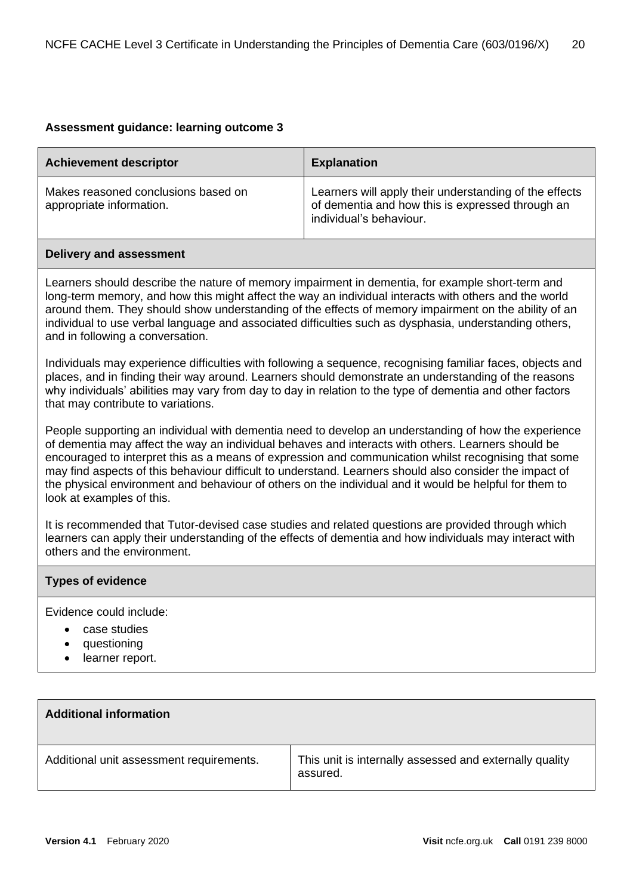**Assessment guidance: learning outcome 3**

| Achievement descriptor | Explanation |
| --- | --- |
| Makes reasoned conclusions based on appropriate information. | Learners will apply their understanding of the effects of dementia and how this is expressed through an individual's behaviour. |

**Delivery and assessment**

Learners should describe the nature of memory impairment in dementia, for example short-term and long-term memory, and how this might affect the way an individual interacts with others and the world around them. They should show understanding of the effects of memory impairment on the ability of an individual to use verbal language and associated difficulties such as dysphasia, understanding others, and in following a conversation.

Individuals may experience difficulties with following a sequence, recognising familiar faces, objects and places, and in finding their way around. Learners should demonstrate an understanding of the reasons why individuals' abilities may vary from day to day in relation to the type of dementia and other factors that may contribute to variations.

People supporting an individual with dementia need to develop an understanding of how the experience of dementia may affect the way an individual behaves and interacts with others. Learners should be encouraged to interpret this as a means of expression and communication whilst recognising that some may find aspects of this behaviour difficult to understand. Learners should also consider the impact of the physical environment and behaviour of others on the individual and it would be helpful for them to look at examples of this.

It is recommended that Tutor-devised case studies and related questions are provided through which learners can apply their understanding of the effects of dementia and how individuals may interact with others and the environment.

**Types of evidence**

Evidence could include:

- case studies
- questioning
- learner report.

| **Additional information** | |
| --- | --- |
| Additional unit assessment requirements. | This unit is internally assessed and externally quality assured. |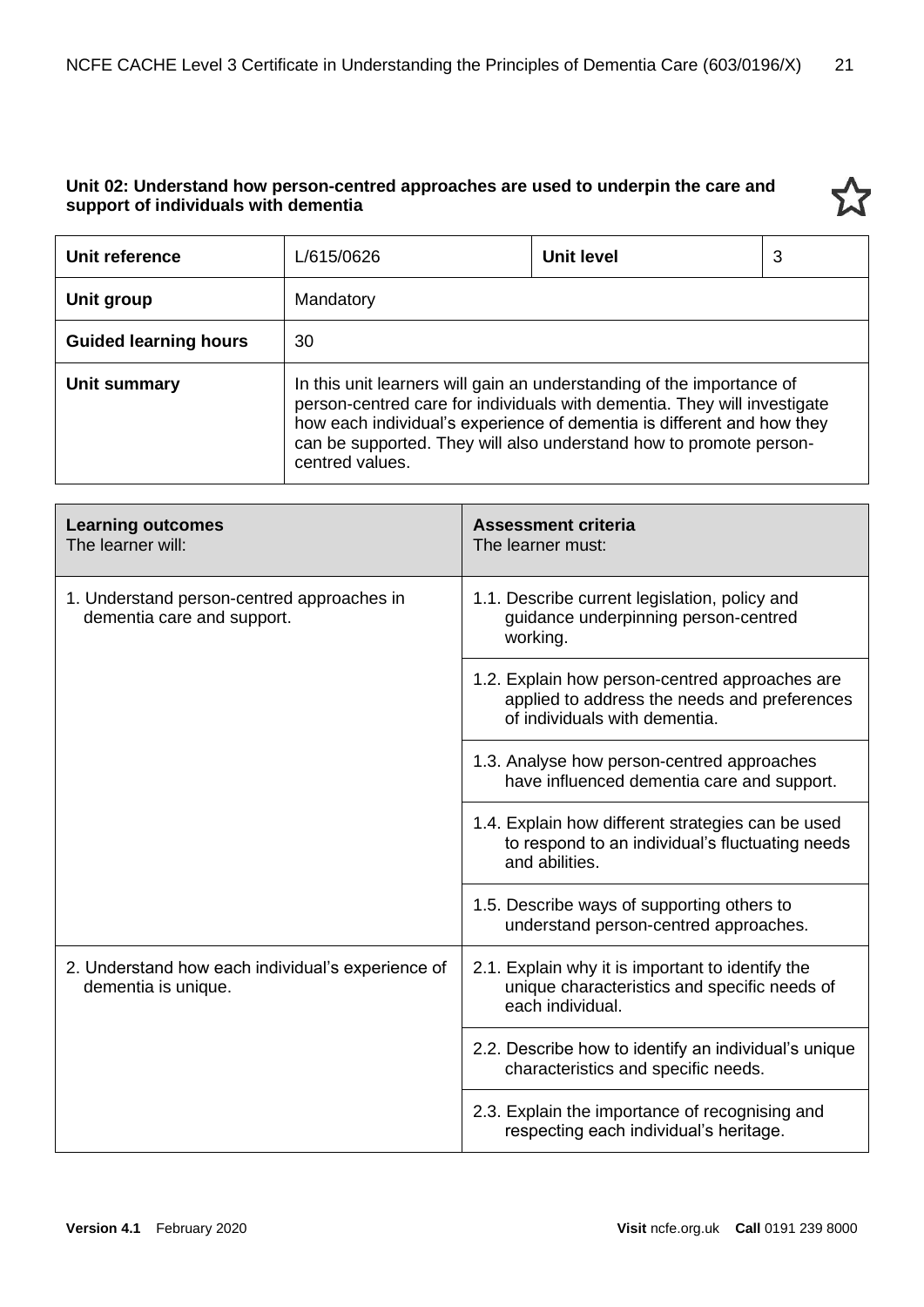**Unit 02: Understand how person-centred approaches are used to underpin the care and support of individuals with dementia**

| | | | |
|---|---|---|---|
| **Unit reference** | L/615/0626 | **Unit level** | 3 |
| **Unit group** | Mandatory | | |
| **Guided learning hours** | 30 | | |
| **Unit summary** | In this unit learners will gain an understanding of the importance of person-centred care for individuals with dementia. They will investigate how each individual's experience of dementia is different and how they can be supported. They will also understand how to promote person-centred values. | | |

| **Learning outcomes**<br>The learner will: | **Assessment criteria**<br>The learner must: |
|---|---|
| 1. Understand person-centred approaches in dementia care and support. | 1.1. Describe current legislation, policy and guidance underpinning person-centred working. |
| | 1.2. Explain how person-centred approaches are applied to address the needs and preferences of individuals with dementia. |
| | 1.3. Analyse how person-centred approaches have influenced dementia care and support. |
| | 1.4. Explain how different strategies can be used to respond to an individual's fluctuating needs and abilities. |
| | 1.5. Describe ways of supporting others to understand person-centred approaches. |
| 2. Understand how each individual's experience of dementia is unique. | 2.1. Explain why it is important to identify the unique characteristics and specific needs of each individual. |
| | 2.2. Describe how to identify an individual's unique characteristics and specific needs. |
| | 2.3. Explain the importance of recognising and respecting each individual's heritage. |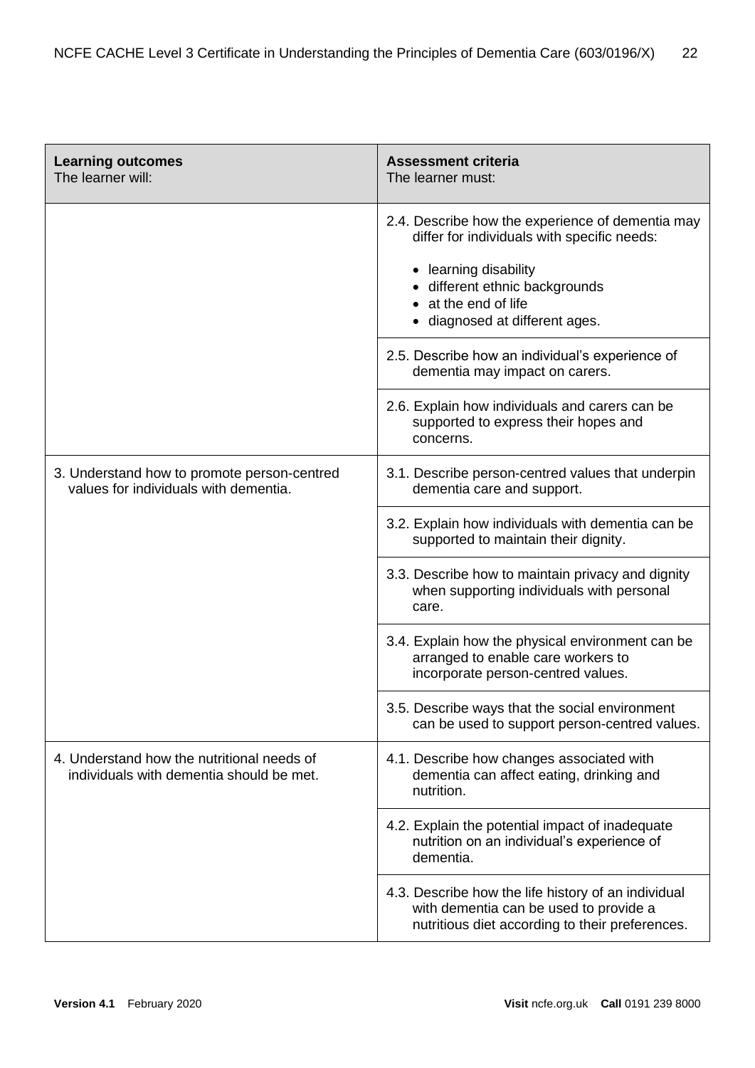| **Learning outcomes**<br>The learner will: | **Assessment criteria**<br>The learner must: |
| --- | --- |
| | 2.4. Describe how the experience of dementia may differ for individuals with specific needs:<br>• learning disability<br>• different ethnic backgrounds<br>• at the end of life<br>• diagnosed at different ages. |
| | 2.5. Describe how an individual's experience of dementia may impact on carers. |
| | 2.6. Explain how individuals and carers can be supported to express their hopes and concerns. |
| 3. Understand how to promote person-centred values for individuals with dementia. | 3.1. Describe person-centred values that underpin dementia care and support. |
| | 3.2. Explain how individuals with dementia can be supported to maintain their dignity. |
| | 3.3. Describe how to maintain privacy and dignity when supporting individuals with personal care. |
| | 3.4. Explain how the physical environment can be arranged to enable care workers to incorporate person-centred values. |
| | 3.5. Describe ways that the social environment can be used to support person-centred values. |
| 4. Understand how the nutritional needs of individuals with dementia should be met. | 4.1. Describe how changes associated with dementia can affect eating, drinking and nutrition. |
| | 4.2. Explain the potential impact of inadequate nutrition on an individual's experience of dementia. |
| | 4.3. Describe how the life history of an individual with dementia can be used to provide a nutritious diet according to their preferences. |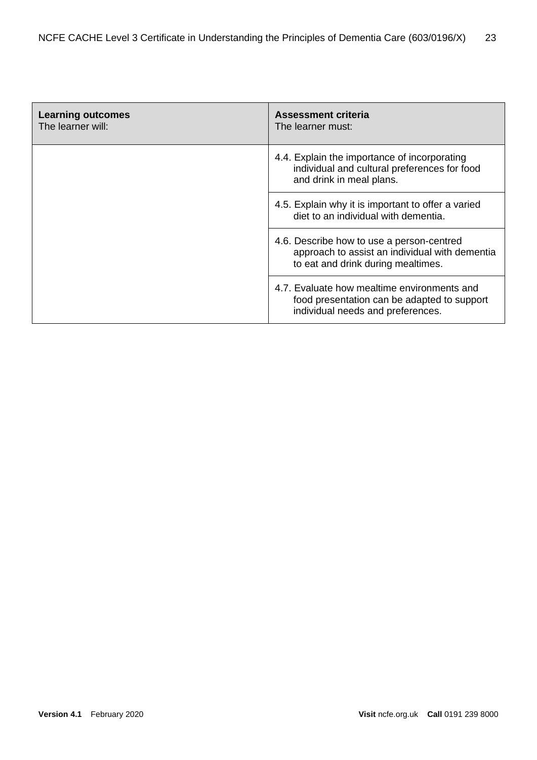| **Learning outcomes** The learner will: | **Assessment criteria** The learner must: |
|---|---|
| | 4.4. Explain the importance of incorporating individual and cultural preferences for food and drink in meal plans. |
| | 4.5. Explain why it is important to offer a varied diet to an individual with dementia. |
| | 4.6. Describe how to use a person-centred approach to assist an individual with dementia to eat and drink during mealtimes. |
| | 4.7. Evaluate how mealtime environments and food presentation can be adapted to support individual needs and preferences. |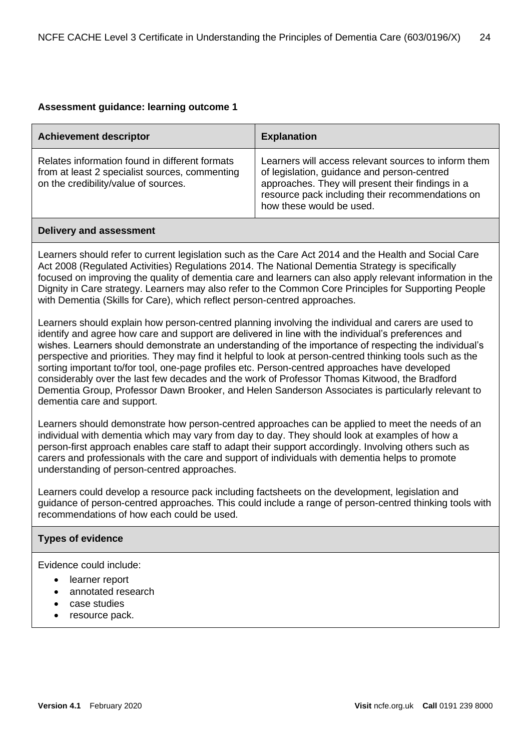**Assessment guidance: learning outcome 1**

| Achievement descriptor | Explanation |
| --- | --- |
| Relates information found in different formats from at least 2 specialist sources, commenting on the credibility/value of sources. | Learners will access relevant sources to inform them of legislation, guidance and person-centred approaches. They will present their findings in a resource pack including their recommendations on how these would be used. |

**Delivery and assessment**

Learners should refer to current legislation such as the Care Act 2014 and the Health and Social Care Act 2008 (Regulated Activities) Regulations 2014. The National Dementia Strategy is specifically focused on improving the quality of dementia care and learners can also apply relevant information in the Dignity in Care strategy. Learners may also refer to the Common Core Principles for Supporting People with Dementia (Skills for Care), which reflect person-centred approaches.

Learners should explain how person-centred planning involving the individual and carers are used to identify and agree how care and support are delivered in line with the individual's preferences and wishes. Learners should demonstrate an understanding of the importance of respecting the individual's perspective and priorities. They may find it helpful to look at person-centred thinking tools such as the sorting important to/for tool, one-page profiles etc. Person-centred approaches have developed considerably over the last few decades and the work of Professor Thomas Kitwood, the Bradford Dementia Group, Professor Dawn Brooker, and Helen Sanderson Associates is particularly relevant to dementia care and support.

Learners should demonstrate how person-centred approaches can be applied to meet the needs of an individual with dementia which may vary from day to day. They should look at examples of how a person-first approach enables care staff to adapt their support accordingly. Involving others such as carers and professionals with the care and support of individuals with dementia helps to promote understanding of person-centred approaches.

Learners could develop a resource pack including factsheets on the development, legislation and guidance of person-centred approaches. This could include a range of person-centred thinking tools with recommendations of how each could be used.

**Types of evidence**

Evidence could include:

- learner report
- annotated research
- case studies
- resource pack.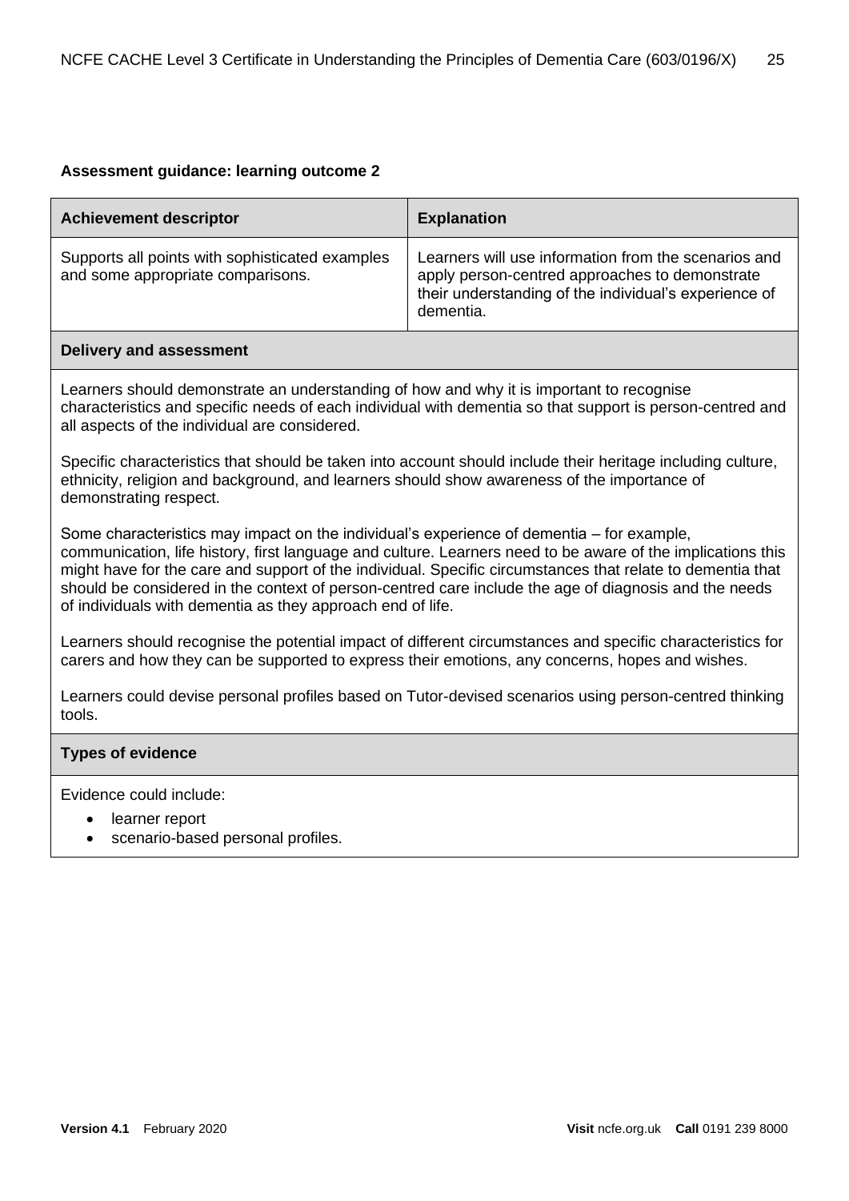**Assessment guidance: learning outcome 2**

| Achievement descriptor | Explanation |
| --- | --- |
| Supports all points with sophisticated examples and some appropriate comparisons. | Learners will use information from the scenarios and apply person-centred approaches to demonstrate their understanding of the individual's experience of dementia. |

**Delivery and assessment**

Learners should demonstrate an understanding of how and why it is important to recognise characteristics and specific needs of each individual with dementia so that support is person-centred and all aspects of the individual are considered.

Specific characteristics that should be taken into account should include their heritage including culture, ethnicity, religion and background, and learners should show awareness of the importance of demonstrating respect.

Some characteristics may impact on the individual's experience of dementia – for example, communication, life history, first language and culture. Learners need to be aware of the implications this might have for the care and support of the individual. Specific circumstances that relate to dementia that should be considered in the context of person-centred care include the age of diagnosis and the needs of individuals with dementia as they approach end of life.

Learners should recognise the potential impact of different circumstances and specific characteristics for carers and how they can be supported to express their emotions, any concerns, hopes and wishes.

Learners could devise personal profiles based on Tutor-devised scenarios using person-centred thinking tools.

**Types of evidence**

Evidence could include:

- learner report
- scenario-based personal profiles.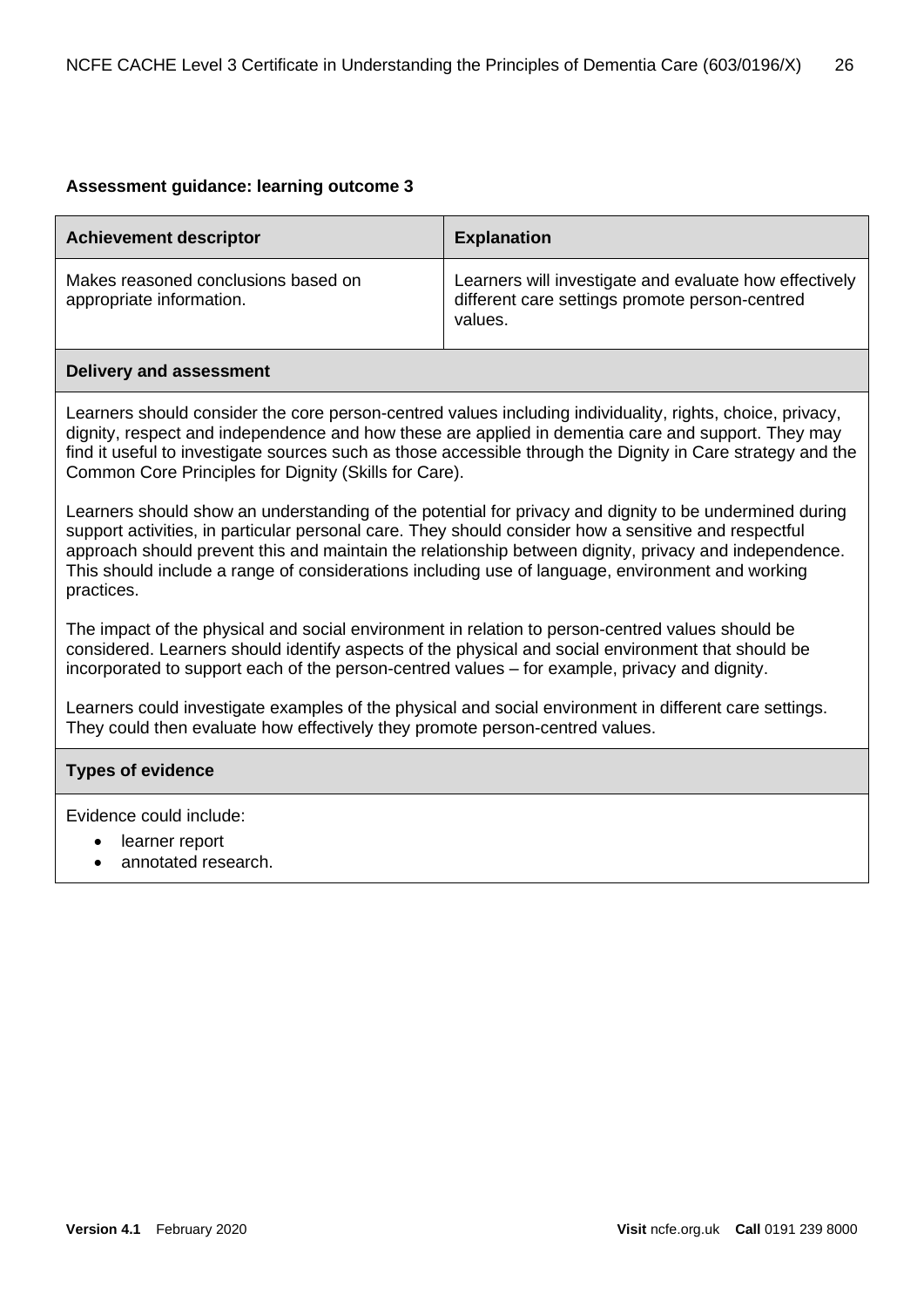**Assessment guidance: learning outcome 3**

| Achievement descriptor | Explanation |
| --- | --- |
| Makes reasoned conclusions based on appropriate information. | Learners will investigate and evaluate how effectively different care settings promote person-centred values. |

**Delivery and assessment**

Learners should consider the core person-centred values including individuality, rights, choice, privacy, dignity, respect and independence and how these are applied in dementia care and support. They may find it useful to investigate sources such as those accessible through the Dignity in Care strategy and the Common Core Principles for Dignity (Skills for Care).

Learners should show an understanding of the potential for privacy and dignity to be undermined during support activities, in particular personal care. They should consider how a sensitive and respectful approach should prevent this and maintain the relationship between dignity, privacy and independence. This should include a range of considerations including use of language, environment and working practices.

The impact of the physical and social environment in relation to person-centred values should be considered. Learners should identify aspects of the physical and social environment that should be incorporated to support each of the person-centred values – for example, privacy and dignity.

Learners could investigate examples of the physical and social environment in different care settings. They could then evaluate how effectively they promote person-centred values.

**Types of evidence**

Evidence could include:

- learner report
- annotated research.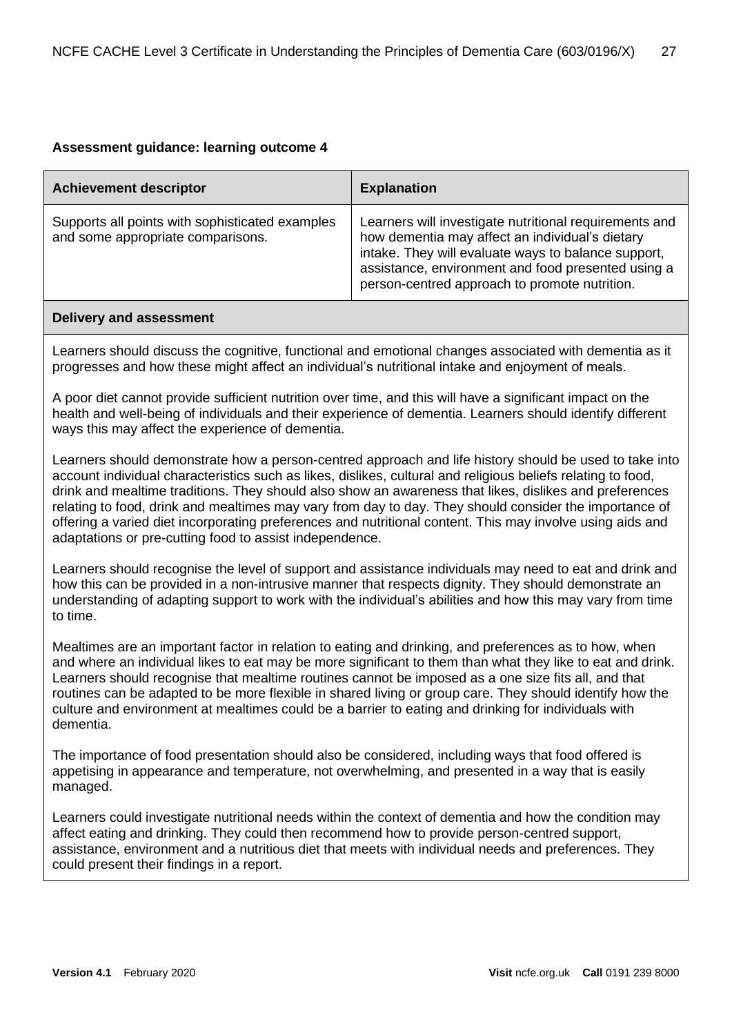**Assessment guidance: learning outcome 4**

| Achievement descriptor | Explanation |
|---|---|
| Supports all points with sophisticated examples and some appropriate comparisons. | Learners will investigate nutritional requirements and how dementia may affect an individual's dietary intake. They will evaluate ways to balance support, assistance, environment and food presented using a person-centred approach to promote nutrition. |

**Delivery and assessment**

Learners should discuss the cognitive, functional and emotional changes associated with dementia as it progresses and how these might affect an individual's nutritional intake and enjoyment of meals.

A poor diet cannot provide sufficient nutrition over time, and this will have a significant impact on the health and well-being of individuals and their experience of dementia. Learners should identify different ways this may affect the experience of dementia.

Learners should demonstrate how a person-centred approach and life history should be used to take into account individual characteristics such as likes, dislikes, cultural and religious beliefs relating to food, drink and mealtime traditions. They should also show an awareness that likes, dislikes and preferences relating to food, drink and mealtimes may vary from day to day. They should consider the importance of offering a varied diet incorporating preferences and nutritional content. This may involve using aids and adaptations or pre-cutting food to assist independence.

Learners should recognise the level of support and assistance individuals may need to eat and drink and how this can be provided in a non-intrusive manner that respects dignity. They should demonstrate an understanding of adapting support to work with the individual's abilities and how this may vary from time to time.

Mealtimes are an important factor in relation to eating and drinking, and preferences as to how, when and where an individual likes to eat may be more significant to them than what they like to eat and drink. Learners should recognise that mealtime routines cannot be imposed as a one size fits all, and that routines can be adapted to be more flexible in shared living or group care. They should identify how the culture and environment at mealtimes could be a barrier to eating and drinking for individuals with dementia.

The importance of food presentation should also be considered, including ways that food offered is appetising in appearance and temperature, not overwhelming, and presented in a way that is easily managed.

Learners could investigate nutritional needs within the context of dementia and how the condition may affect eating and drinking. They could then recommend how to provide person-centred support, assistance, environment and a nutritious diet that meets with individual needs and preferences. They could present their findings in a report.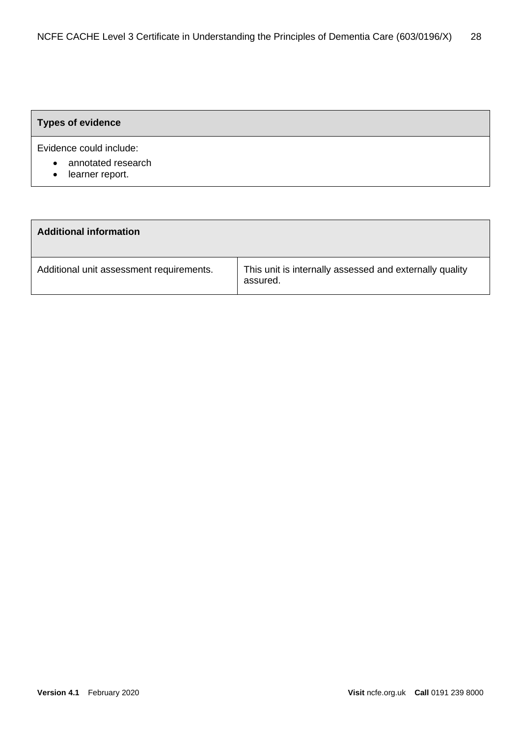| **Types of evidence** |
| --- |
| Evidence could include:<br>• annotated research<br>• learner report. |

| **Additional information** | |
| --- | --- |
| Additional unit assessment requirements. | This unit is internally assessed and externally quality assured. |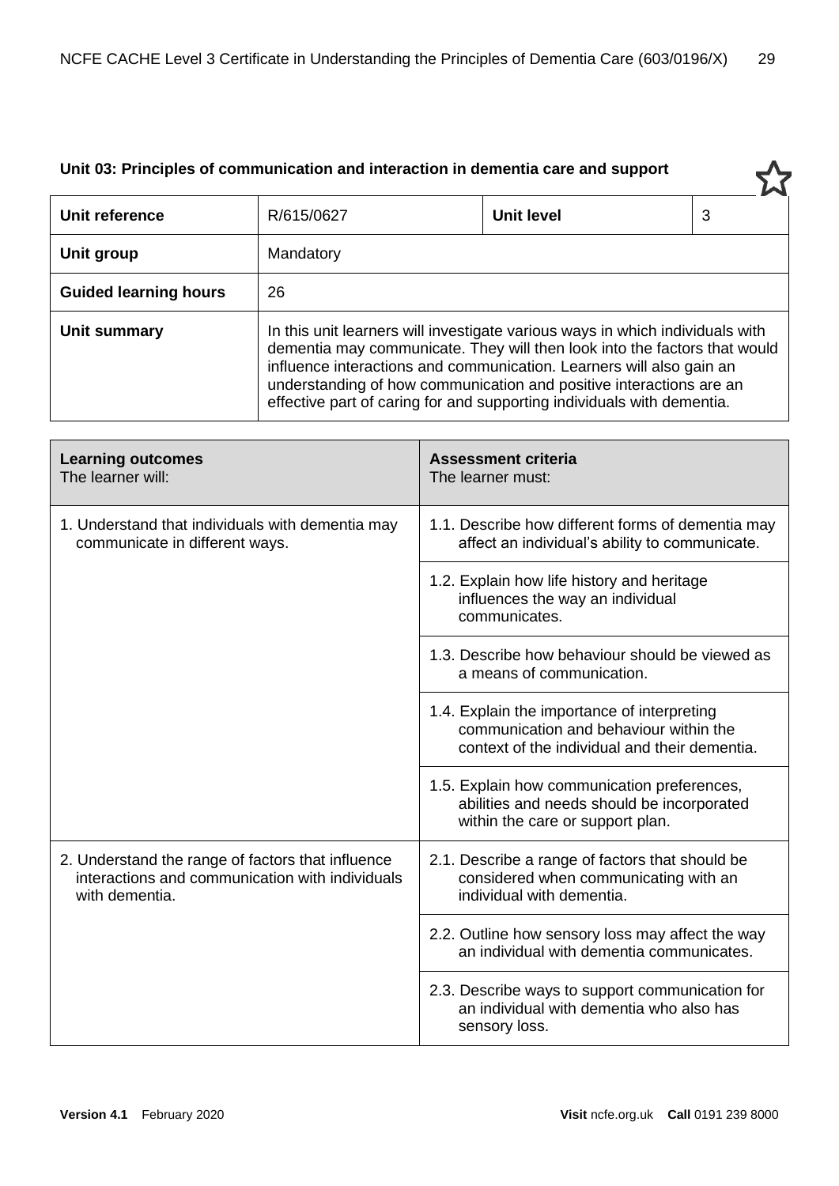## Unit 03: Principles of communication and interaction in dementia care and support

| | | | |
|---|---|---|---|
| **Unit reference** | R/615/0627 | **Unit level** | 3 |
| **Unit group** | Mandatory | | |
| **Guided learning hours** | 26 | | |
| **Unit summary** | In this unit learners will investigate various ways in which individuals with dementia may communicate. They will then look into the factors that would influence interactions and communication. Learners will also gain an understanding of how communication and positive interactions are an effective part of caring for and supporting individuals with dementia. | | |

| **Learning outcomes**<br>The learner will: | **Assessment criteria**<br>The learner must: |
|---|---|
| 1. Understand that individuals with dementia may communicate in different ways. | 1.1. Describe how different forms of dementia may affect an individual's ability to communicate. |
| | 1.2. Explain how life history and heritage influences the way an individual communicates. |
| | 1.3. Describe how behaviour should be viewed as a means of communication. |
| | 1.4. Explain the importance of interpreting communication and behaviour within the context of the individual and their dementia. |
| | 1.5. Explain how communication preferences, abilities and needs should be incorporated within the care or support plan. |
| 2. Understand the range of factors that influence interactions and communication with individuals with dementia. | 2.1. Describe a range of factors that should be considered when communicating with an individual with dementia. |
| | 2.2. Outline how sensory loss may affect the way an individual with dementia communicates. |
| | 2.3. Describe ways to support communication for an individual with dementia who also has sensory loss. |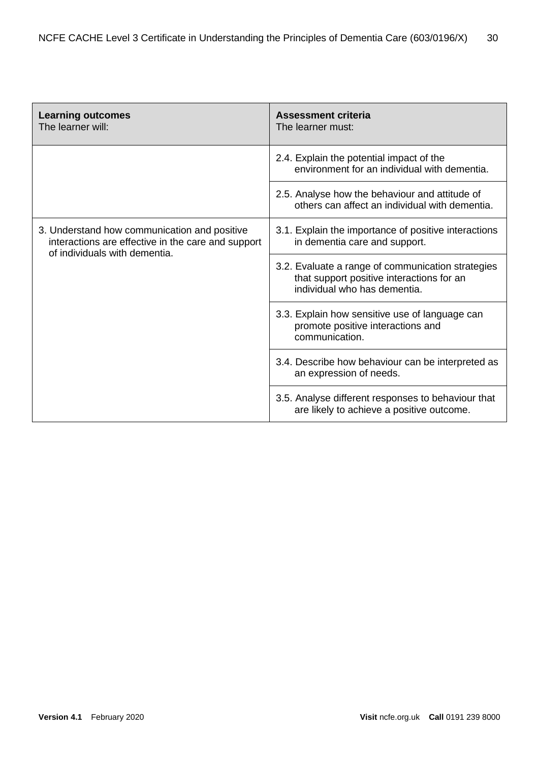| **Learning outcomes**<br>The learner will: | **Assessment criteria**<br>The learner must: |
|---|---|
| | 2.4. Explain the potential impact of the environment for an individual with dementia. |
| | 2.5. Analyse how the behaviour and attitude of others can affect an individual with dementia. |
| 3. Understand how communication and positive interactions are effective in the care and support of individuals with dementia. | 3.1. Explain the importance of positive interactions in dementia care and support. |
| | 3.2. Evaluate a range of communication strategies that support positive interactions for an individual who has dementia. |
| | 3.3. Explain how sensitive use of language can promote positive interactions and communication. |
| | 3.4. Describe how behaviour can be interpreted as an expression of needs. |
| | 3.5. Analyse different responses to behaviour that are likely to achieve a positive outcome. |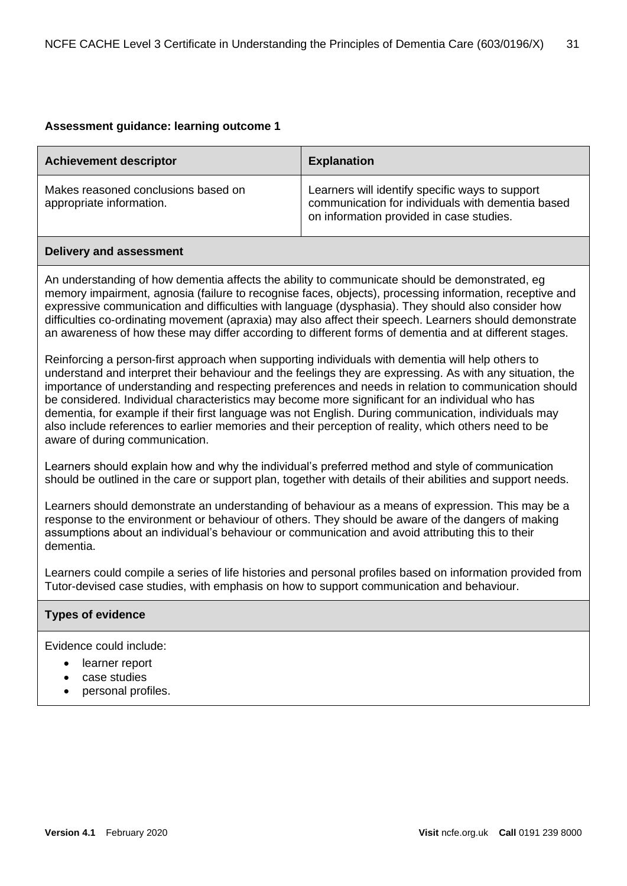**Assessment guidance: learning outcome 1**

| Achievement descriptor | Explanation |
| --- | --- |
| Makes reasoned conclusions based on appropriate information. | Learners will identify specific ways to support communication for individuals with dementia based on information provided in case studies. |

**Delivery and assessment**

An understanding of how dementia affects the ability to communicate should be demonstrated, eg memory impairment, agnosia (failure to recognise faces, objects), processing information, receptive and expressive communication and difficulties with language (dysphasia). They should also consider how difficulties co-ordinating movement (apraxia) may also affect their speech. Learners should demonstrate an awareness of how these may differ according to different forms of dementia and at different stages.

Reinforcing a person-first approach when supporting individuals with dementia will help others to understand and interpret their behaviour and the feelings they are expressing. As with any situation, the importance of understanding and respecting preferences and needs in relation to communication should be considered. Individual characteristics may become more significant for an individual who has dementia, for example if their first language was not English. During communication, individuals may also include references to earlier memories and their perception of reality, which others need to be aware of during communication.

Learners should explain how and why the individual's preferred method and style of communication should be outlined in the care or support plan, together with details of their abilities and support needs.

Learners should demonstrate an understanding of behaviour as a means of expression. This may be a response to the environment or behaviour of others. They should be aware of the dangers of making assumptions about an individual's behaviour or communication and avoid attributing this to their dementia.

Learners could compile a series of life histories and personal profiles based on information provided from Tutor-devised case studies, with emphasis on how to support communication and behaviour.

**Types of evidence**

Evidence could include:

- learner report
- case studies
- personal profiles.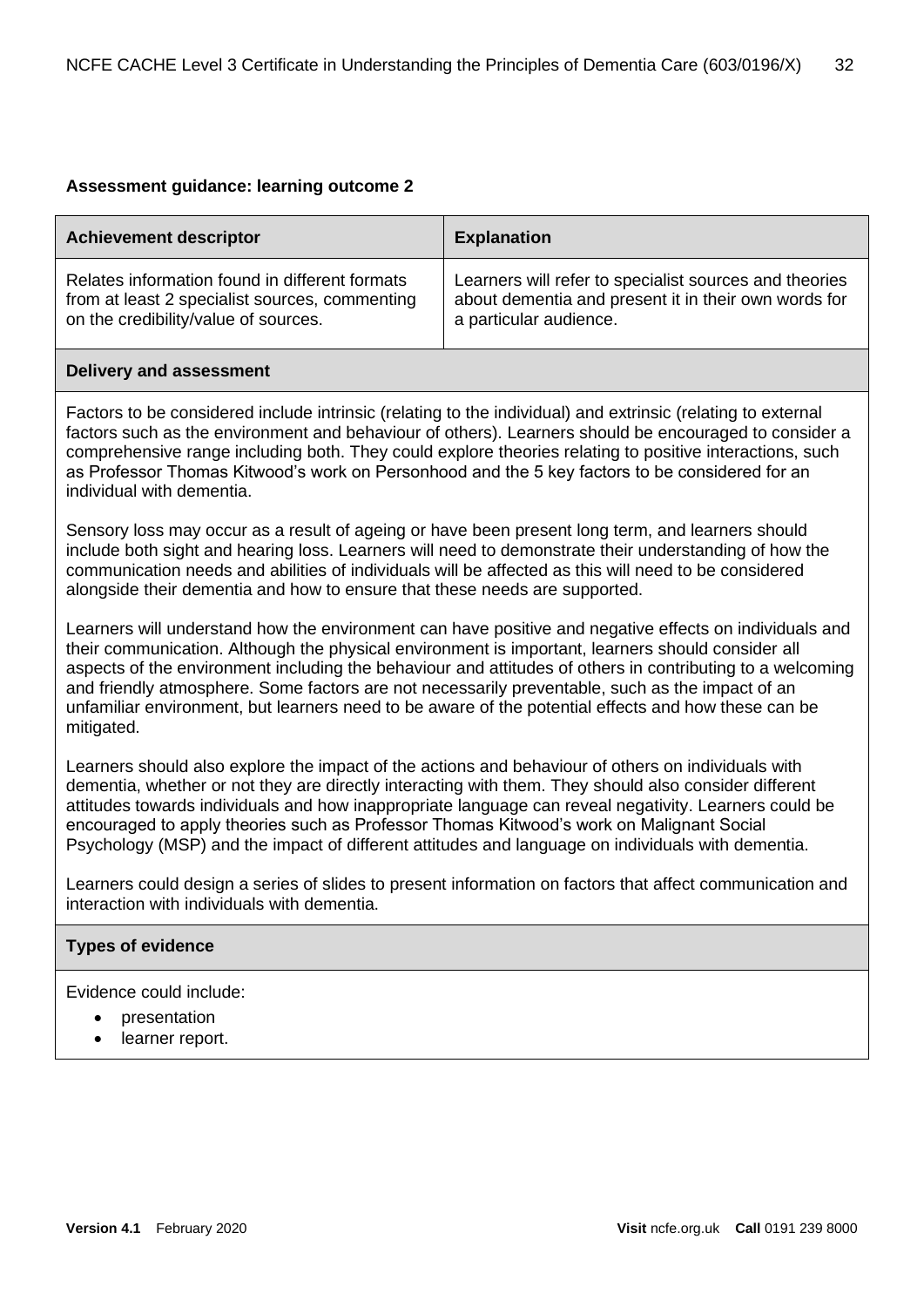**Assessment guidance: learning outcome 2**

| Achievement descriptor | Explanation |
|---|---|
| Relates information found in different formats from at least 2 specialist sources, commenting on the credibility/value of sources. | Learners will refer to specialist sources and theories about dementia and present it in their own words for a particular audience. |

**Delivery and assessment**

Factors to be considered include intrinsic (relating to the individual) and extrinsic (relating to external factors such as the environment and behaviour of others). Learners should be encouraged to consider a comprehensive range including both. They could explore theories relating to positive interactions, such as Professor Thomas Kitwood's work on Personhood and the 5 key factors to be considered for an individual with dementia.

Sensory loss may occur as a result of ageing or have been present long term, and learners should include both sight and hearing loss. Learners will need to demonstrate their understanding of how the communication needs and abilities of individuals will be affected as this will need to be considered alongside their dementia and how to ensure that these needs are supported.

Learners will understand how the environment can have positive and negative effects on individuals and their communication. Although the physical environment is important, learners should consider all aspects of the environment including the behaviour and attitudes of others in contributing to a welcoming and friendly atmosphere. Some factors are not necessarily preventable, such as the impact of an unfamiliar environment, but learners need to be aware of the potential effects and how these can be mitigated.

Learners should also explore the impact of the actions and behaviour of others on individuals with dementia, whether or not they are directly interacting with them. They should also consider different attitudes towards individuals and how inappropriate language can reveal negativity. Learners could be encouraged to apply theories such as Professor Thomas Kitwood's work on Malignant Social Psychology (MSP) and the impact of different attitudes and language on individuals with dementia.

Learners could design a series of slides to present information on factors that affect communication and interaction with individuals with dementia.

**Types of evidence**

Evidence could include:

- presentation
- learner report.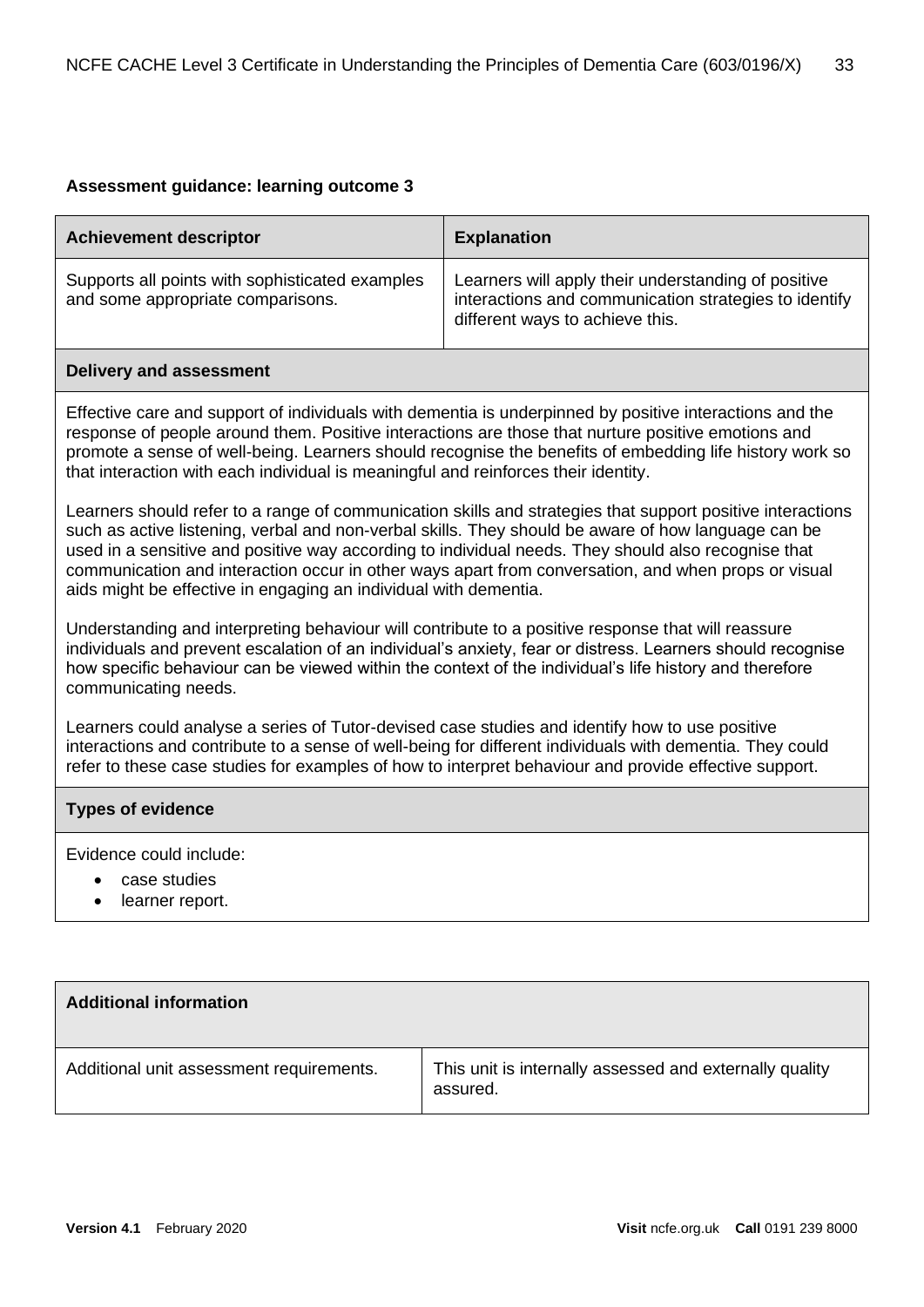**Assessment guidance: learning outcome 3**

| Achievement descriptor | Explanation |
|---|---|
| Supports all points with sophisticated examples and some appropriate comparisons. | Learners will apply their understanding of positive interactions and communication strategies to identify different ways to achieve this. |

**Delivery and assessment**

Effective care and support of individuals with dementia is underpinned by positive interactions and the response of people around them. Positive interactions are those that nurture positive emotions and promote a sense of well-being. Learners should recognise the benefits of embedding life history work so that interaction with each individual is meaningful and reinforces their identity.

Learners should refer to a range of communication skills and strategies that support positive interactions such as active listening, verbal and non-verbal skills. They should be aware of how language can be used in a sensitive and positive way according to individual needs. They should also recognise that communication and interaction occur in other ways apart from conversation, and when props or visual aids might be effective in engaging an individual with dementia.

Understanding and interpreting behaviour will contribute to a positive response that will reassure individuals and prevent escalation of an individual's anxiety, fear or distress. Learners should recognise how specific behaviour can be viewed within the context of the individual's life history and therefore communicating needs.

Learners could analyse a series of Tutor-devised case studies and identify how to use positive interactions and contribute to a sense of well-being for different individuals with dementia. They could refer to these case studies for examples of how to interpret behaviour and provide effective support.

**Types of evidence**

Evidence could include:

- case studies
- learner report.

| Additional information | |
|---|---|
| Additional unit assessment requirements. | This unit is internally assessed and externally quality assured. |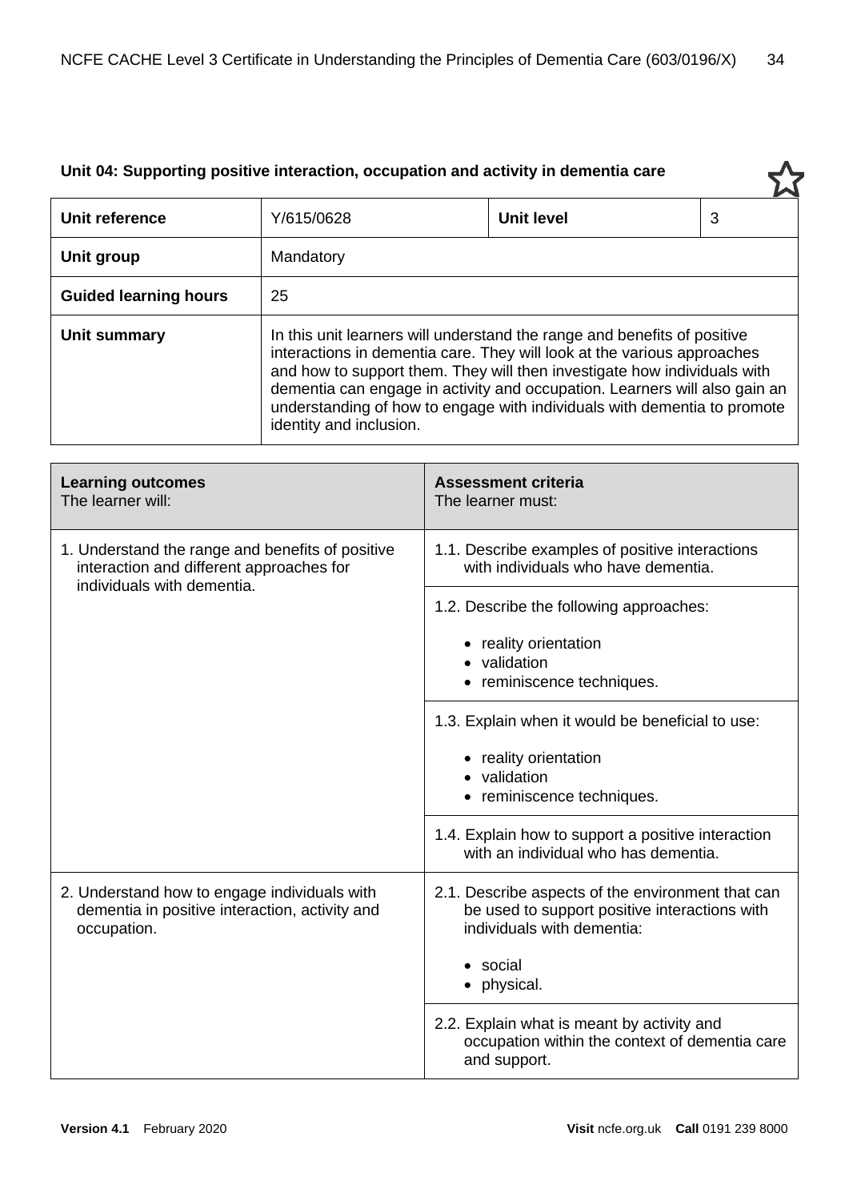## Unit 04: Supporting positive interaction, occupation and activity in dementia care

| | | | |
|---|---|---|---|
| **Unit reference** | Y/615/0628 | **Unit level** | 3 |
| **Unit group** | Mandatory | | |
| **Guided learning hours** | 25 | | |
| **Unit summary** | In this unit learners will understand the range and benefits of positive interactions in dementia care. They will look at the various approaches and how to support them. They will then investigate how individuals with dementia can engage in activity and occupation. Learners will also gain an understanding of how to engage with individuals with dementia to promote identity and inclusion. | | |

| **Learning outcomes**<br>The learner will: | **Assessment criteria**<br>The learner must: |
|---|---|
| 1. Understand the range and benefits of positive interaction and different approaches for individuals with dementia. | 1.1. Describe examples of positive interactions with individuals who have dementia. |
| | 1.2. Describe the following approaches:<br>• reality orientation<br>• validation<br>• reminiscence techniques. |
| | 1.3. Explain when it would be beneficial to use:<br>• reality orientation<br>• validation<br>• reminiscence techniques. |
| | 1.4. Explain how to support a positive interaction with an individual who has dementia. |
| 2. Understand how to engage individuals with dementia in positive interaction, activity and occupation. | 2.1. Describe aspects of the environment that can be used to support positive interactions with individuals with dementia:<br>• social<br>• physical. |
| | 2.2. Explain what is meant by activity and occupation within the context of dementia care and support. |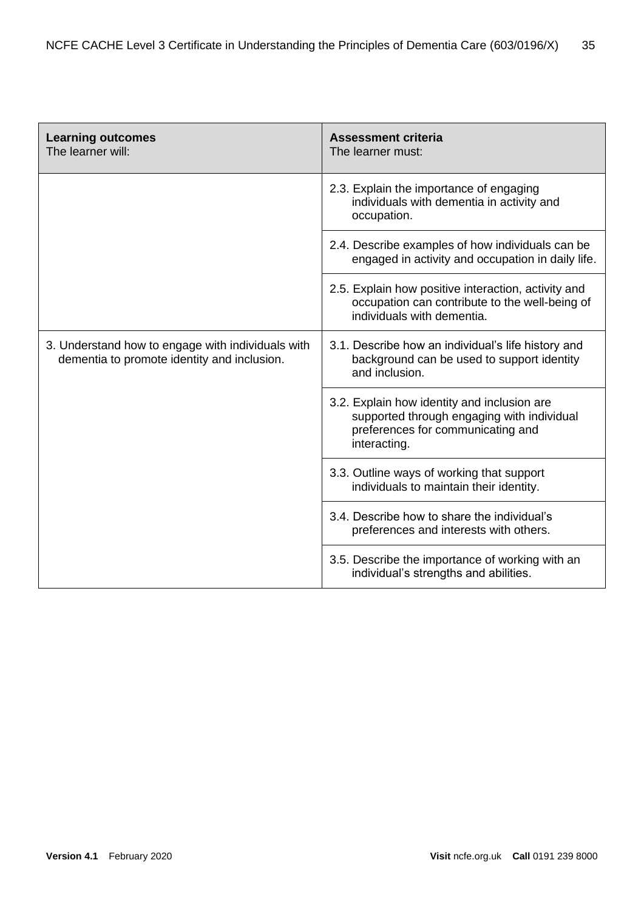| **Learning outcomes**<br>The learner will: | **Assessment criteria**<br>The learner must: |
|---|---|
| | 2.3. Explain the importance of engaging individuals with dementia in activity and occupation. |
| | 2.4. Describe examples of how individuals can be engaged in activity and occupation in daily life. |
| | 2.5. Explain how positive interaction, activity and occupation can contribute to the well-being of individuals with dementia. |
| 3. Understand how to engage with individuals with dementia to promote identity and inclusion. | 3.1. Describe how an individual's life history and background can be used to support identity and inclusion. |
| | 3.2. Explain how identity and inclusion are supported through engaging with individual preferences for communicating and interacting. |
| | 3.3. Outline ways of working that support individuals to maintain their identity. |
| | 3.4. Describe how to share the individual's preferences and interests with others. |
| | 3.5. Describe the importance of working with an individual's strengths and abilities. |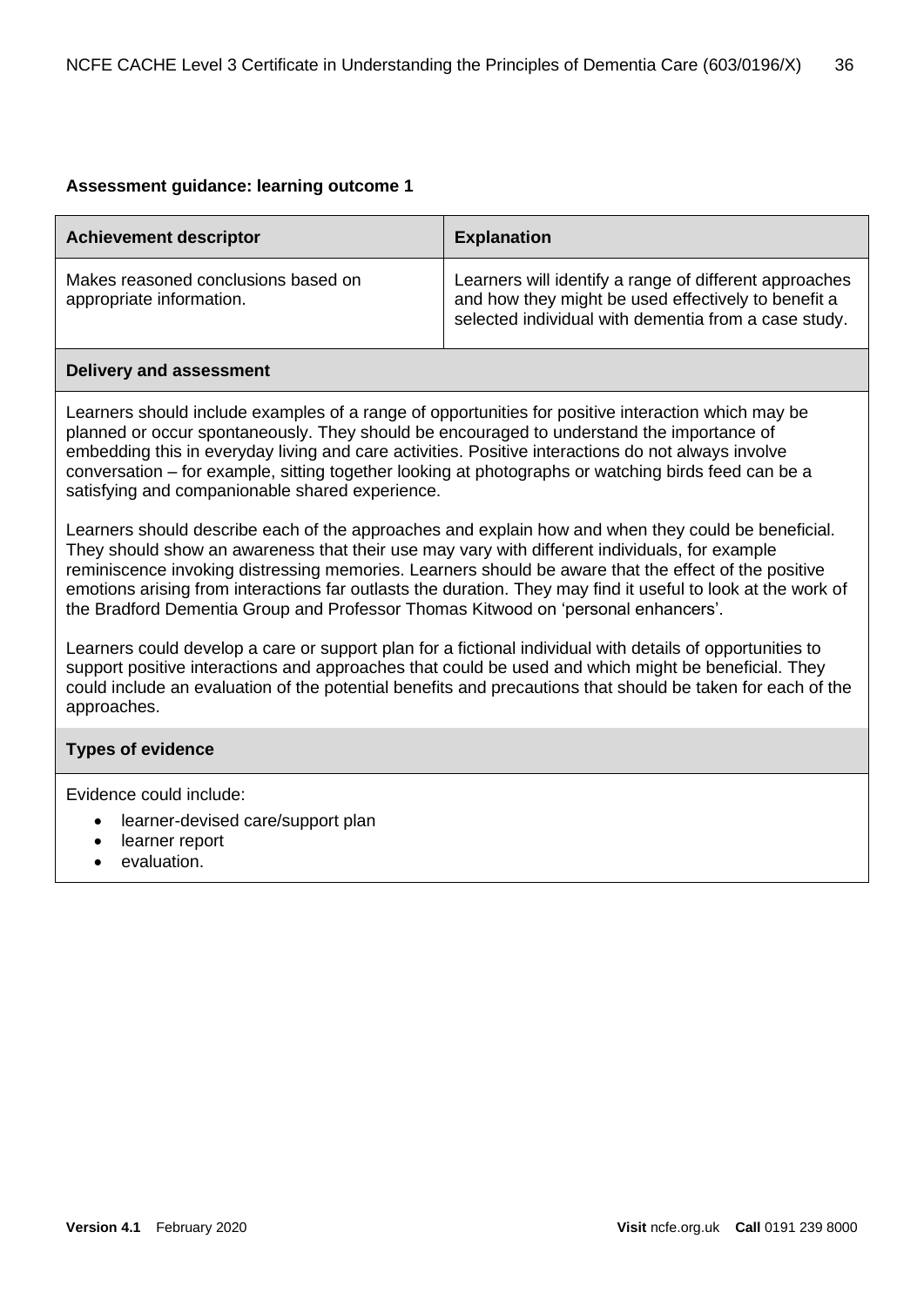**Assessment guidance: learning outcome 1**

| Achievement descriptor | Explanation |
| --- | --- |
| Makes reasoned conclusions based on appropriate information. | Learners will identify a range of different approaches and how they might be used effectively to benefit a selected individual with dementia from a case study. |

**Delivery and assessment**

Learners should include examples of a range of opportunities for positive interaction which may be planned or occur spontaneously. They should be encouraged to understand the importance of embedding this in everyday living and care activities. Positive interactions do not always involve conversation – for example, sitting together looking at photographs or watching birds feed can be a satisfying and companionable shared experience.

Learners should describe each of the approaches and explain how and when they could be beneficial. They should show an awareness that their use may vary with different individuals, for example reminiscence invoking distressing memories. Learners should be aware that the effect of the positive emotions arising from interactions far outlasts the duration. They may find it useful to look at the work of the Bradford Dementia Group and Professor Thomas Kitwood on 'personal enhancers'.

Learners could develop a care or support plan for a fictional individual with details of opportunities to support positive interactions and approaches that could be used and which might be beneficial. They could include an evaluation of the potential benefits and precautions that should be taken for each of the approaches.

**Types of evidence**

Evidence could include:

- learner-devised care/support plan
- learner report
- evaluation.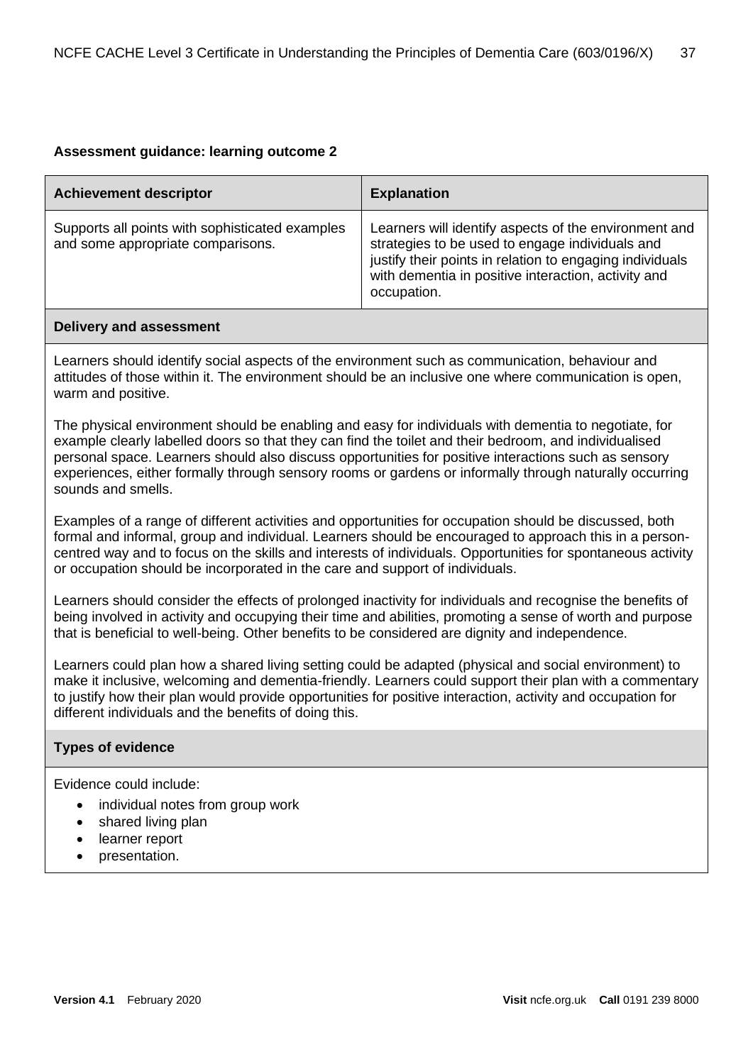**Assessment guidance: learning outcome 2**

| Achievement descriptor | Explanation |
| --- | --- |
| Supports all points with sophisticated examples and some appropriate comparisons. | Learners will identify aspects of the environment and strategies to be used to engage individuals and justify their points in relation to engaging individuals with dementia in positive interaction, activity and occupation. |

**Delivery and assessment**

Learners should identify social aspects of the environment such as communication, behaviour and attitudes of those within it. The environment should be an inclusive one where communication is open, warm and positive.

The physical environment should be enabling and easy for individuals with dementia to negotiate, for example clearly labelled doors so that they can find the toilet and their bedroom, and individualised personal space. Learners should also discuss opportunities for positive interactions such as sensory experiences, either formally through sensory rooms or gardens or informally through naturally occurring sounds and smells.

Examples of a range of different activities and opportunities for occupation should be discussed, both formal and informal, group and individual. Learners should be encouraged to approach this in a person-centred way and to focus on the skills and interests of individuals. Opportunities for spontaneous activity or occupation should be incorporated in the care and support of individuals.

Learners should consider the effects of prolonged inactivity for individuals and recognise the benefits of being involved in activity and occupying their time and abilities, promoting a sense of worth and purpose that is beneficial to well-being. Other benefits to be considered are dignity and independence.

Learners could plan how a shared living setting could be adapted (physical and social environment) to make it inclusive, welcoming and dementia-friendly. Learners could support their plan with a commentary to justify how their plan would provide opportunities for positive interaction, activity and occupation for different individuals and the benefits of doing this.

**Types of evidence**

Evidence could include:

- individual notes from group work
- shared living plan
- learner report
- presentation.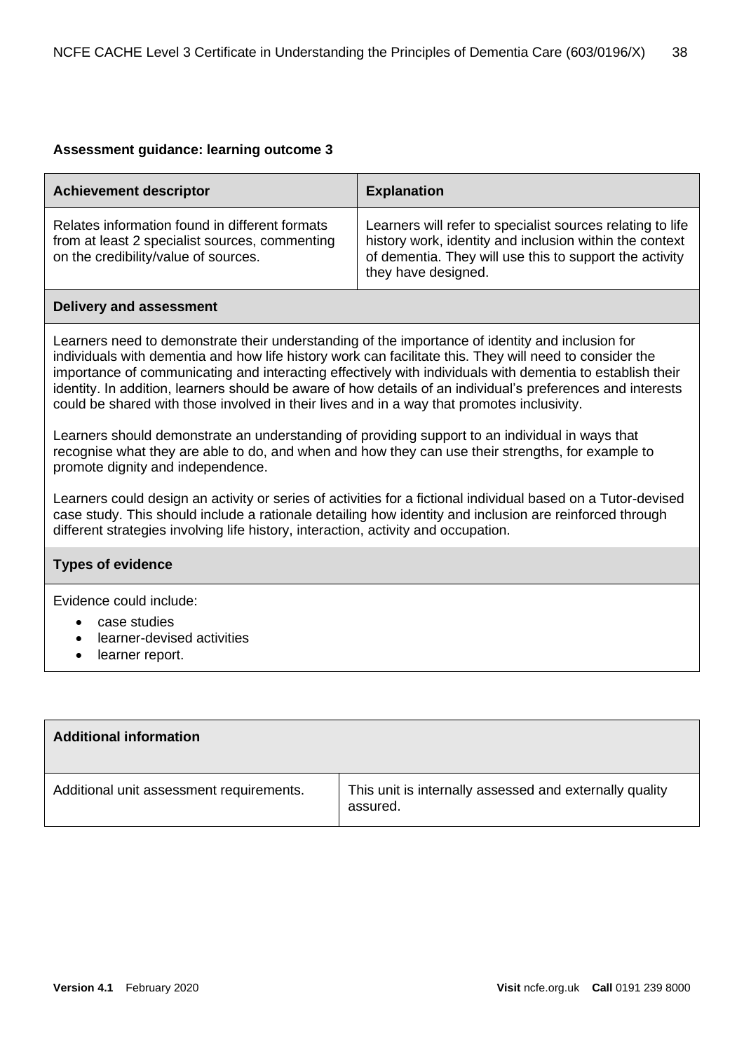**Assessment guidance: learning outcome 3**

| Achievement descriptor | Explanation |
|---|---|
| Relates information found in different formats from at least 2 specialist sources, commenting on the credibility/value of sources. | Learners will refer to specialist sources relating to life history work, identity and inclusion within the context of dementia. They will use this to support the activity they have designed. |

**Delivery and assessment**

Learners need to demonstrate their understanding of the importance of identity and inclusion for individuals with dementia and how life history work can facilitate this. They will need to consider the importance of communicating and interacting effectively with individuals with dementia to establish their identity. In addition, learners should be aware of how details of an individual's preferences and interests could be shared with those involved in their lives and in a way that promotes inclusivity.

Learners should demonstrate an understanding of providing support to an individual in ways that recognise what they are able to do, and when and how they can use their strengths, for example to promote dignity and independence.

Learners could design an activity or series of activities for a fictional individual based on a Tutor-devised case study. This should include a rationale detailing how identity and inclusion are reinforced through different strategies involving life history, interaction, activity and occupation.

**Types of evidence**

Evidence could include:

- case studies
- learner-devised activities
- learner report.

| Additional information | |
|---|---|
| Additional unit assessment requirements. | This unit is internally assessed and externally quality assured. |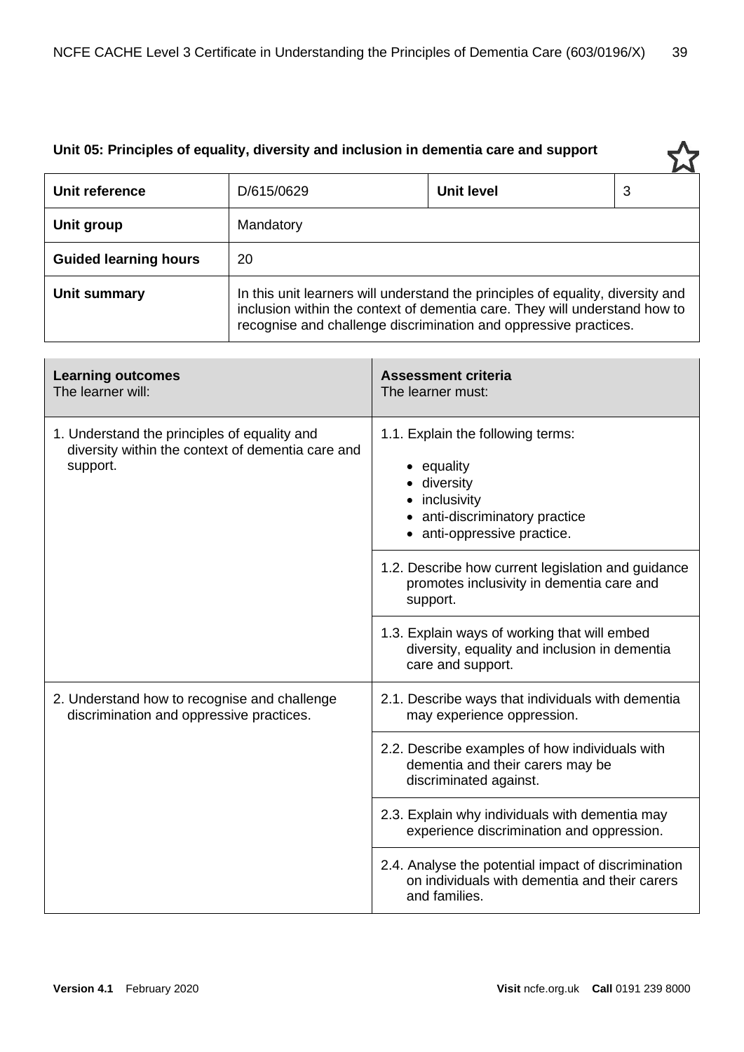## Unit 05: Principles of equality, diversity and inclusion in dementia care and support

| | | | |
|---|---|---|---|
| **Unit reference** | D/615/0629 | **Unit level** | 3 |
| **Unit group** | Mandatory | | |
| **Guided learning hours** | 20 | | |
| **Unit summary** | In this unit learners will understand the principles of equality, diversity and inclusion within the context of dementia care. They will understand how to recognise and challenge discrimination and oppressive practices. | | |

| **Learning outcomes** The learner will: | **Assessment criteria** The learner must: |
|---|---|
| 1. Understand the principles of equality and diversity within the context of dementia care and support. | 1.1. Explain the following terms: <br>• equality <br>• diversity <br>• inclusivity <br>• anti-discriminatory practice <br>• anti-oppressive practice. |
| | 1.2. Describe how current legislation and guidance promotes inclusivity in dementia care and support. |
| | 1.3. Explain ways of working that will embed diversity, equality and inclusion in dementia care and support. |
| 2. Understand how to recognise and challenge discrimination and oppressive practices. | 2.1. Describe ways that individuals with dementia may experience oppression. |
| | 2.2. Describe examples of how individuals with dementia and their carers may be discriminated against. |
| | 2.3. Explain why individuals with dementia may experience discrimination and oppression. |
| | 2.4. Analyse the potential impact of discrimination on individuals with dementia and their carers and families. |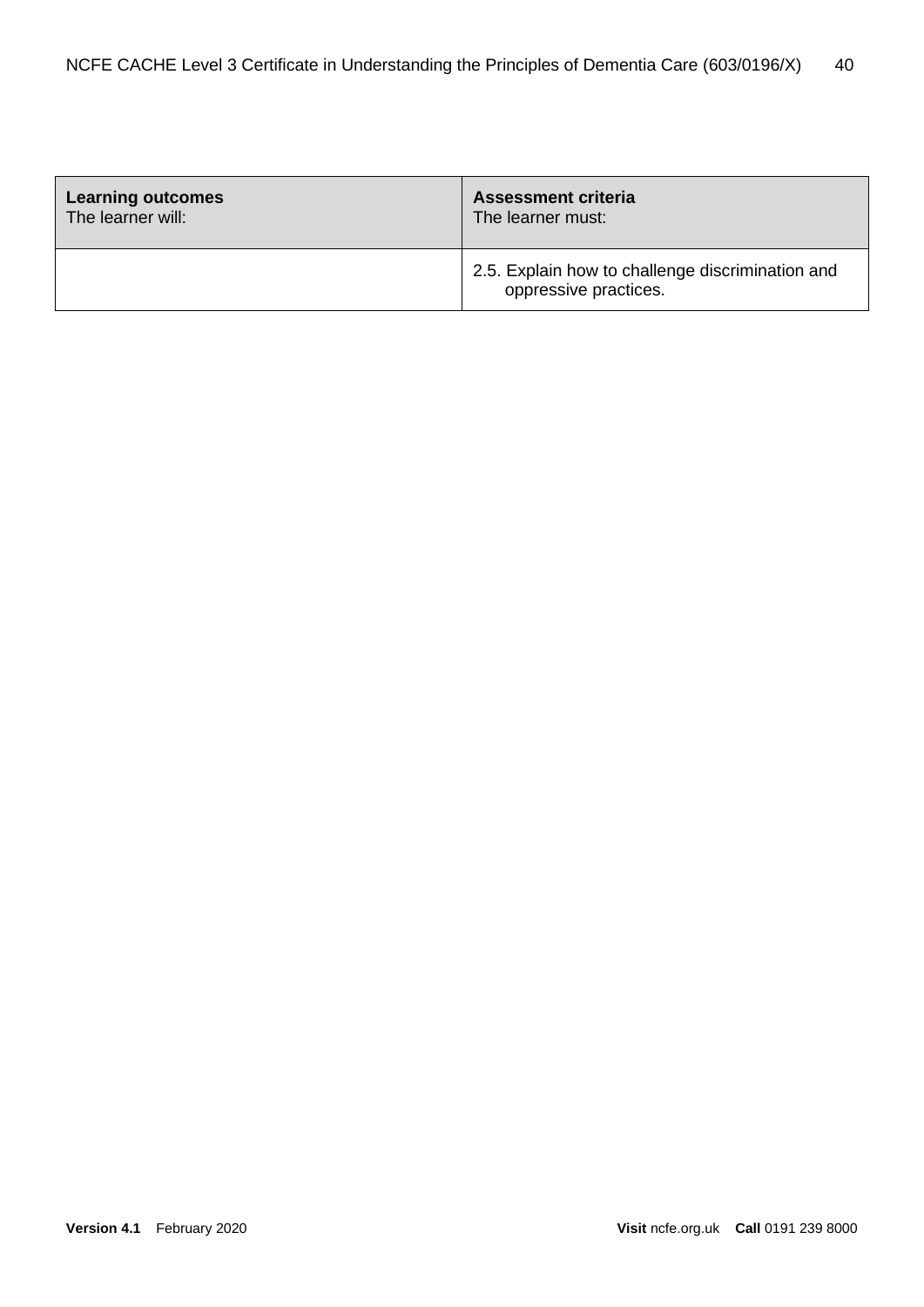| **Learning outcomes**<br>The learner will: | **Assessment criteria**<br>The learner must: |
| --- | --- |
| | 2.5. Explain how to challenge discrimination and oppressive practices. |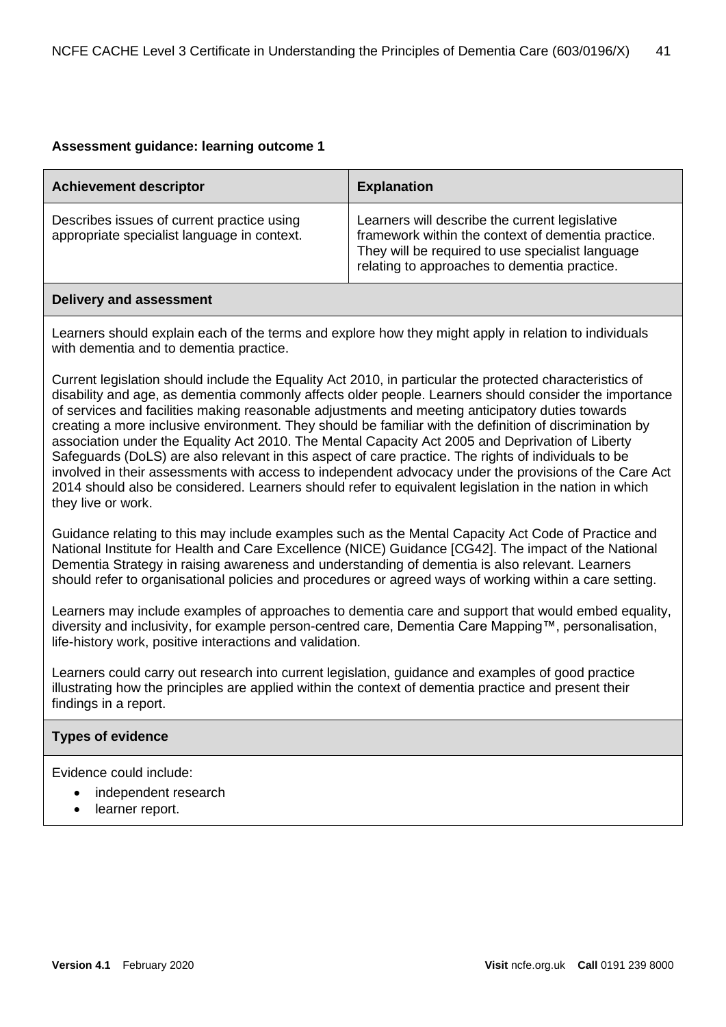**Assessment guidance: learning outcome 1**

| Achievement descriptor | Explanation |
| --- | --- |
| Describes issues of current practice using appropriate specialist language in context. | Learners will describe the current legislative framework within the context of dementia practice. They will be required to use specialist language relating to approaches to dementia practice. |

**Delivery and assessment**

Learners should explain each of the terms and explore how they might apply in relation to individuals with dementia and to dementia practice.

Current legislation should include the Equality Act 2010, in particular the protected characteristics of disability and age, as dementia commonly affects older people. Learners should consider the importance of services and facilities making reasonable adjustments and meeting anticipatory duties towards creating a more inclusive environment. They should be familiar with the definition of discrimination by association under the Equality Act 2010. The Mental Capacity Act 2005 and Deprivation of Liberty Safeguards (DoLS) are also relevant in this aspect of care practice. The rights of individuals to be involved in their assessments with access to independent advocacy under the provisions of the Care Act 2014 should also be considered. Learners should refer to equivalent legislation in the nation in which they live or work.

Guidance relating to this may include examples such as the Mental Capacity Act Code of Practice and National Institute for Health and Care Excellence (NICE) Guidance [CG42]. The impact of the National Dementia Strategy in raising awareness and understanding of dementia is also relevant. Learners should refer to organisational policies and procedures or agreed ways of working within a care setting.

Learners may include examples of approaches to dementia care and support that would embed equality, diversity and inclusivity, for example person-centred care, Dementia Care Mapping™, personalisation, life-history work, positive interactions and validation.

Learners could carry out research into current legislation, guidance and examples of good practice illustrating how the principles are applied within the context of dementia practice and present their findings in a report.

**Types of evidence**

Evidence could include:

- independent research
- learner report.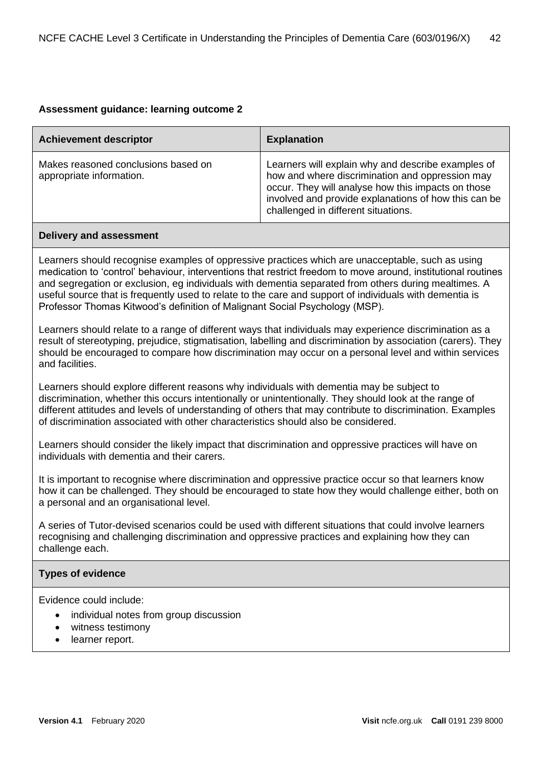**Assessment guidance: learning outcome 2**

| Achievement descriptor | Explanation |
| --- | --- |
| Makes reasoned conclusions based on appropriate information. | Learners will explain why and describe examples of how and where discrimination and oppression may occur. They will analyse how this impacts on those involved and provide explanations of how this can be challenged in different situations. |

**Delivery and assessment**

Learners should recognise examples of oppressive practices which are unacceptable, such as using medication to 'control' behaviour, interventions that restrict freedom to move around, institutional routines and segregation or exclusion, eg individuals with dementia separated from others during mealtimes. A useful source that is frequently used to relate to the care and support of individuals with dementia is Professor Thomas Kitwood's definition of Malignant Social Psychology (MSP).

Learners should relate to a range of different ways that individuals may experience discrimination as a result of stereotyping, prejudice, stigmatisation, labelling and discrimination by association (carers). They should be encouraged to compare how discrimination may occur on a personal level and within services and facilities.

Learners should explore different reasons why individuals with dementia may be subject to discrimination, whether this occurs intentionally or unintentionally. They should look at the range of different attitudes and levels of understanding of others that may contribute to discrimination. Examples of discrimination associated with other characteristics should also be considered.

Learners should consider the likely impact that discrimination and oppressive practices will have on individuals with dementia and their carers.

It is important to recognise where discrimination and oppressive practice occur so that learners know how it can be challenged. They should be encouraged to state how they would challenge either, both on a personal and an organisational level.

A series of Tutor-devised scenarios could be used with different situations that could involve learners recognising and challenging discrimination and oppressive practices and explaining how they can challenge each.

**Types of evidence**

Evidence could include:

- individual notes from group discussion
- witness testimony
- learner report.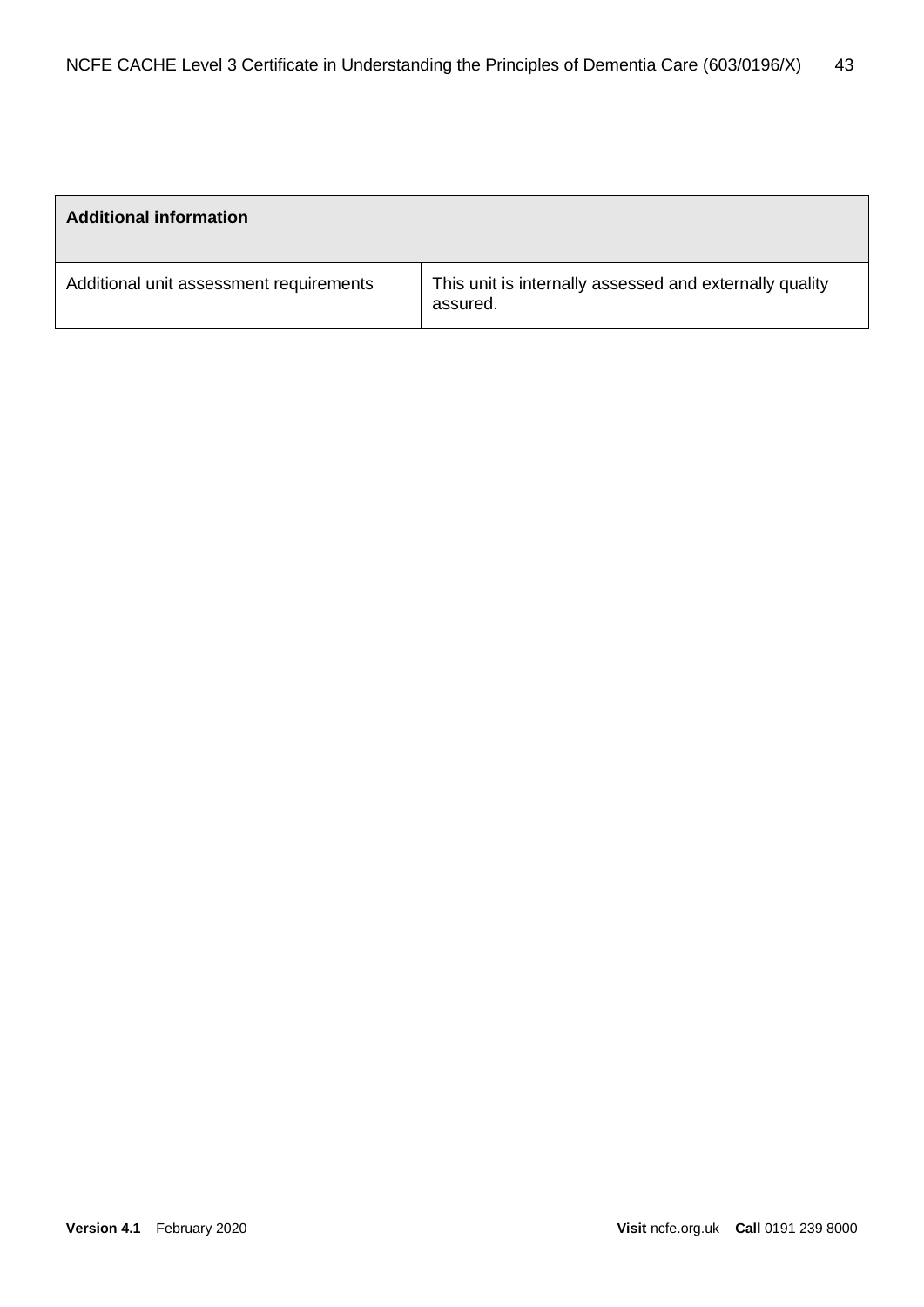| Additional information | |
|---|---|
| Additional unit assessment requirements | This unit is internally assessed and externally quality assured. |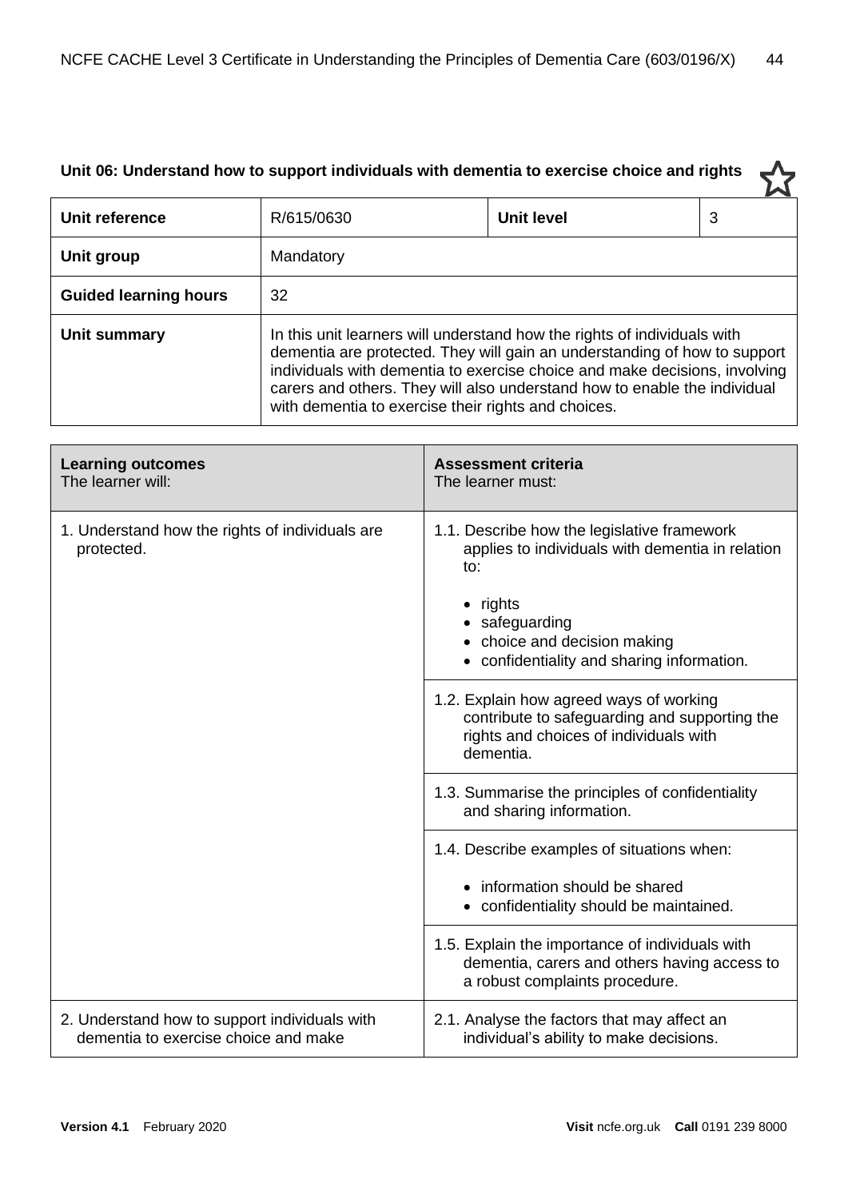### Unit 06: Understand how to support individuals with dementia to exercise choice and rights

| | | | |
|---|---|---|---|
| **Unit reference** | R/615/0630 | **Unit level** | 3 |
| **Unit group** | Mandatory | | |
| **Guided learning hours** | 32 | | |
| **Unit summary** | In this unit learners will understand how the rights of individuals with dementia are protected. They will gain an understanding of how to support individuals with dementia to exercise choice and make decisions, involving carers and others. They will also understand how to enable the individual with dementia to exercise their rights and choices. | | |

| **Learning outcomes** The learner will: | **Assessment criteria** The learner must: |
|---|---|
| 1. Understand how the rights of individuals are protected. | 1.1. Describe how the legislative framework applies to individuals with dementia in relation to: <br>• rights <br>• safeguarding <br>• choice and decision making <br>• confidentiality and sharing information. |
| | 1.2. Explain how agreed ways of working contribute to safeguarding and supporting the rights and choices of individuals with dementia. |
| | 1.3. Summarise the principles of confidentiality and sharing information. |
| | 1.4. Describe examples of situations when: <br>• information should be shared <br>• confidentiality should be maintained. |
| | 1.5. Explain the importance of individuals with dementia, carers and others having access to a robust complaints procedure. |
| 2. Understand how to support individuals with dementia to exercise choice and make | 2.1. Analyse the factors that may affect an individual's ability to make decisions. |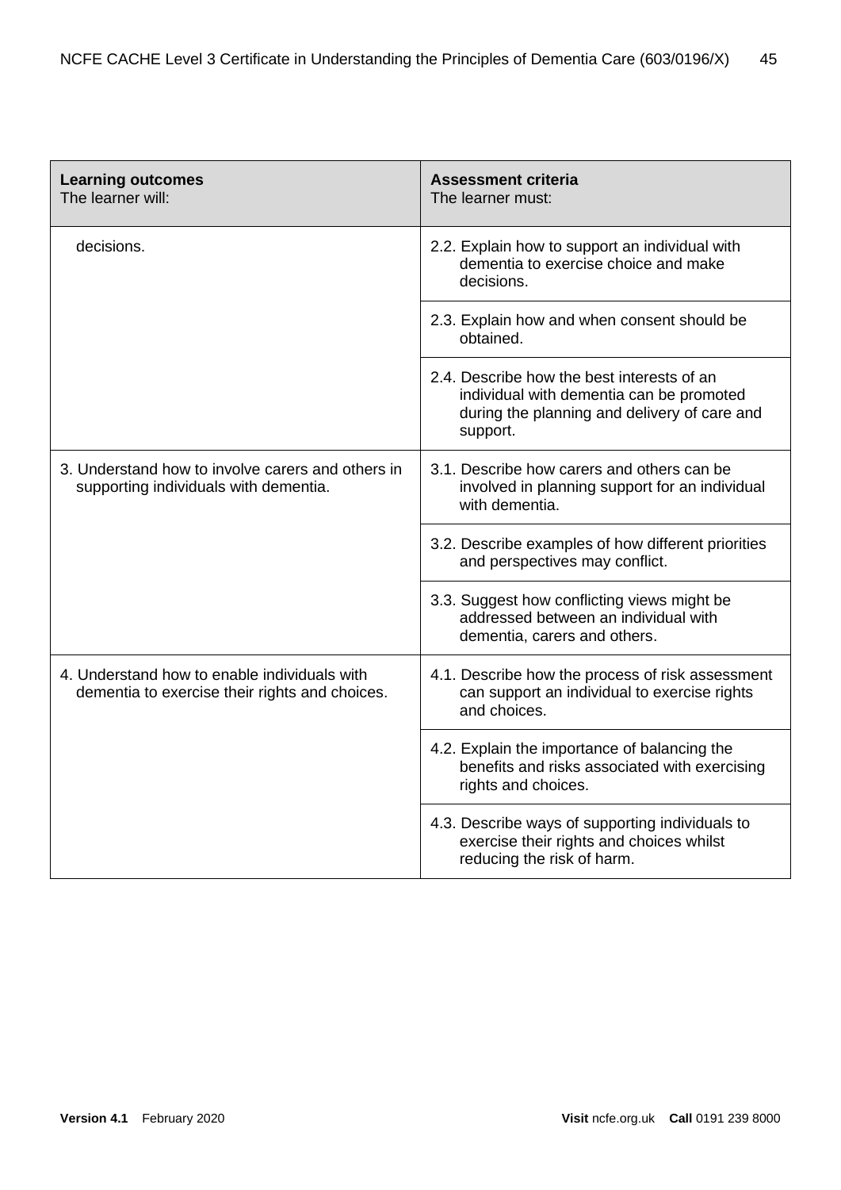| **Learning outcomes**<br>The learner will: | **Assessment criteria**<br>The learner must: |
| --- | --- |
| decisions. | 2.2. Explain how to support an individual with dementia to exercise choice and make decisions. |
| | 2.3. Explain how and when consent should be obtained. |
| | 2.4. Describe how the best interests of an individual with dementia can be promoted during the planning and delivery of care and support. |
| 3. Understand how to involve carers and others in supporting individuals with dementia. | 3.1. Describe how carers and others can be involved in planning support for an individual with dementia. |
| | 3.2. Describe examples of how different priorities and perspectives may conflict. |
| | 3.3. Suggest how conflicting views might be addressed between an individual with dementia, carers and others. |
| 4. Understand how to enable individuals with dementia to exercise their rights and choices. | 4.1. Describe how the process of risk assessment can support an individual to exercise rights and choices. |
| | 4.2. Explain the importance of balancing the benefits and risks associated with exercising rights and choices. |
| | 4.3. Describe ways of supporting individuals to exercise their rights and choices whilst reducing the risk of harm. |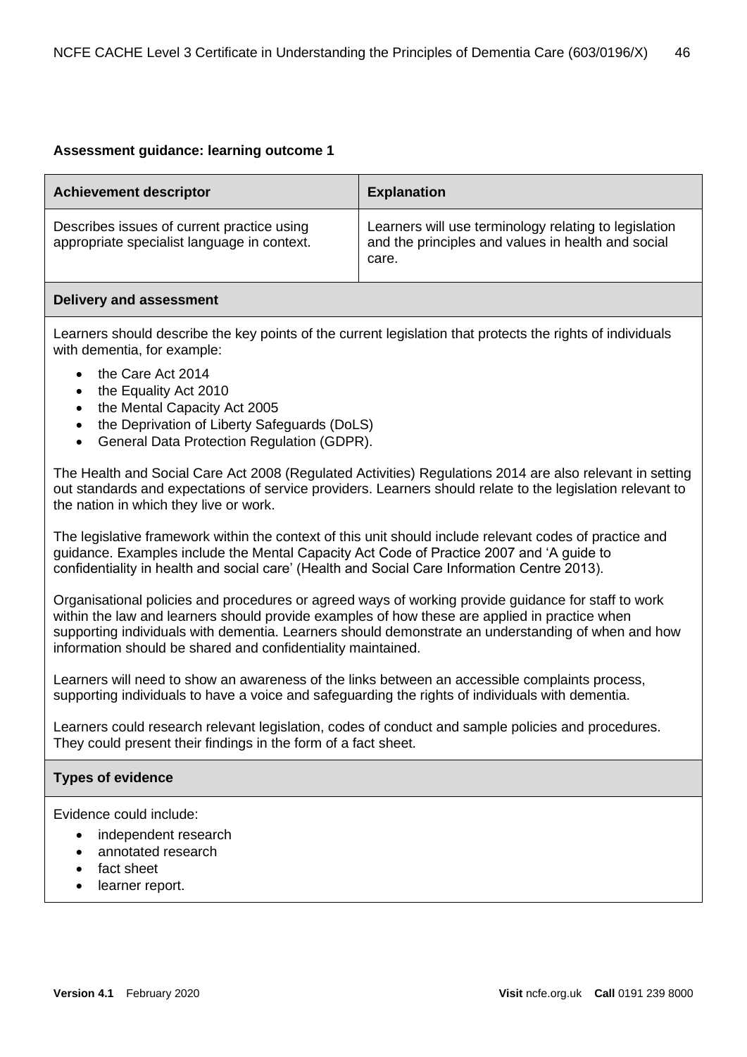**Assessment guidance: learning outcome 1**

| Achievement descriptor | Explanation |
| --- | --- |
| Describes issues of current practice using appropriate specialist language in context. | Learners will use terminology relating to legislation and the principles and values in health and social care. |

**Delivery and assessment**

Learners should describe the key points of the current legislation that protects the rights of individuals with dementia, for example:

- the Care Act 2014
- the Equality Act 2010
- the Mental Capacity Act 2005
- the Deprivation of Liberty Safeguards (DoLS)
- General Data Protection Regulation (GDPR).

The Health and Social Care Act 2008 (Regulated Activities) Regulations 2014 are also relevant in setting out standards and expectations of service providers. Learners should relate to the legislation relevant to the nation in which they live or work.

The legislative framework within the context of this unit should include relevant codes of practice and guidance. Examples include the Mental Capacity Act Code of Practice 2007 and 'A guide to confidentiality in health and social care' (Health and Social Care Information Centre 2013).

Organisational policies and procedures or agreed ways of working provide guidance for staff to work within the law and learners should provide examples of how these are applied in practice when supporting individuals with dementia. Learners should demonstrate an understanding of when and how information should be shared and confidentiality maintained.

Learners will need to show an awareness of the links between an accessible complaints process, supporting individuals to have a voice and safeguarding the rights of individuals with dementia.

Learners could research relevant legislation, codes of conduct and sample policies and procedures. They could present their findings in the form of a fact sheet.

**Types of evidence**

Evidence could include:

- independent research
- annotated research
- fact sheet
- learner report.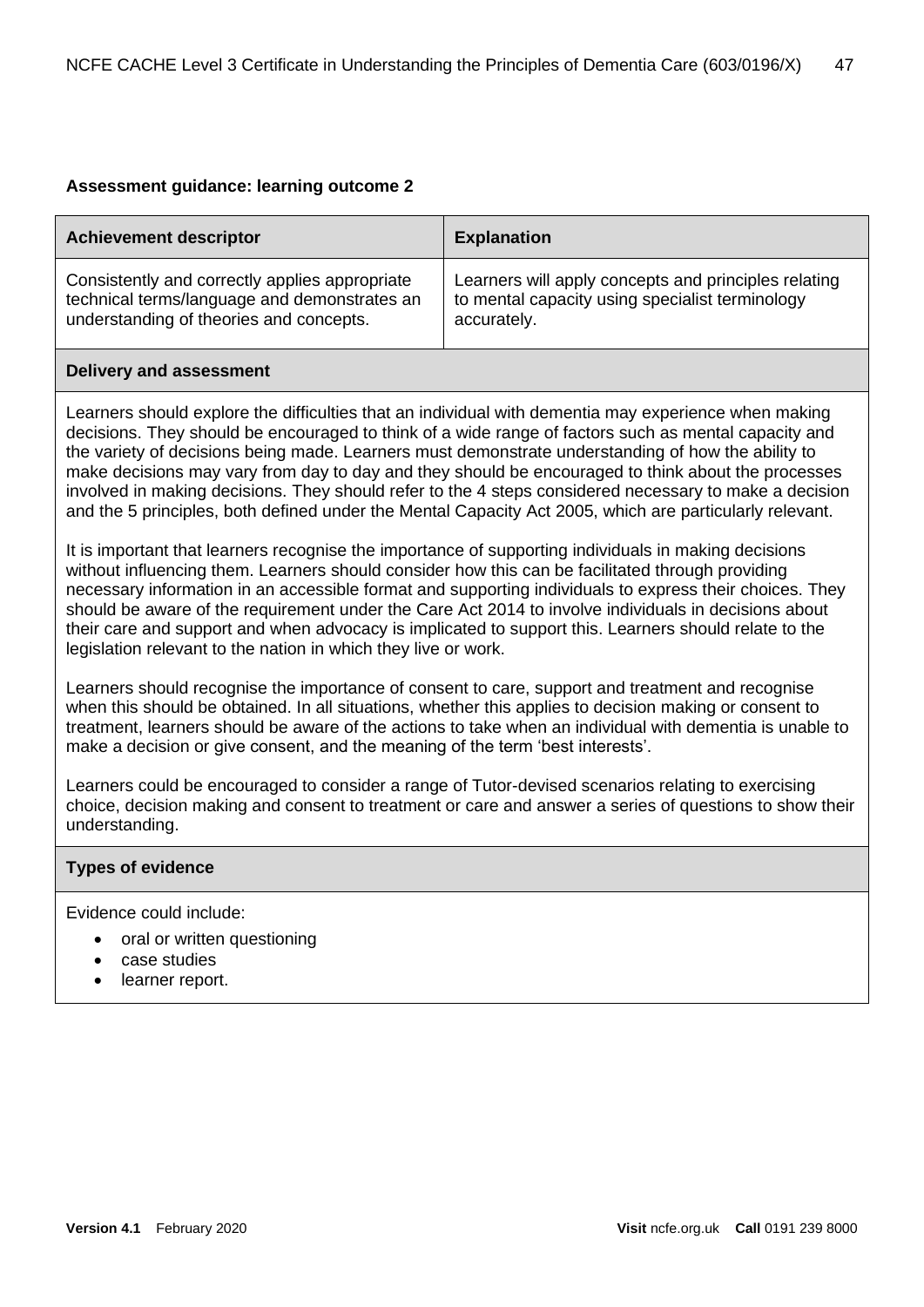**Assessment guidance: learning outcome 2**

| Achievement descriptor | Explanation |
|---|---|
| Consistently and correctly applies appropriate technical terms/language and demonstrates an understanding of theories and concepts. | Learners will apply concepts and principles relating to mental capacity using specialist terminology accurately. |

**Delivery and assessment**

Learners should explore the difficulties that an individual with dementia may experience when making decisions. They should be encouraged to think of a wide range of factors such as mental capacity and the variety of decisions being made. Learners must demonstrate understanding of how the ability to make decisions may vary from day to day and they should be encouraged to think about the processes involved in making decisions. They should refer to the 4 steps considered necessary to make a decision and the 5 principles, both defined under the Mental Capacity Act 2005, which are particularly relevant.

It is important that learners recognise the importance of supporting individuals in making decisions without influencing them. Learners should consider how this can be facilitated through providing necessary information in an accessible format and supporting individuals to express their choices. They should be aware of the requirement under the Care Act 2014 to involve individuals in decisions about their care and support and when advocacy is implicated to support this. Learners should relate to the legislation relevant to the nation in which they live or work.

Learners should recognise the importance of consent to care, support and treatment and recognise when this should be obtained. In all situations, whether this applies to decision making or consent to treatment, learners should be aware of the actions to take when an individual with dementia is unable to make a decision or give consent, and the meaning of the term 'best interests'.

Learners could be encouraged to consider a range of Tutor-devised scenarios relating to exercising choice, decision making and consent to treatment or care and answer a series of questions to show their understanding.

**Types of evidence**

Evidence could include:

- oral or written questioning
- case studies
- learner report.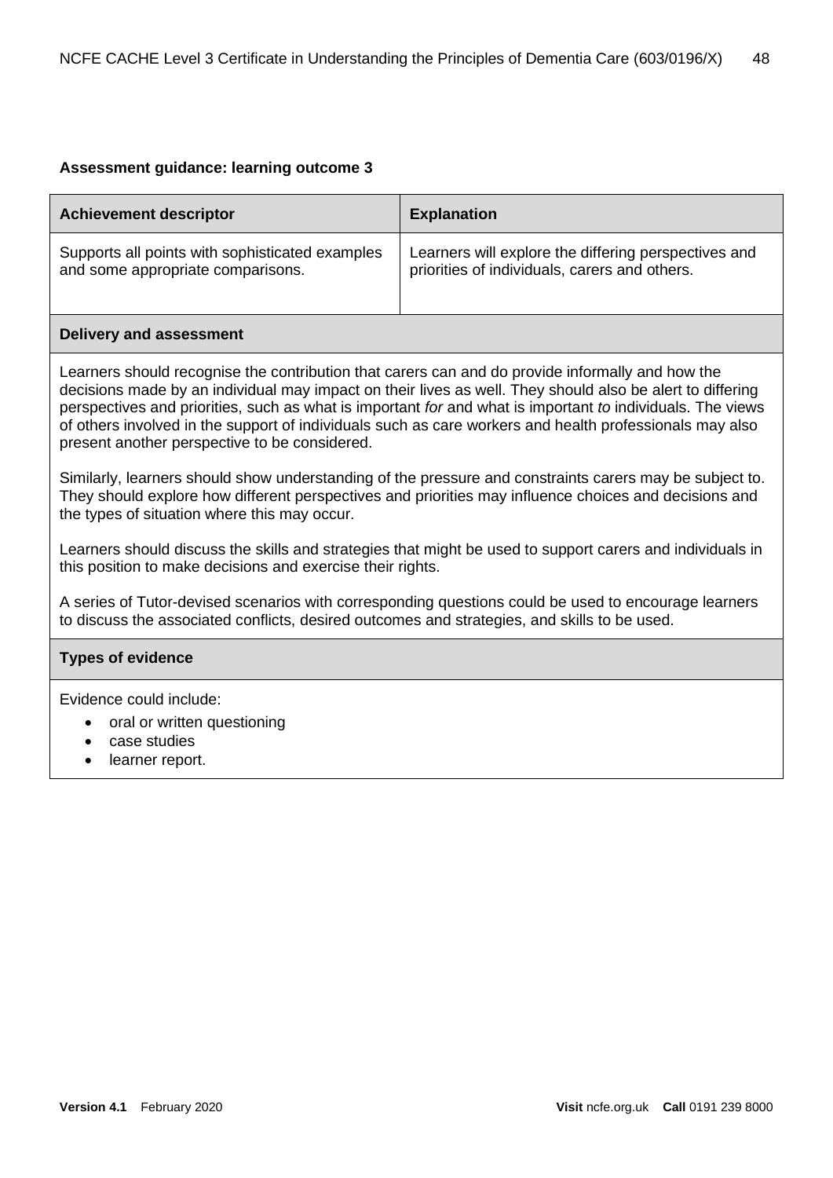**Assessment guidance: learning outcome 3**

| Achievement descriptor | Explanation |
| --- | --- |
| Supports all points with sophisticated examples and some appropriate comparisons. | Learners will explore the differing perspectives and priorities of individuals, carers and others. |

**Delivery and assessment**

Learners should recognise the contribution that carers can and do provide informally and how the decisions made by an individual may impact on their lives as well. They should also be alert to differing perspectives and priorities, such as what is important *for* and what is important *to* individuals. The views of others involved in the support of individuals such as care workers and health professionals may also present another perspective to be considered.

Similarly, learners should show understanding of the pressure and constraints carers may be subject to. They should explore how different perspectives and priorities may influence choices and decisions and the types of situation where this may occur.

Learners should discuss the skills and strategies that might be used to support carers and individuals in this position to make decisions and exercise their rights.

A series of Tutor-devised scenarios with corresponding questions could be used to encourage learners to discuss the associated conflicts, desired outcomes and strategies, and skills to be used.

**Types of evidence**

Evidence could include:

- oral or written questioning
- case studies
- learner report.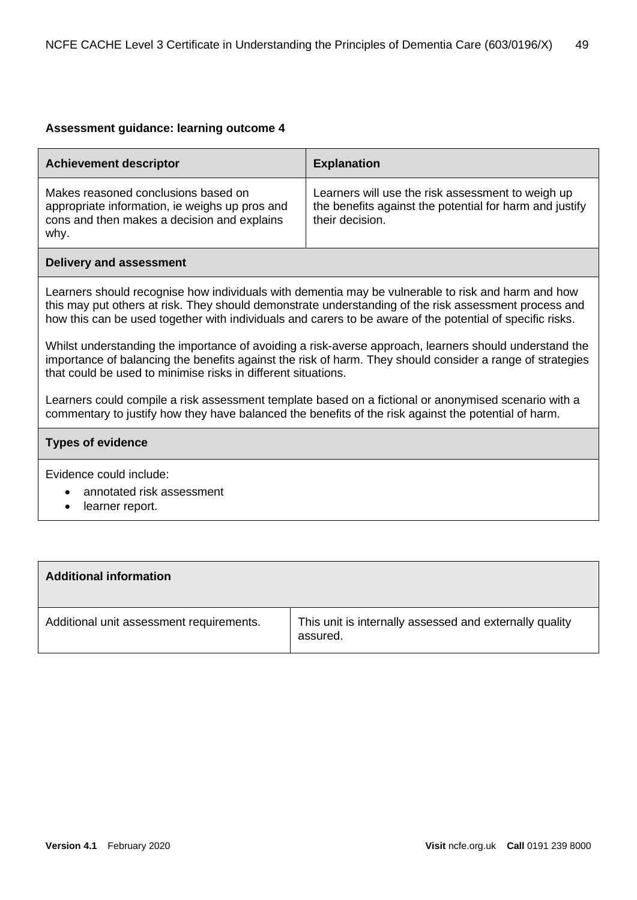**Assessment guidance: learning outcome 4**

| Achievement descriptor | Explanation |
|---|---|
| Makes reasoned conclusions based on appropriate information, ie weighs up pros and cons and then makes a decision and explains why. | Learners will use the risk assessment to weigh up the benefits against the potential for harm and justify their decision. |

**Delivery and assessment**

Learners should recognise how individuals with dementia may be vulnerable to risk and harm and how this may put others at risk. They should demonstrate understanding of the risk assessment process and how this can be used together with individuals and carers to be aware of the potential of specific risks.

Whilst understanding the importance of avoiding a risk-averse approach, learners should understand the importance of balancing the benefits against the risk of harm. They should consider a range of strategies that could be used to minimise risks in different situations.

Learners could compile a risk assessment template based on a fictional or anonymised scenario with a commentary to justify how they have balanced the benefits of the risk against the potential of harm.

**Types of evidence**

Evidence could include:

- annotated risk assessment
- learner report.

| Additional information | |
|---|---|
| Additional unit assessment requirements. | This unit is internally assessed and externally quality assured. |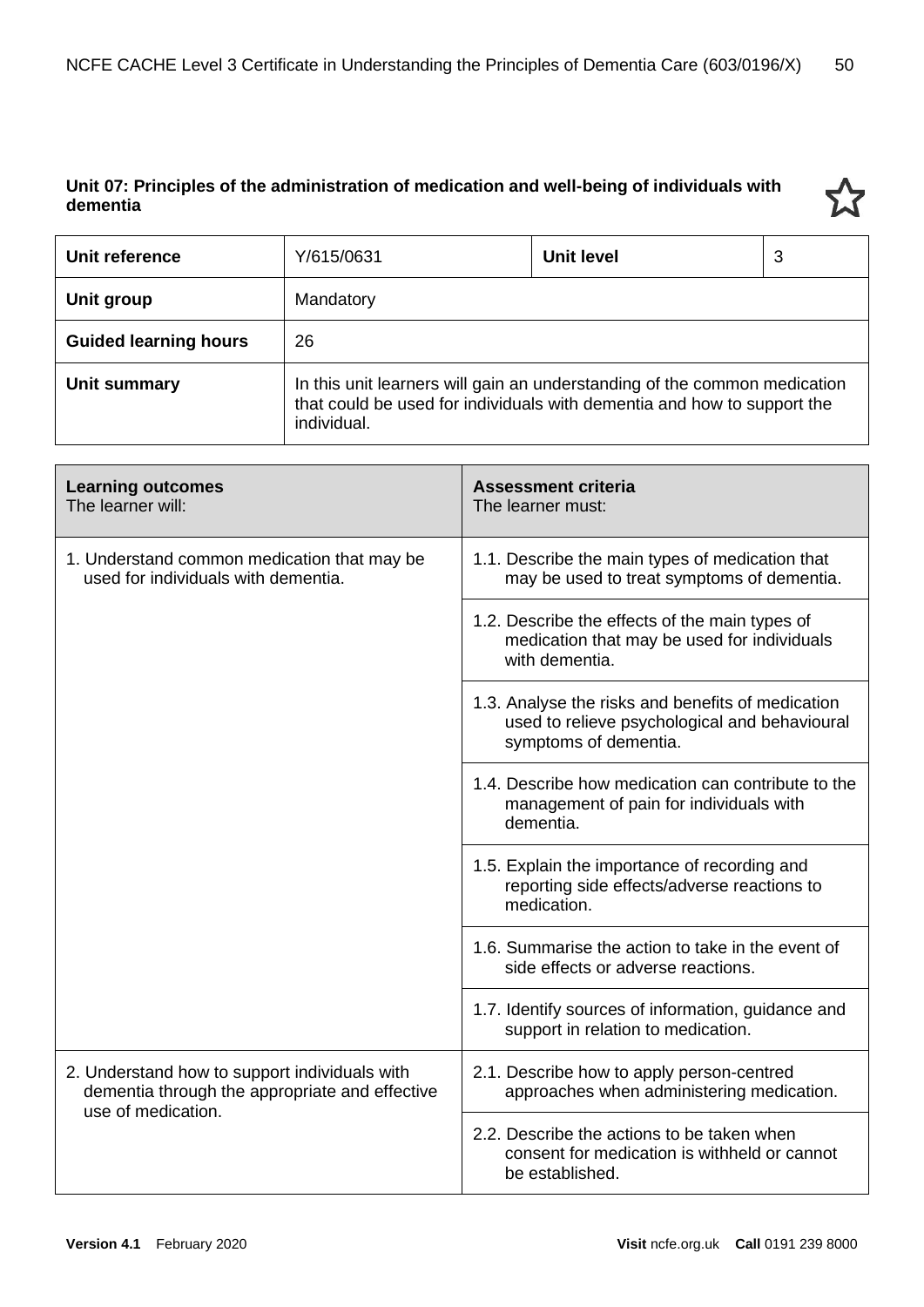**Unit 07: Principles of the administration of medication and well-being of individuals with dementia**

| | | | |
|---|---|---|---|
| **Unit reference** | Y/615/0631 | **Unit level** | 3 |
| **Unit group** | Mandatory | | |
| **Guided learning hours** | 26 | | |
| **Unit summary** | In this unit learners will gain an understanding of the common medication that could be used for individuals with dementia and how to support the individual. | | |

| **Learning outcomes**<br>The learner will: | **Assessment criteria**<br>The learner must: |
|---|---|
| 1. Understand common medication that may be used for individuals with dementia. | 1.1. Describe the main types of medication that may be used to treat symptoms of dementia. |
| | 1.2. Describe the effects of the main types of medication that may be used for individuals with dementia. |
| | 1.3. Analyse the risks and benefits of medication used to relieve psychological and behavioural symptoms of dementia. |
| | 1.4. Describe how medication can contribute to the management of pain for individuals with dementia. |
| | 1.5. Explain the importance of recording and reporting side effects/adverse reactions to medication. |
| | 1.6. Summarise the action to take in the event of side effects or adverse reactions. |
| | 1.7. Identify sources of information, guidance and support in relation to medication. |
| 2. Understand how to support individuals with dementia through the appropriate and effective use of medication. | 2.1. Describe how to apply person-centred approaches when administering medication. |
| | 2.2. Describe the actions to be taken when consent for medication is withheld or cannot be established. |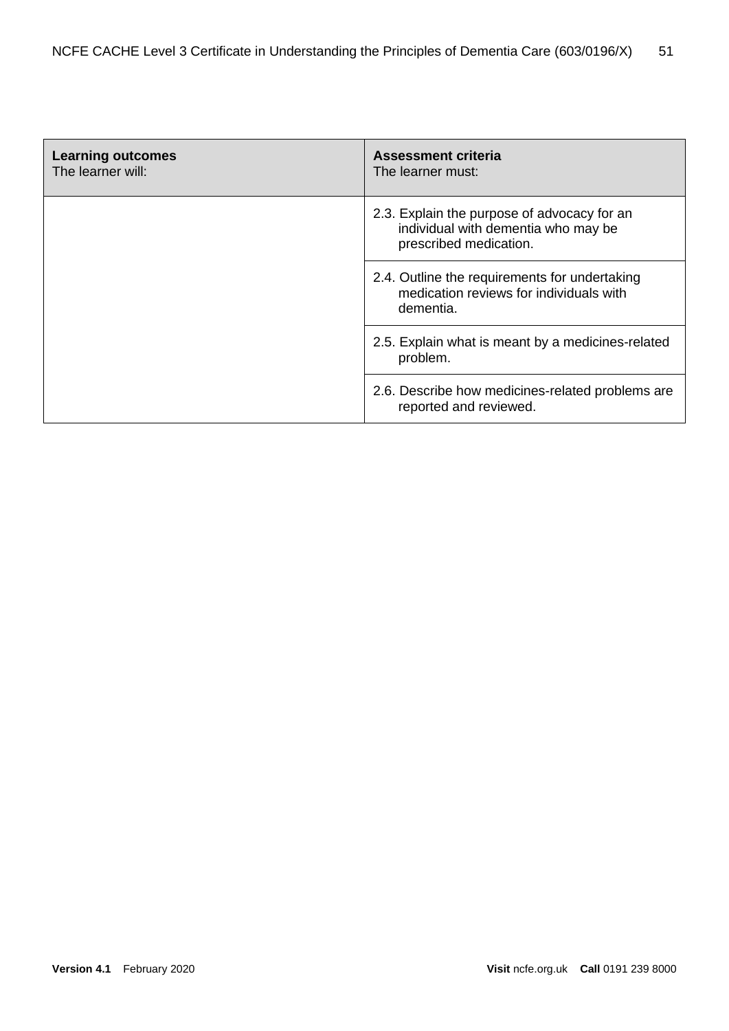| **Learning outcomes**<br>The learner will: | **Assessment criteria**<br>The learner must: |
| --- | --- |
| | 2.3. Explain the purpose of advocacy for an individual with dementia who may be prescribed medication. |
| | 2.4. Outline the requirements for undertaking medication reviews for individuals with dementia. |
| | 2.5. Explain what is meant by a medicines-related problem. |
| | 2.6. Describe how medicines-related problems are reported and reviewed. |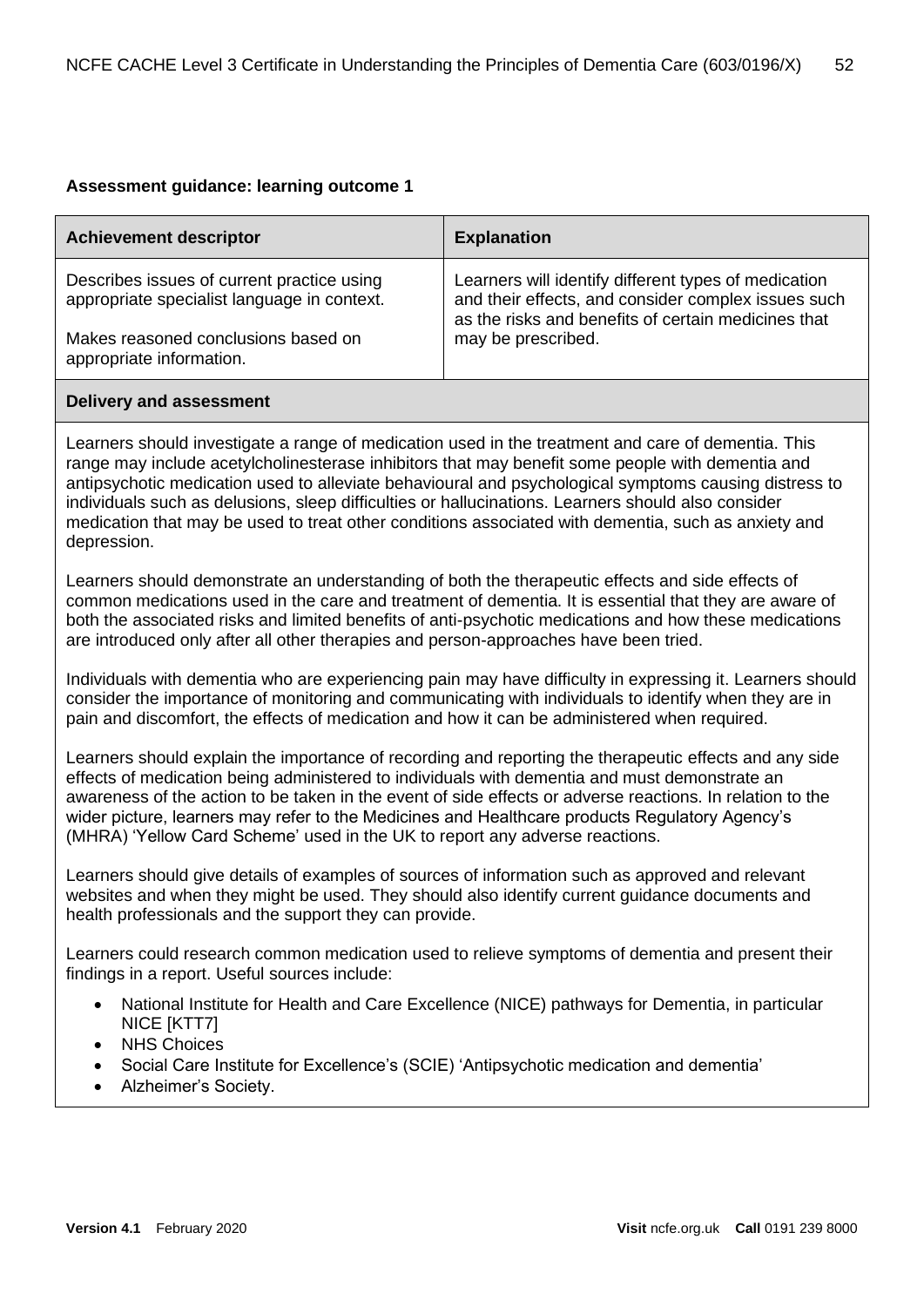**Assessment guidance: learning outcome 1**

| Achievement descriptor | Explanation |
|---|---|
| Describes issues of current practice using appropriate specialist language in context.<br><br>Makes reasoned conclusions based on appropriate information. | Learners will identify different types of medication and their effects, and consider complex issues such as the risks and benefits of certain medicines that may be prescribed. |

**Delivery and assessment**

Learners should investigate a range of medication used in the treatment and care of dementia. This range may include acetylcholinesterase inhibitors that may benefit some people with dementia and antipsychotic medication used to alleviate behavioural and psychological symptoms causing distress to individuals such as delusions, sleep difficulties or hallucinations. Learners should also consider medication that may be used to treat other conditions associated with dementia, such as anxiety and depression.

Learners should demonstrate an understanding of both the therapeutic effects and side effects of common medications used in the care and treatment of dementia. It is essential that they are aware of both the associated risks and limited benefits of anti-psychotic medications and how these medications are introduced only after all other therapies and person-approaches have been tried.

Individuals with dementia who are experiencing pain may have difficulty in expressing it. Learners should consider the importance of monitoring and communicating with individuals to identify when they are in pain and discomfort, the effects of medication and how it can be administered when required.

Learners should explain the importance of recording and reporting the therapeutic effects and any side effects of medication being administered to individuals with dementia and must demonstrate an awareness of the action to be taken in the event of side effects or adverse reactions. In relation to the wider picture, learners may refer to the Medicines and Healthcare products Regulatory Agency's (MHRA) 'Yellow Card Scheme' used in the UK to report any adverse reactions.

Learners should give details of examples of sources of information such as approved and relevant websites and when they might be used. They should also identify current guidance documents and health professionals and the support they can provide.

Learners could research common medication used to relieve symptoms of dementia and present their findings in a report. Useful sources include:

- National Institute for Health and Care Excellence (NICE) pathways for Dementia, in particular NICE [KTT7]
- NHS Choices
- Social Care Institute for Excellence's (SCIE) 'Antipsychotic medication and dementia'
- Alzheimer's Society.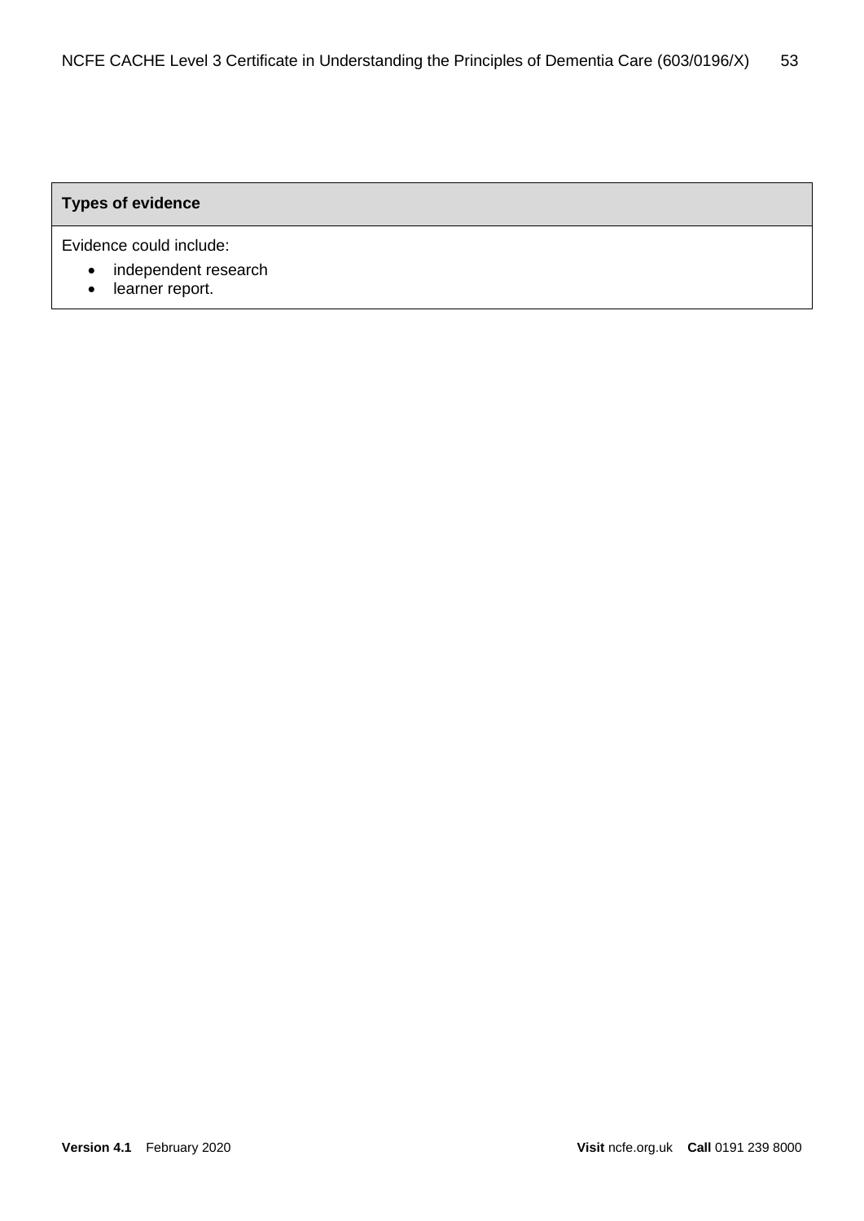| Types of evidence |
| --- |
| Evidence could include:<br>• independent research<br>• learner report. |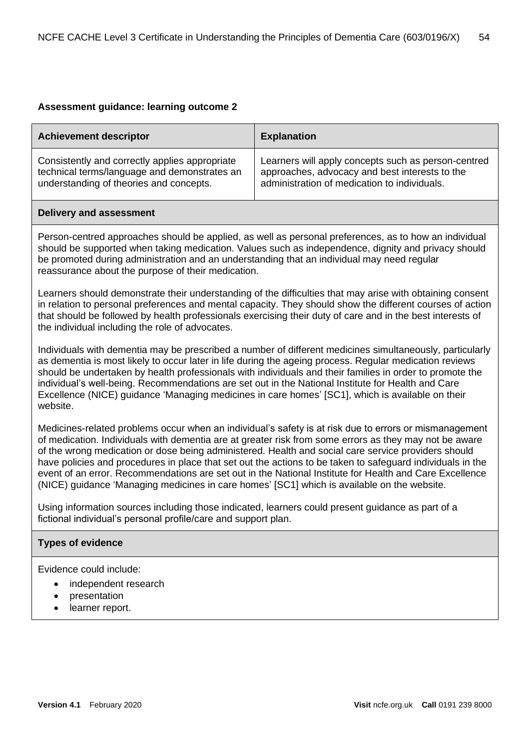**Assessment guidance: learning outcome 2**

| Achievement descriptor | Explanation |
| --- | --- |
| Consistently and correctly applies appropriate technical terms/language and demonstrates an understanding of theories and concepts. | Learners will apply concepts such as person-centred approaches, advocacy and best interests to the administration of medication to individuals. |

**Delivery and assessment**

Person-centred approaches should be applied, as well as personal preferences, as to how an individual should be supported when taking medication. Values such as independence, dignity and privacy should be promoted during administration and an understanding that an individual may need regular reassurance about the purpose of their medication.

Learners should demonstrate their understanding of the difficulties that may arise with obtaining consent in relation to personal preferences and mental capacity. They should show the different courses of action that should be followed by health professionals exercising their duty of care and in the best interests of the individual including the role of advocates.

Individuals with dementia may be prescribed a number of different medicines simultaneously, particularly as dementia is most likely to occur later in life during the ageing process. Regular medication reviews should be undertaken by health professionals with individuals and their families in order to promote the individual's well-being. Recommendations are set out in the National Institute for Health and Care Excellence (NICE) guidance 'Managing medicines in care homes' [SC1], which is available on their website.

Medicines-related problems occur when an individual's safety is at risk due to errors or mismanagement of medication. Individuals with dementia are at greater risk from some errors as they may not be aware of the wrong medication or dose being administered. Health and social care service providers should have policies and procedures in place that set out the actions to be taken to safeguard individuals in the event of an error. Recommendations are set out in the National Institute for Health and Care Excellence (NICE) guidance 'Managing medicines in care homes' [SC1] which is available on the website.

Using information sources including those indicated, learners could present guidance as part of a fictional individual's personal profile/care and support plan.

**Types of evidence**

Evidence could include:

- independent research
- presentation
- learner report.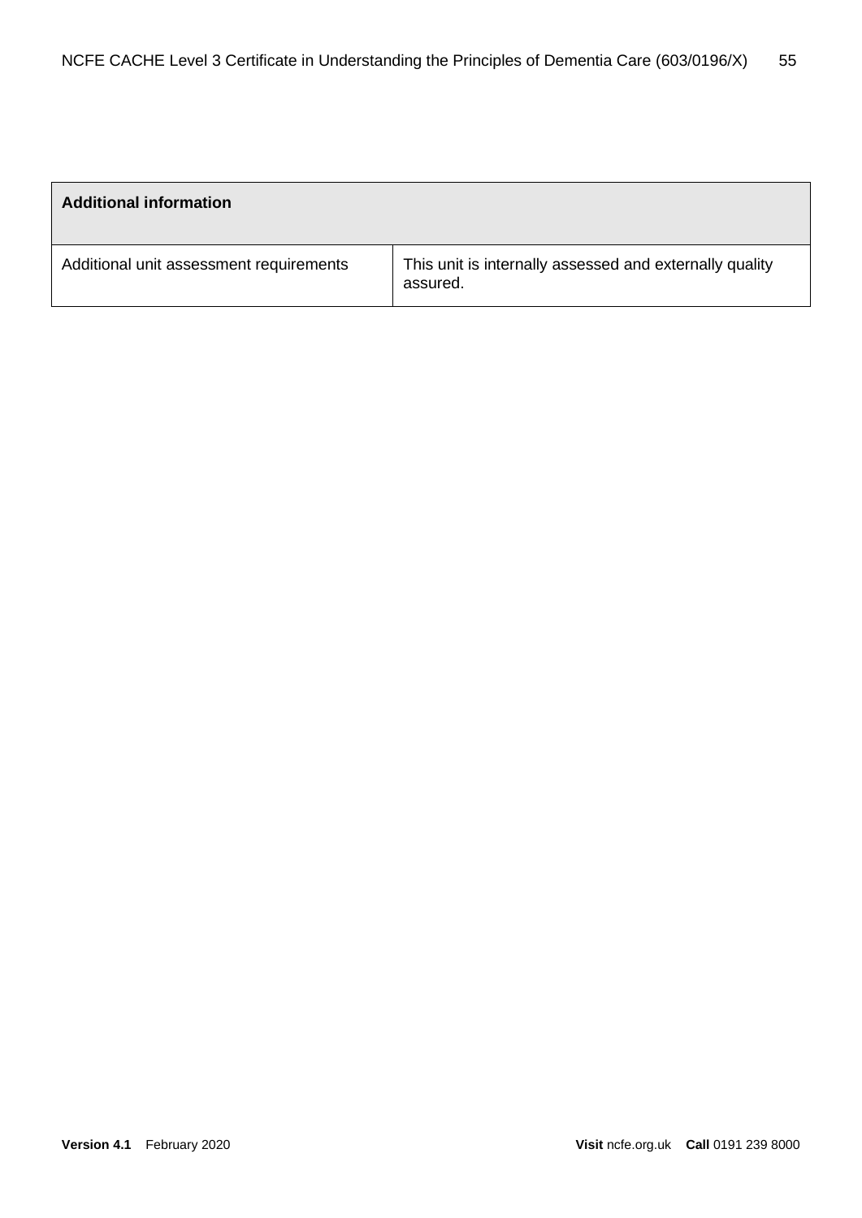| Additional information | |
| --- | --- |
| Additional unit assessment requirements | This unit is internally assessed and externally quality assured. |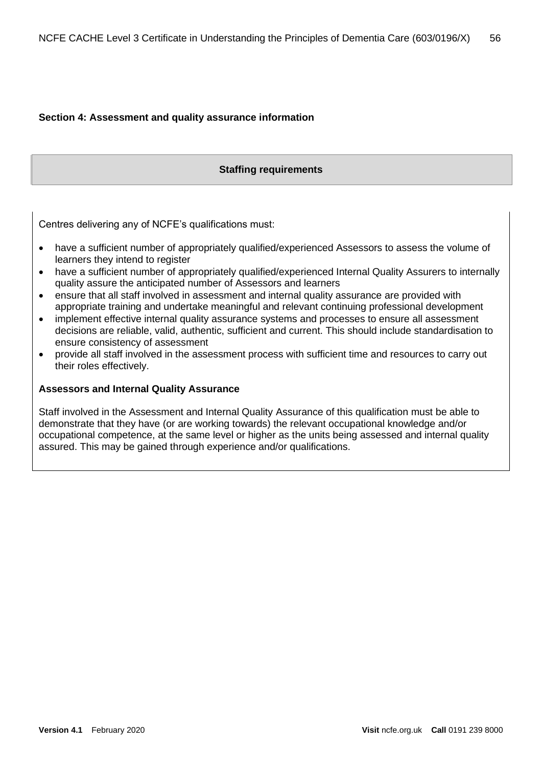## Section 4: Assessment and quality assurance information

### Staffing requirements

Centres delivering any of NCFE's qualifications must:

- have a sufficient number of appropriately qualified/experienced Assessors to assess the volume of learners they intend to register
- have a sufficient number of appropriately qualified/experienced Internal Quality Assurers to internally quality assure the anticipated number of Assessors and learners
- ensure that all staff involved in assessment and internal quality assurance are provided with appropriate training and undertake meaningful and relevant continuing professional development
- implement effective internal quality assurance systems and processes to ensure all assessment decisions are reliable, valid, authentic, sufficient and current. This should include standardisation to ensure consistency of assessment
- provide all staff involved in the assessment process with sufficient time and resources to carry out their roles effectively.

**Assessors and Internal Quality Assurance**

Staff involved in the Assessment and Internal Quality Assurance of this qualification must be able to demonstrate that they have (or are working towards) the relevant occupational knowledge and/or occupational competence, at the same level or higher as the units being assessed and internal quality assured. This may be gained through experience and/or qualifications.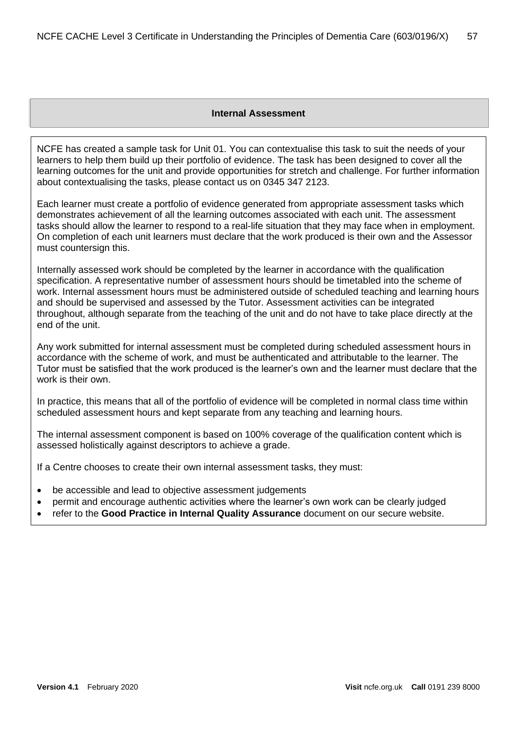## Internal Assessment

NCFE has created a sample task for Unit 01. You can contextualise this task to suit the needs of your learners to help them build up their portfolio of evidence. The task has been designed to cover all the learning outcomes for the unit and provide opportunities for stretch and challenge. For further information about contextualising the tasks, please contact us on 0345 347 2123.

Each learner must create a portfolio of evidence generated from appropriate assessment tasks which demonstrates achievement of all the learning outcomes associated with each unit. The assessment tasks should allow the learner to respond to a real-life situation that they may face when in employment. On completion of each unit learners must declare that the work produced is their own and the Assessor must countersign this.

Internally assessed work should be completed by the learner in accordance with the qualification specification. A representative number of assessment hours should be timetabled into the scheme of work. Internal assessment hours must be administered outside of scheduled teaching and learning hours and should be supervised and assessed by the Tutor. Assessment activities can be integrated throughout, although separate from the teaching of the unit and do not have to take place directly at the end of the unit.

Any work submitted for internal assessment must be completed during scheduled assessment hours in accordance with the scheme of work, and must be authenticated and attributable to the learner. The Tutor must be satisfied that the work produced is the learner's own and the learner must declare that the work is their own.

In practice, this means that all of the portfolio of evidence will be completed in normal class time within scheduled assessment hours and kept separate from any teaching and learning hours.

The internal assessment component is based on 100% coverage of the qualification content which is assessed holistically against descriptors to achieve a grade.

If a Centre chooses to create their own internal assessment tasks, they must:

- be accessible and lead to objective assessment judgements
- permit and encourage authentic activities where the learner's own work can be clearly judged
- refer to the **Good Practice in Internal Quality Assurance** document on our secure website.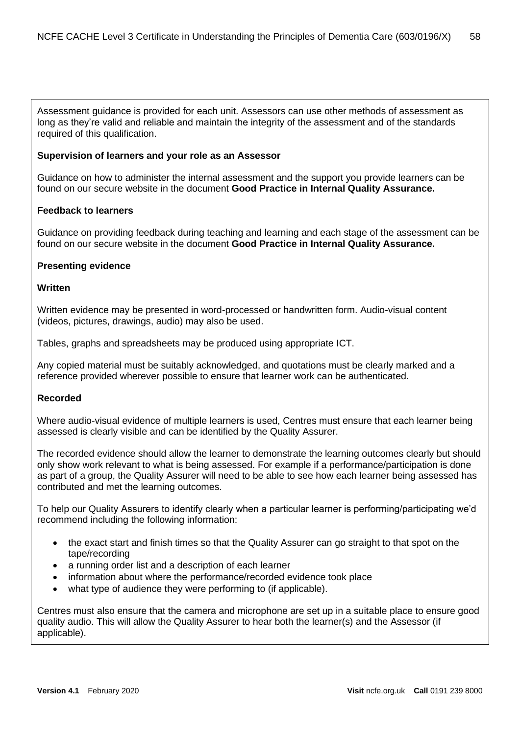Assessment guidance is provided for each unit. Assessors can use other methods of assessment as long as they're valid and reliable and maintain the integrity of the assessment and of the standards required of this qualification.

**Supervision of learners and your role as an Assessor**

Guidance on how to administer the internal assessment and the support you provide learners can be found on our secure website in the document **Good Practice in Internal Quality Assurance.**

**Feedback to learners**

Guidance on providing feedback during teaching and learning and each stage of the assessment can be found on our secure website in the document **Good Practice in Internal Quality Assurance.**

**Presenting evidence**

**Written**

Written evidence may be presented in word-processed or handwritten form. Audio-visual content (videos, pictures, drawings, audio) may also be used.

Tables, graphs and spreadsheets may be produced using appropriate ICT.

Any copied material must be suitably acknowledged, and quotations must be clearly marked and a reference provided wherever possible to ensure that learner work can be authenticated.

**Recorded**

Where audio-visual evidence of multiple learners is used, Centres must ensure that each learner being assessed is clearly visible and can be identified by the Quality Assurer.

The recorded evidence should allow the learner to demonstrate the learning outcomes clearly but should only show work relevant to what is being assessed. For example if a performance/participation is done as part of a group, the Quality Assurer will need to be able to see how each learner being assessed has contributed and met the learning outcomes.

To help our Quality Assurers to identify clearly when a particular learner is performing/participating we'd recommend including the following information:

- the exact start and finish times so that the Quality Assurer can go straight to that spot on the tape/recording
- a running order list and a description of each learner
- information about where the performance/recorded evidence took place
- what type of audience they were performing to (if applicable).

Centres must also ensure that the camera and microphone are set up in a suitable place to ensure good quality audio. This will allow the Quality Assurer to hear both the learner(s) and the Assessor (if applicable).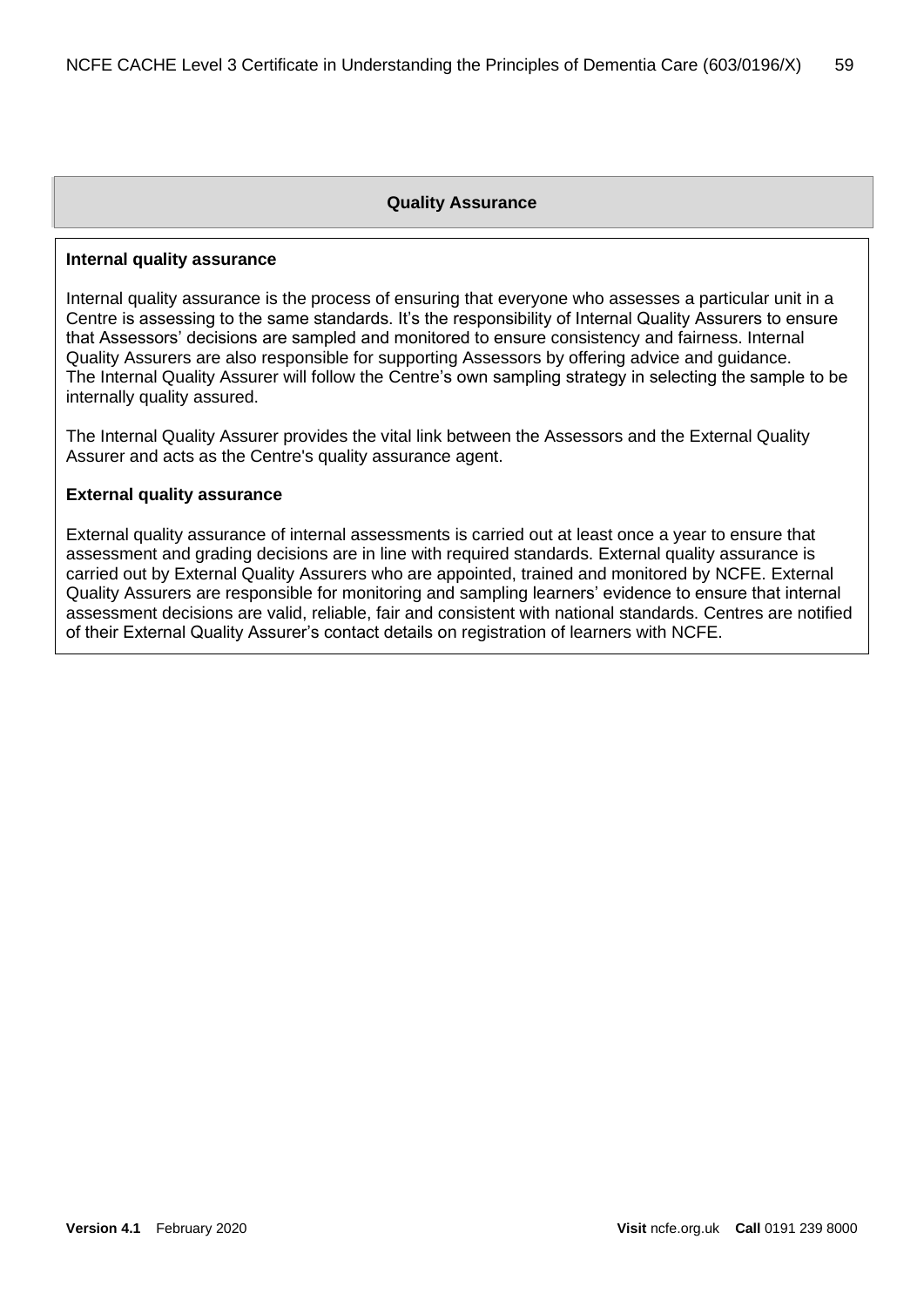## Quality Assurance

### Internal quality assurance

Internal quality assurance is the process of ensuring that everyone who assesses a particular unit in a Centre is assessing to the same standards. It's the responsibility of Internal Quality Assurers to ensure that Assessors' decisions are sampled and monitored to ensure consistency and fairness. Internal Quality Assurers are also responsible for supporting Assessors by offering advice and guidance. The Internal Quality Assurer will follow the Centre's own sampling strategy in selecting the sample to be internally quality assured.

The Internal Quality Assurer provides the vital link between the Assessors and the External Quality Assurer and acts as the Centre's quality assurance agent.

### External quality assurance

External quality assurance of internal assessments is carried out at least once a year to ensure that assessment and grading decisions are in line with required standards. External quality assurance is carried out by External Quality Assurers who are appointed, trained and monitored by NCFE. External Quality Assurers are responsible for monitoring and sampling learners' evidence to ensure that internal assessment decisions are valid, reliable, fair and consistent with national standards. Centres are notified of their External Quality Assurer's contact details on registration of learners with NCFE.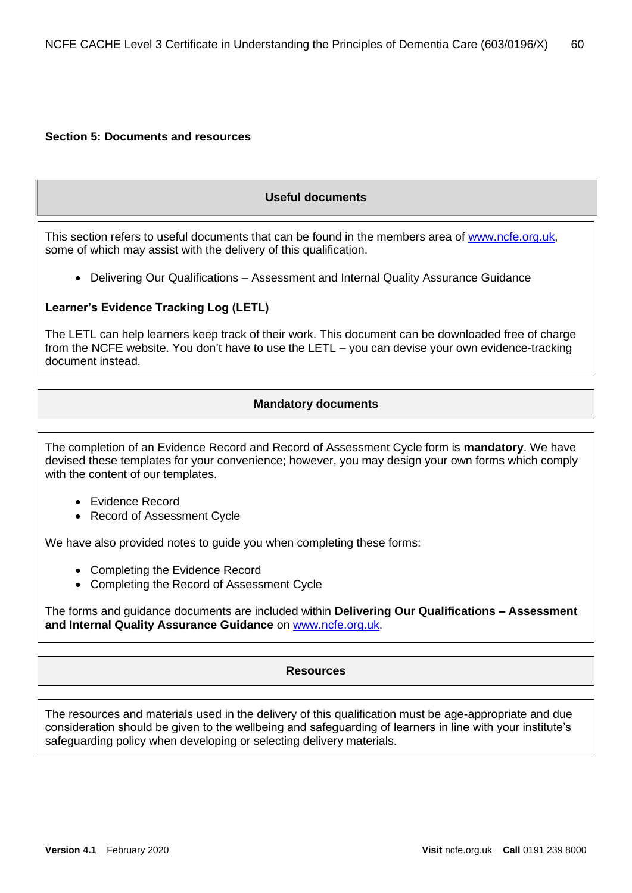## Section 5: Documents and resources

### Useful documents

This section refers to useful documents that can be found in the members area of www.ncfe.org.uk, some of which may assist with the delivery of this qualification.

- Delivering Our Qualifications – Assessment and Internal Quality Assurance Guidance

**Learner's Evidence Tracking Log (LETL)**

The LETL can help learners keep track of their work. This document can be downloaded free of charge from the NCFE website. You don't have to use the LETL – you can devise your own evidence-tracking document instead.

### Mandatory documents

The completion of an Evidence Record and Record of Assessment Cycle form is **mandatory**. We have devised these templates for your convenience; however, you may design your own forms which comply with the content of our templates.

- Evidence Record
- Record of Assessment Cycle

We have also provided notes to guide you when completing these forms:

- Completing the Evidence Record
- Completing the Record of Assessment Cycle

The forms and guidance documents are included within **Delivering Our Qualifications – Assessment and Internal Quality Assurance Guidance** on www.ncfe.org.uk.

### Resources

The resources and materials used in the delivery of this qualification must be age-appropriate and due consideration should be given to the wellbeing and safeguarding of learners in line with your institute's safeguarding policy when developing or selecting delivery materials.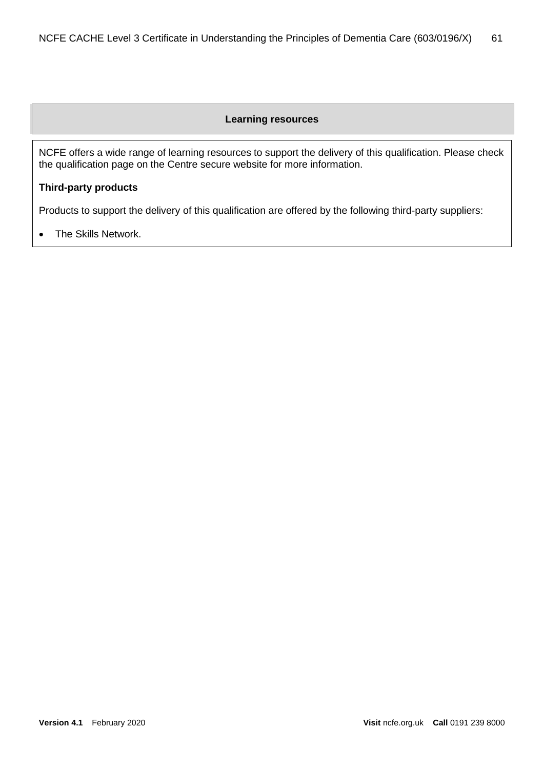## Learning resources

NCFE offers a wide range of learning resources to support the delivery of this qualification. Please check the qualification page on the Centre secure website for more information.

**Third-party products**

Products to support the delivery of this qualification are offered by the following third-party suppliers:

- The Skills Network.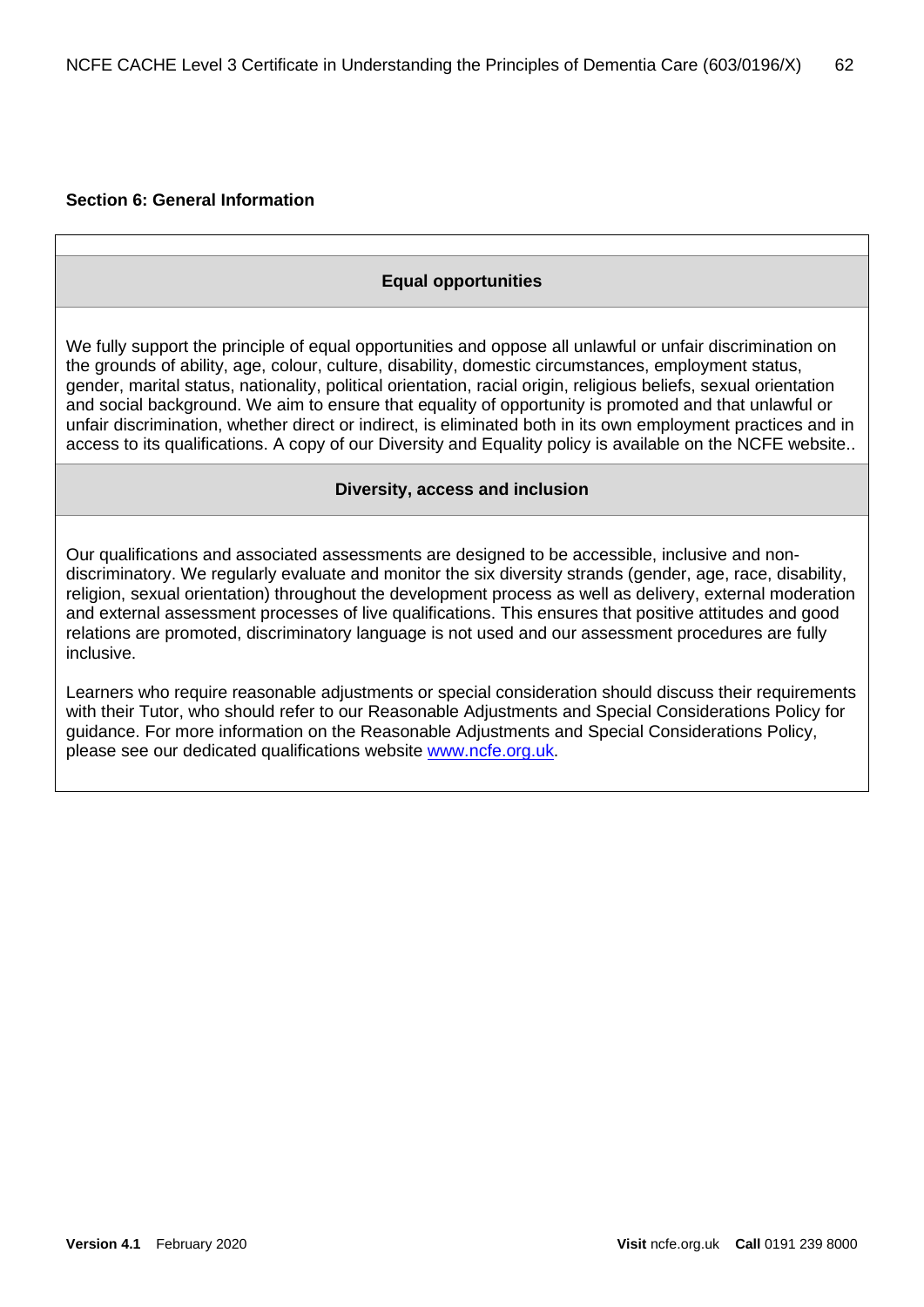**Section 6: General Information**

### Equal opportunities

We fully support the principle of equal opportunities and oppose all unlawful or unfair discrimination on the grounds of ability, age, colour, culture, disability, domestic circumstances, employment status, gender, marital status, nationality, political orientation, racial origin, religious beliefs, sexual orientation and social background. We aim to ensure that equality of opportunity is promoted and that unlawful or unfair discrimination, whether direct or indirect, is eliminated both in its own employment practices and in access to its qualifications. A copy of our Diversity and Equality policy is available on the NCFE website..

### Diversity, access and inclusion

Our qualifications and associated assessments are designed to be accessible, inclusive and non-discriminatory. We regularly evaluate and monitor the six diversity strands (gender, age, race, disability, religion, sexual orientation) throughout the development process as well as delivery, external moderation and external assessment processes of live qualifications. This ensures that positive attitudes and good relations are promoted, discriminatory language is not used and our assessment procedures are fully inclusive.

Learners who require reasonable adjustments or special consideration should discuss their requirements with their Tutor, who should refer to our Reasonable Adjustments and Special Considerations Policy for guidance. For more information on the Reasonable Adjustments and Special Considerations Policy, please see our dedicated qualifications website [www.ncfe.org.uk](http://www.ncfe.org.uk).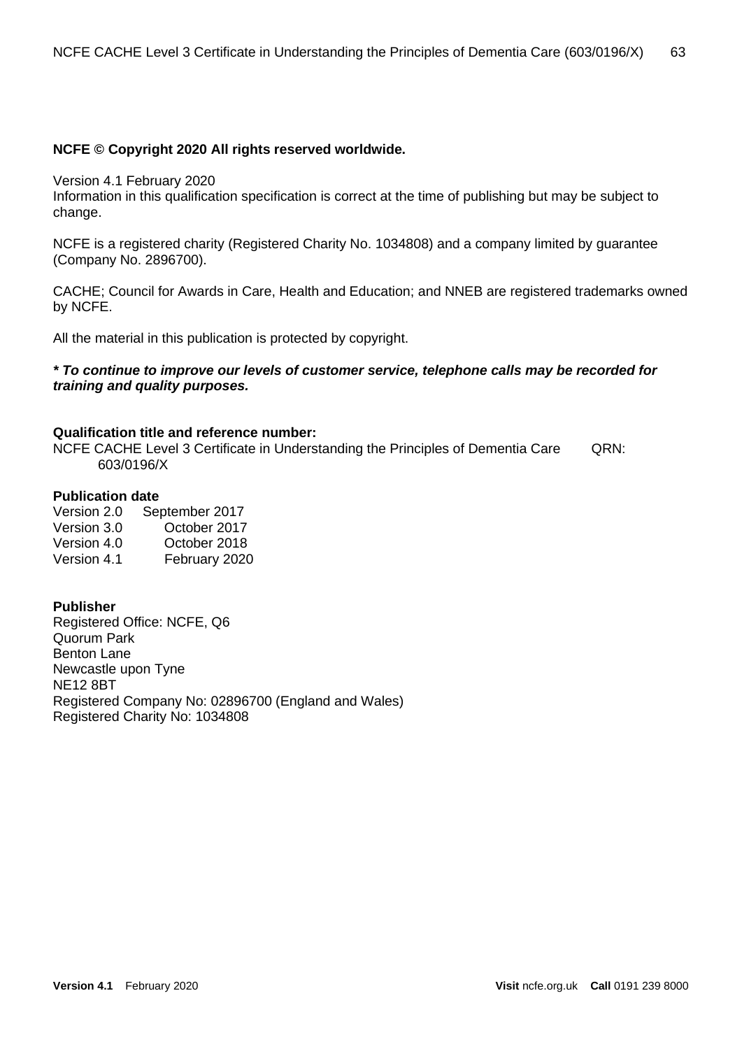**NCFE © Copyright 2020 All rights reserved worldwide.**

Version 4.1 February 2020
Information in this qualification specification is correct at the time of publishing but may be subject to change.

NCFE is a registered charity (Registered Charity No. 1034808) and a company limited by guarantee (Company No. 2896700).

CACHE; Council for Awards in Care, Health and Education; and NNEB are registered trademarks owned by NCFE.

All the material in this publication is protected by copyright.

***\* To continue to improve our levels of customer service, telephone calls may be recorded for training and quality purposes.***

**Qualification title and reference number:**
NCFE CACHE Level 3 Certificate in Understanding the Principles of Dementia Care QRN: 603/0196/X

**Publication date**

| | |
|---|---|
| Version 2.0 | September 2017 |
| Version 3.0 | October 2017 |
| Version 4.0 | October 2018 |
| Version 4.1 | February 2020 |

**Publisher**
Registered Office: NCFE, Q6
Quorum Park
Benton Lane
Newcastle upon Tyne
NE12 8BT
Registered Company No: 02896700 (England and Wales)
Registered Charity No: 1034808